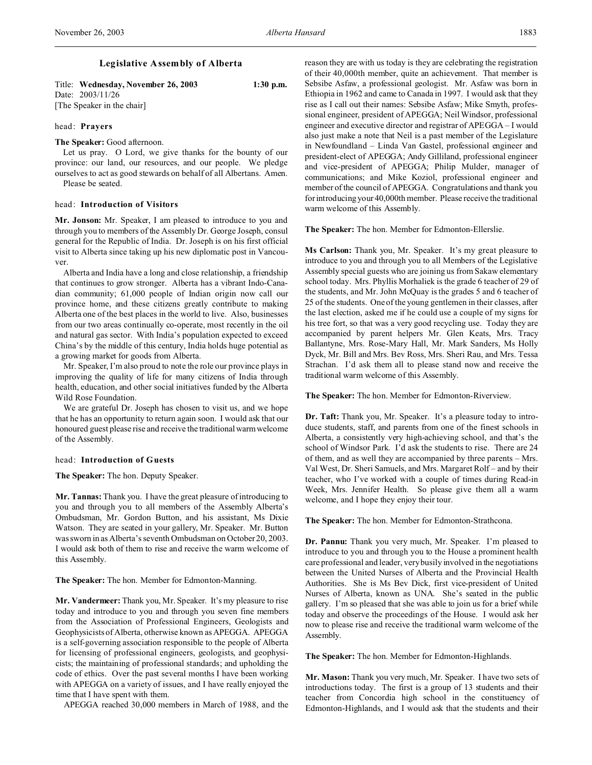# Legislative Assembly of Alberta

Title: **Wednesday, November 26, 2003** 1:30 p.m.
Date: 2003/11/26
[The Speaker in the chair]

head: **Prayers**

**The Speaker:** Good afternoon.

Let us pray. O Lord, we give thanks for the bounty of our province: our land, our resources, and our people. We pledge ourselves to act as good stewards on behalf of all Albertans. Amen.

Please be seated.

head: **Introduction of Visitors**

**Mr. Jonson:** Mr. Speaker, I am pleased to introduce to you and through you to members of the Assembly Dr. George Joseph, consul general for the Republic of India. Dr. Joseph is on his first official visit to Alberta since taking up his new diplomatic post in Vancouver.

Alberta and India have a long and close relationship, a friendship that continues to grow stronger. Alberta has a vibrant Indo-Canadian community; 61,000 people of Indian origin now call our province home, and these citizens greatly contribute to making Alberta one of the best places in the world to live. Also, businesses from our two areas continually co-operate, most recently in the oil and natural gas sector. With India's population expected to exceed China's by the middle of this century, India holds huge potential as a growing market for goods from Alberta.

Mr. Speaker, I'm also proud to note the role our province plays in improving the quality of life for many citizens of India through health, education, and other social initiatives funded by the Alberta Wild Rose Foundation.

We are grateful Dr. Joseph has chosen to visit us, and we hope that he has an opportunity to return again soon. I would ask that our honoured guest please rise and receive the traditional warm welcome of the Assembly.

head: **Introduction of Guests**

**The Speaker:** The hon. Deputy Speaker.

**Mr. Tannas:** Thank you. I have the great pleasure of introducing to you and through you to all members of the Assembly Alberta's Ombudsman, Mr. Gordon Button, and his assistant, Ms Dixie Watson. They are seated in your gallery, Mr. Speaker. Mr. Button was sworn in as Alberta's seventh Ombudsman on October 20, 2003. I would ask both of them to rise and receive the warm welcome of this Assembly.

**The Speaker:** The hon. Member for Edmonton-Manning.

**Mr. Vandermeer:** Thank you, Mr. Speaker. It's my pleasure to rise today and introduce to you and through you seven fine members from the Association of Professional Engineers, Geologists and Geophysicists of Alberta, otherwise known as APEGGA. APEGGA is a self-governing association responsible to the people of Alberta for licensing of professional engineers, geologists, and geophysicists; the maintaining of professional standards; and upholding the code of ethics. Over the past several months I have been working with APEGGA on a variety of issues, and I have really enjoyed the time that I have spent with them.

APEGGA reached 30,000 members in March of 1988, and the reason they are with us today is they are celebrating the registration of their 40,000th member, quite an achievement. That member is Sebsibe Asfaw, a professional geologist. Mr. Asfaw was born in Ethiopia in 1962 and came to Canada in 1997. I would ask that they rise as I call out their names: Sebsibe Asfaw; Mike Smyth, professional engineer, president of APEGGA; Neil Windsor, professional engineer and executive director and registrar of APEGGA – I would also just make a note that Neil is a past member of the Legislature in Newfoundland – Linda Van Gastel, professional engineer and president-elect of APEGGA; Andy Gilliland, professional engineer and vice-president of APEGGA; Philip Mulder, manager of communications; and Mike Koziol, professional engineer and member of the council of APEGGA. Congratulations and thank you for introducing your 40,000th member. Please receive the traditional warm welcome of this Assembly.

**The Speaker:** The hon. Member for Edmonton-Ellerslie.

**Ms Carlson:** Thank you, Mr. Speaker. It's my great pleasure to introduce to you and through you to all Members of the Legislative Assembly special guests who are joining us from Sakaw elementary school today. Mrs. Phyllis Morhaliek is the grade 6 teacher of 29 of the students, and Mr. John McQuay is the grades 5 and 6 teacher of 25 of the students. One of the young gentlemen in their classes, after the last election, asked me if he could use a couple of my signs for his tree fort, so that was a very good recycling use. Today they are accompanied by parent helpers Mr. Glen Keats, Mrs. Tracy Ballantyne, Mrs. Rose-Mary Hall, Mr. Mark Sanders, Ms Holly Dyck, Mr. Bill and Mrs. Bev Ross, Mrs. Sheri Rau, and Mrs. Tessa Strachan. I'd ask them all to please stand now and receive the traditional warm welcome of this Assembly.

**The Speaker:** The hon. Member for Edmonton-Riverview.

**Dr. Taft:** Thank you, Mr. Speaker. It's a pleasure today to introduce students, staff, and parents from one of the finest schools in Alberta, a consistently very high-achieving school, and that's the school of Windsor Park. I'd ask the students to rise. There are 24 of them, and as well they are accompanied by three parents – Mrs. Val West, Dr. Sheri Samuels, and Mrs. Margaret Rolf – and by their teacher, who I've worked with a couple of times during Read-in Week, Mrs. Jennifer Health. So please give them all a warm welcome, and I hope they enjoy their tour.

**The Speaker:** The hon. Member for Edmonton-Strathcona.

**Dr. Pannu:** Thank you very much, Mr. Speaker. I'm pleased to introduce to you and through you to the House a prominent health care professional and leader, very busily involved in the negotiations between the United Nurses of Alberta and the Provincial Health Authorities. She is Ms Bev Dick, first vice-president of United Nurses of Alberta, known as UNA. She's seated in the public gallery. I'm so pleased that she was able to join us for a brief while today and observe the proceedings of the House. I would ask her now to please rise and receive the traditional warm welcome of the Assembly.

**The Speaker:** The hon. Member for Edmonton-Highlands.

**Mr. Mason:** Thank you very much, Mr. Speaker. I have two sets of introductions today. The first is a group of 13 students and their teacher from Concordia high school in the constituency of Edmonton-Highlands, and I would ask that the students and their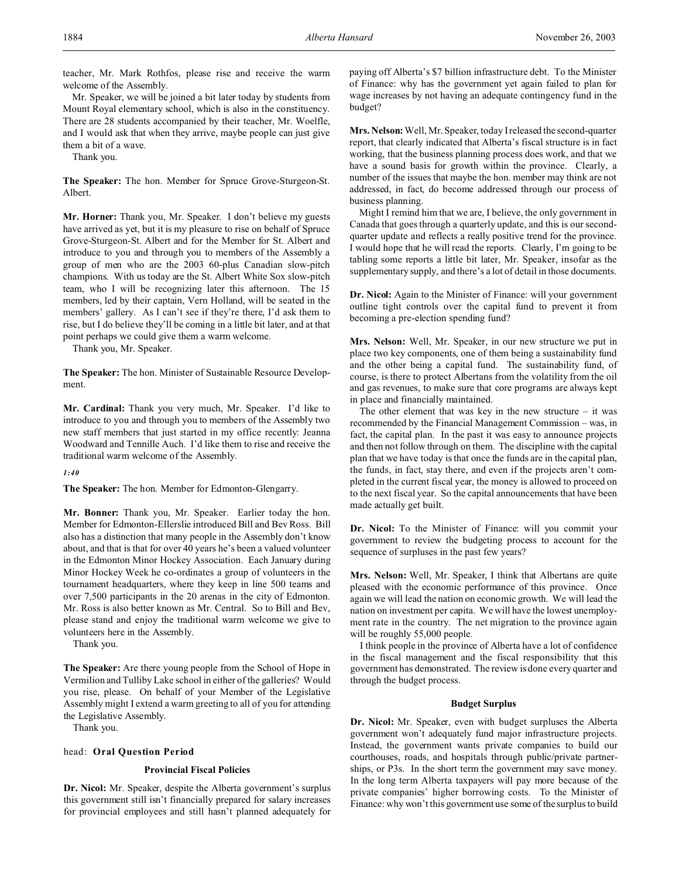teacher, Mr. Mark Rothfos, please rise and receive the warm welcome of the Assembly.

Mr. Speaker, we will be joined a bit later today by students from Mount Royal elementary school, which is also in the constituency. There are 28 students accompanied by their teacher, Mr. Woelfle, and I would ask that when they arrive, maybe people can just give them a bit of a wave.

Thank you.

**The Speaker:** The hon. Member for Spruce Grove-Sturgeon-St. Albert.

**Mr. Horner:** Thank you, Mr. Speaker. I don't believe my guests have arrived as yet, but it is my pleasure to rise on behalf of Spruce Grove-Sturgeon-St. Albert and for the Member for St. Albert and introduce to you and through you to members of the Assembly a group of men who are the 2003 60-plus Canadian slow-pitch champions. With us today are the St. Albert White Sox slow-pitch team, who I will be recognizing later this afternoon. The 15 members, led by their captain, Vern Holland, will be seated in the members' gallery. As I can't see if they're there, I'd ask them to rise, but I do believe they'll be coming in a little bit later, and at that point perhaps we could give them a warm welcome.

Thank you, Mr. Speaker.

**The Speaker:** The hon. Minister of Sustainable Resource Development.

**Mr. Cardinal:** Thank you very much, Mr. Speaker. I'd like to introduce to you and through you to members of the Assembly two new staff members that just started in my office recently: Jeanna Woodward and Tennille Auch. I'd like them to rise and receive the traditional warm welcome of the Assembly.

*1:40*

**The Speaker:** The hon. Member for Edmonton-Glengarry.

**Mr. Bonner:** Thank you, Mr. Speaker. Earlier today the hon. Member for Edmonton-Ellerslie introduced Bill and Bev Ross. Bill also has a distinction that many people in the Assembly don't know about, and that is that for over 40 years he's been a valued volunteer in the Edmonton Minor Hockey Association. Each January during Minor Hockey Week he co-ordinates a group of volunteers in the tournament headquarters, where they keep in line 500 teams and over 7,500 participants in the 20 arenas in the city of Edmonton. Mr. Ross is also better known as Mr. Central. So to Bill and Bev, please stand and enjoy the traditional warm welcome we give to volunteers here in the Assembly.

Thank you.

**The Speaker:** Are there young people from the School of Hope in Vermilion and Tulliby Lake school in either of the galleries? Would you rise, please. On behalf of your Member of the Legislative Assembly might I extend a warm greeting to all of you for attending the Legislative Assembly.

Thank you.

head: **Oral Question Period**

### Provincial Fiscal Policies

**Dr. Nicol:** Mr. Speaker, despite the Alberta government's surplus this government still isn't financially prepared for salary increases for provincial employees and still hasn't planned adequately for paying off Alberta's $7 billion infrastructure debt. To the Minister of Finance: why has the government yet again failed to plan for wage increases by not having an adequate contingency fund in the budget?

**Mrs. Nelson:** Well, Mr. Speaker, today I released the second-quarter report, that clearly indicated that Alberta's fiscal structure is in fact working, that the business planning process does work, and that we have a sound basis for growth within the province. Clearly, a number of the issues that maybe the hon. member may think are not addressed, in fact, do become addressed through our process of business planning.

Might I remind him that we are, I believe, the only government in Canada that goes through a quarterly update, and this is our second-quarter update and reflects a really positive trend for the province. I would hope that he will read the reports. Clearly, I'm going to be tabling some reports a little bit later, Mr. Speaker, insofar as the supplementary supply, and there's a lot of detail in those documents.

**Dr. Nicol:** Again to the Minister of Finance: will your government outline tight controls over the capital fund to prevent it from becoming a pre-election spending fund?

**Mrs. Nelson:** Well, Mr. Speaker, in our new structure we put in place two key components, one of them being a sustainability fund and the other being a capital fund. The sustainability fund, of course, is there to protect Albertans from the volatility from the oil and gas revenues, to make sure that core programs are always kept in place and financially maintained.

The other element that was key in the new structure – it was recommended by the Financial Management Commission – was, in fact, the capital plan. In the past it was easy to announce projects and then not follow through on them. The discipline with the capital plan that we have today is that once the funds are in the capital plan, the funds, in fact, stay there, and even if the projects aren't completed in the current fiscal year, the money is allowed to proceed on to the next fiscal year. So the capital announcements that have been made actually get built.

**Dr. Nicol:** To the Minister of Finance: will you commit your government to review the budgeting process to account for the sequence of surpluses in the past few years?

**Mrs. Nelson:** Well, Mr. Speaker, I think that Albertans are quite pleased with the economic performance of this province. Once again we will lead the nation on economic growth. We will lead the nation on investment per capita. We will have the lowest unemployment rate in the country. The net migration to the province again will be roughly 55,000 people.

I think people in the province of Alberta have a lot of confidence in the fiscal management and the fiscal responsibility that this government has demonstrated. The review is done every quarter and through the budget process.

### Budget Surplus

**Dr. Nicol:** Mr. Speaker, even with budget surpluses the Alberta government won't adequately fund major infrastructure projects. Instead, the government wants private companies to build our courthouses, roads, and hospitals through public/private partnerships, or P3s. In the short term the government may save money. In the long term Alberta taxpayers will pay more because of the private companies' higher borrowing costs. To the Minister of Finance: why won't this government use some of the surplus to build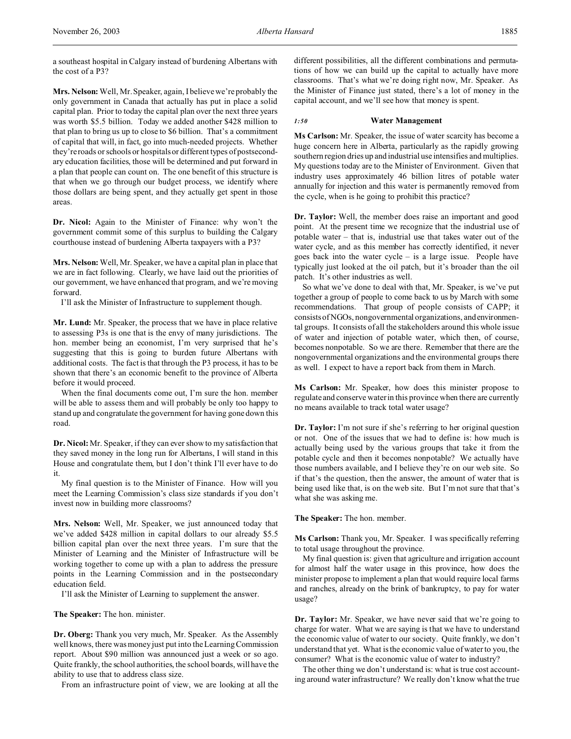a southeast hospital in Calgary instead of burdening Albertans with the cost of a P3?

**Mrs. Nelson:** Well, Mr. Speaker, again, I believe we're probably the only government in Canada that actually has put in place a solid capital plan. Prior to today the capital plan over the next three years was worth $5.5 billion. Today we added another $428 million to that plan to bring us up to close to $6 billion. That's a commitment of capital that will, in fact, go into much-needed projects. Whether they're roads or schools or hospitals or different types of postsecondary education facilities, those will be determined and put forward in a plan that people can count on. The one benefit of this structure is that when we go through our budget process, we identify where those dollars are being spent, and they actually get spent in those areas.

**Dr. Nicol:** Again to the Minister of Finance: why won't the government commit some of this surplus to building the Calgary courthouse instead of burdening Alberta taxpayers with a P3?

**Mrs. Nelson:** Well, Mr. Speaker, we have a capital plan in place that we are in fact following. Clearly, we have laid out the priorities of our government, we have enhanced that program, and we're moving forward.

I'll ask the Minister of Infrastructure to supplement though.

**Mr. Lund:** Mr. Speaker, the process that we have in place relative to assessing P3s is one that is the envy of many jurisdictions. The hon. member being an economist, I'm very surprised that he's suggesting that this is going to burden future Albertans with additional costs. The fact is that through the P3 process, it has to be shown that there's an economic benefit to the province of Alberta before it would proceed.

When the final documents come out, I'm sure the hon. member will be able to assess them and will probably be only too happy to stand up and congratulate the government for having gone down this road.

**Dr. Nicol:** Mr. Speaker, if they can ever show to my satisfaction that they saved money in the long run for Albertans, I will stand in this House and congratulate them, but I don't think I'll ever have to do it.

My final question is to the Minister of Finance. How will you meet the Learning Commission's class size standards if you don't invest now in building more classrooms?

**Mrs. Nelson:** Well, Mr. Speaker, we just announced today that we've added $428 million in capital dollars to our already $5.5 billion capital plan over the next three years. I'm sure that the Minister of Learning and the Minister of Infrastructure will be working together to come up with a plan to address the pressure points in the Learning Commission and in the postsecondary education field.

I'll ask the Minister of Learning to supplement the answer.

**The Speaker:** The hon. minister.

**Dr. Oberg:** Thank you very much, Mr. Speaker. As the Assembly well knows, there was money just put into the Learning Commission report. About $90 million was announced just a week or so ago. Quite frankly, the school authorities, the school boards, will have the ability to use that to address class size.

From an infrastructure point of view, we are looking at all the different possibilities, all the different combinations and permutations of how we can build up the capital to actually have more classrooms. That's what we're doing right now, Mr. Speaker. As the Minister of Finance just stated, there's a lot of money in the capital account, and we'll see how that money is spent.

*1:50*

### Water Management

**Ms Carlson:** Mr. Speaker, the issue of water scarcity has become a huge concern here in Alberta, particularly as the rapidly growing southern region dries up and industrial use intensifies and multiplies. My questions today are to the Minister of Environment. Given that industry uses approximately 46 billion litres of potable water annually for injection and this water is permanently removed from the cycle, when is he going to prohibit this practice?

**Dr. Taylor:** Well, the member does raise an important and good point. At the present time we recognize that the industrial use of potable water – that is, industrial use that takes water out of the water cycle, and as this member has correctly identified, it never goes back into the water cycle – is a large issue. People have typically just looked at the oil patch, but it's broader than the oil patch. It's other industries as well.

So what we've done to deal with that, Mr. Speaker, is we've put together a group of people to come back to us by March with some recommendations. That group of people consists of CAPP; it consists of NGOs, nongovernmental organizations, and environmental groups. It consists of all the stakeholders around this whole issue of water and injection of potable water, which then, of course, becomes nonpotable. So we are there. Remember that there are the nongovernmental organizations and the environmental groups there as well. I expect to have a report back from them in March.

**Ms Carlson:** Mr. Speaker, how does this minister propose to regulate and conserve water in this province when there are currently no means available to track total water usage?

**Dr. Taylor:** I'm not sure if she's referring to her original question or not. One of the issues that we had to define is: how much is actually being used by the various groups that take it from the potable cycle and then it becomes nonpotable? We actually have those numbers available, and I believe they're on our web site. So if that's the question, then the answer, the amount of water that is being used like that, is on the web site. But I'm not sure that that's what she was asking me.

**The Speaker:** The hon. member.

**Ms Carlson:** Thank you, Mr. Speaker. I was specifically referring to total usage throughout the province.

My final question is: given that agriculture and irrigation account for almost half the water usage in this province, how does the minister propose to implement a plan that would require local farms and ranches, already on the brink of bankruptcy, to pay for water usage?

**Dr. Taylor:** Mr. Speaker, we have never said that we're going to charge for water. What we are saying is that we have to understand the economic value of water to our society. Quite frankly, we don't understand that yet. What is the economic value of water to you, the consumer? What is the economic value of water to industry?

The other thing we don't understand is: what is true cost accounting around water infrastructure? We really don't know what the true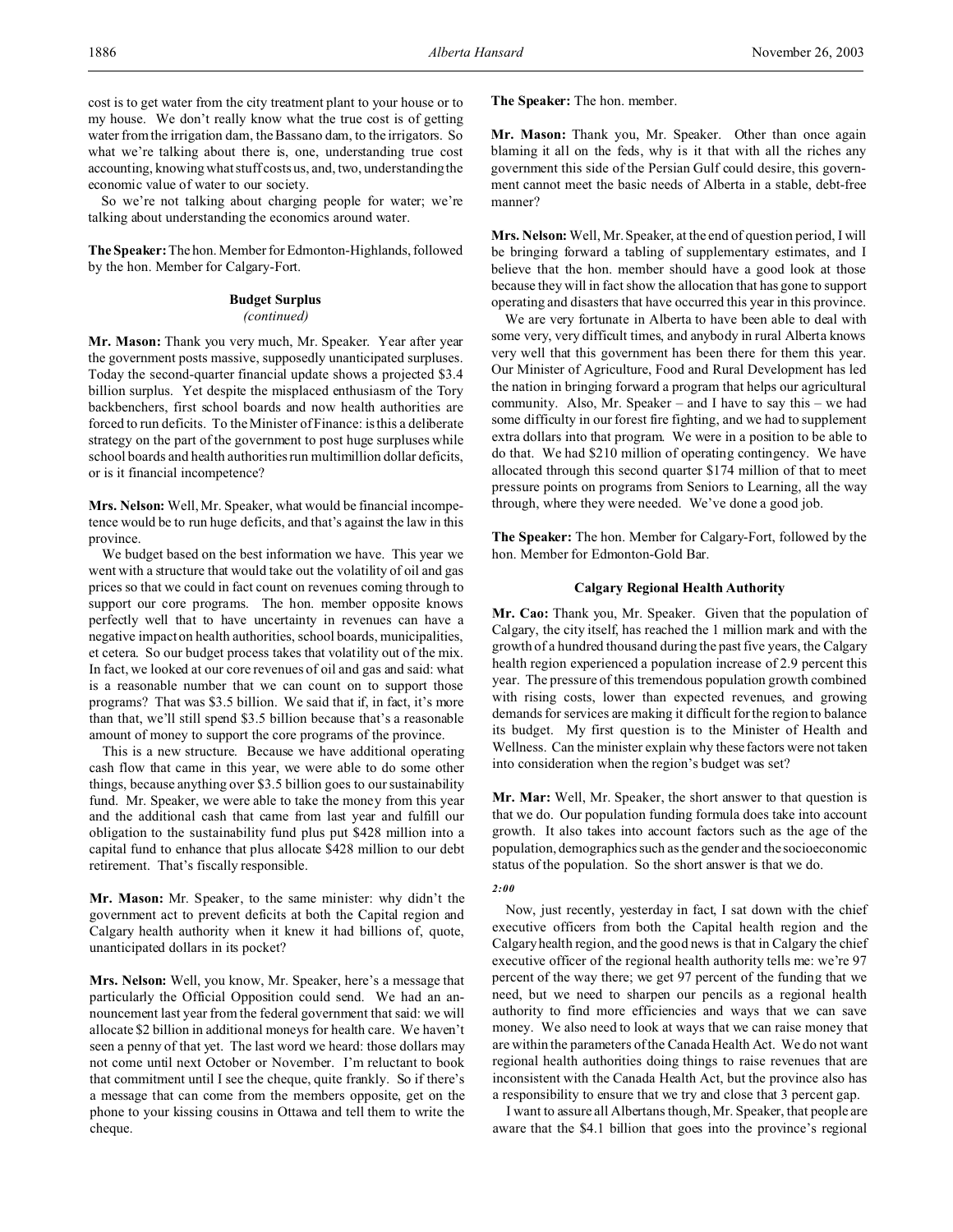cost is to get water from the city treatment plant to your house or to my house. We don't really know what the true cost is of getting water from the irrigation dam, the Bassano dam, to the irrigators. So what we're talking about there is, one, understanding true cost accounting, knowing what stuff costs us, and, two, understanding the economic value of water to our society.

So we're not talking about charging people for water; we're talking about understanding the economics around water.

**The Speaker:** The hon. Member for Edmonton-Highlands, followed by the hon. Member for Calgary-Fort.

### Budget Surplus
*(continued)*

**Mr. Mason:** Thank you very much, Mr. Speaker. Year after year the government posts massive, supposedly unanticipated surpluses. Today the second-quarter financial update shows a projected $3.4 billion surplus. Yet despite the misplaced enthusiasm of the Tory backbenchers, first school boards and now health authorities are forced to run deficits. To the Minister of Finance: is this a deliberate strategy on the part of the government to post huge surpluses while school boards and health authorities run multimillion dollar deficits, or is it financial incompetence?

**Mrs. Nelson:** Well, Mr. Speaker, what would be financial incompetence would be to run huge deficits, and that's against the law in this province.

We budget based on the best information we have. This year we went with a structure that would take out the volatility of oil and gas prices so that we could in fact count on revenues coming through to support our core programs. The hon. member opposite knows perfectly well that to have uncertainty in revenues can have a negative impact on health authorities, school boards, municipalities, et cetera. So our budget process takes that volatility out of the mix. In fact, we looked at our core revenues of oil and gas and said: what is a reasonable number that we can count on to support those programs? That was $3.5 billion. We said that if, in fact, it's more than that, we'll still spend $3.5 billion because that's a reasonable amount of money to support the core programs of the province.

This is a new structure. Because we have additional operating cash flow that came in this year, we were able to do some other things, because anything over $3.5 billion goes to our sustainability fund. Mr. Speaker, we were able to take the money from this year and the additional cash that came from last year and fulfill our obligation to the sustainability fund plus put $428 million into a capital fund to enhance that plus allocate $428 million to our debt retirement. That's fiscally responsible.

**Mr. Mason:** Mr. Speaker, to the same minister: why didn't the government act to prevent deficits at both the Capital region and Calgary health authority when it knew it had billions of, quote, unanticipated dollars in its pocket?

**Mrs. Nelson:** Well, you know, Mr. Speaker, here's a message that particularly the Official Opposition could send. We had an announcement last year from the federal government that said: we will allocate $2 billion in additional moneys for health care. We haven't seen a penny of that yet. The last word we heard: those dollars may not come until next October or November. I'm reluctant to book that commitment until I see the cheque, quite frankly. So if there's a message that can come from the members opposite, get on the phone to your kissing cousins in Ottawa and tell them to write the cheque.

**The Speaker:** The hon. member.

**Mr. Mason:** Thank you, Mr. Speaker. Other than once again blaming it all on the feds, why is it that with all the riches any government this side of the Persian Gulf could desire, this government cannot meet the basic needs of Alberta in a stable, debt-free manner?

**Mrs. Nelson:** Well, Mr. Speaker, at the end of question period, I will be bringing forward a tabling of supplementary estimates, and I believe that the hon. member should have a good look at those because they will in fact show the allocation that has gone to support operating and disasters that have occurred this year in this province.

We are very fortunate in Alberta to have been able to deal with some very, very difficult times, and anybody in rural Alberta knows very well that this government has been there for them this year. Our Minister of Agriculture, Food and Rural Development has led the nation in bringing forward a program that helps our agricultural community. Also, Mr. Speaker – and I have to say this – we had some difficulty in our forest fire fighting, and we had to supplement extra dollars into that program. We were in a position to be able to do that. We had $210 million of operating contingency. We have allocated through this second quarter $174 million of that to meet pressure points on programs from Seniors to Learning, all the way through, where they were needed. We've done a good job.

**The Speaker:** The hon. Member for Calgary-Fort, followed by the hon. Member for Edmonton-Gold Bar.

### Calgary Regional Health Authority

**Mr. Cao:** Thank you, Mr. Speaker. Given that the population of Calgary, the city itself, has reached the 1 million mark and with the growth of a hundred thousand during the past five years, the Calgary health region experienced a population increase of 2.9 percent this year. The pressure of this tremendous population growth combined with rising costs, lower than expected revenues, and growing demands for services are making it difficult for the region to balance its budget. My first question is to the Minister of Health and Wellness. Can the minister explain why these factors were not taken into consideration when the region's budget was set?

**Mr. Mar:** Well, Mr. Speaker, the short answer to that question is that we do. Our population funding formula does take into account growth. It also takes into account factors such as the age of the population, demographics such as the gender and the socioeconomic status of the population. So the short answer is that we do.

*2:00*

Now, just recently, yesterday in fact, I sat down with the chief executive officers from both the Capital health region and the Calgary health region, and the good news is that in Calgary the chief executive officer of the regional health authority tells me: we're 97 percent of the way there; we get 97 percent of the funding that we need, but we need to sharpen our pencils as a regional health authority to find more efficiencies and ways that we can save money. We also need to look at ways that we can raise money that are within the parameters of the Canada Health Act. We do not want regional health authorities doing things to raise revenues that are inconsistent with the Canada Health Act, but the province also has a responsibility to ensure that we try and close that 3 percent gap.

I want to assure all Albertans though, Mr. Speaker, that people are aware that the $4.1 billion that goes into the province's regional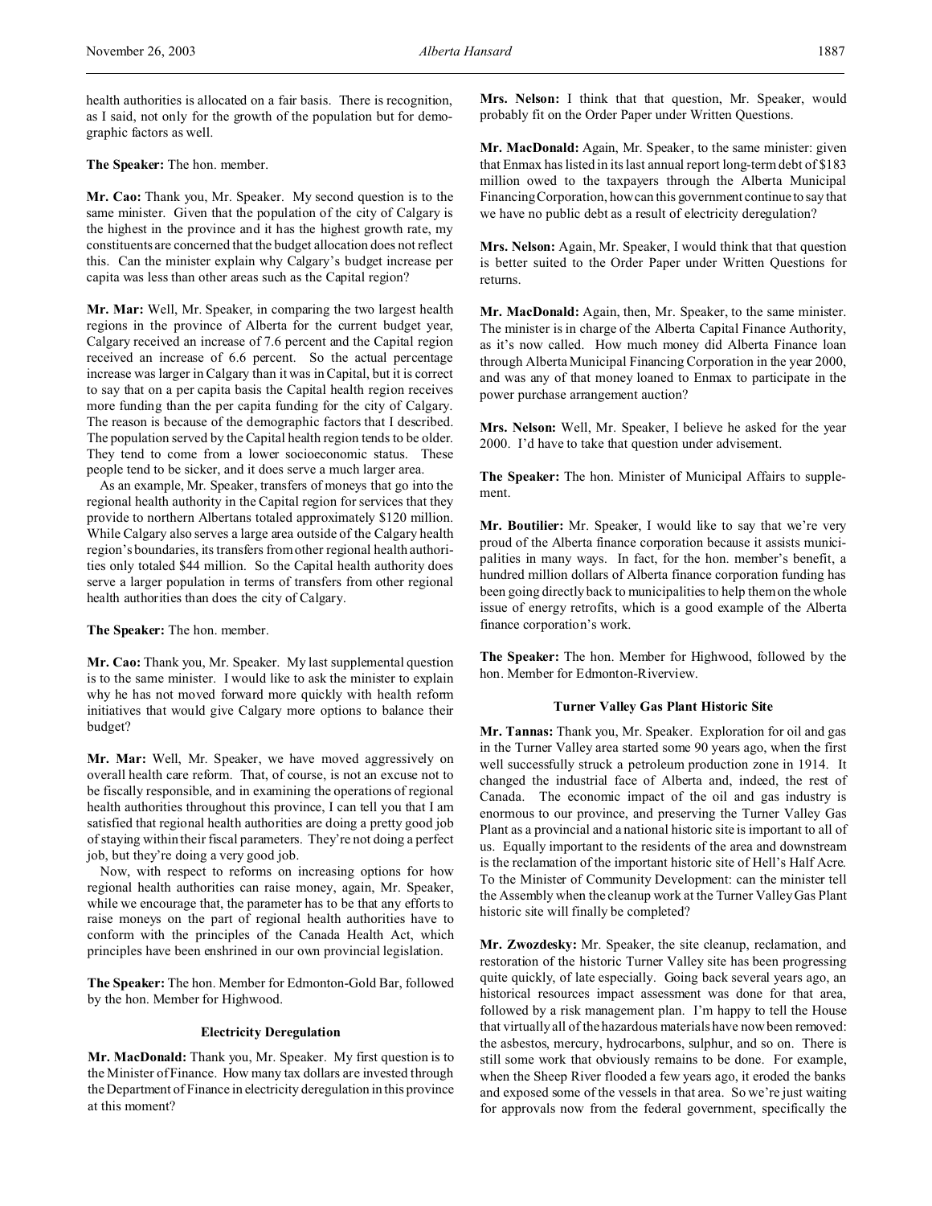health authorities is allocated on a fair basis. There is recognition, as I said, not only for the growth of the population but for demographic factors as well.

**The Speaker:** The hon. member.

**Mr. Cao:** Thank you, Mr. Speaker. My second question is to the same minister. Given that the population of the city of Calgary is the highest in the province and it has the highest growth rate, my constituents are concerned that the budget allocation does not reflect this. Can the minister explain why Calgary's budget increase per capita was less than other areas such as the Capital region?

**Mr. Mar:** Well, Mr. Speaker, in comparing the two largest health regions in the province of Alberta for the current budget year, Calgary received an increase of 7.6 percent and the Capital region received an increase of 6.6 percent. So the actual percentage increase was larger in Calgary than it was in Capital, but it is correct to say that on a per capita basis the Capital health region receives more funding than the per capita funding for the city of Calgary. The reason is because of the demographic factors that I described. The population served by the Capital health region tends to be older. They tend to come from a lower socioeconomic status. These people tend to be sicker, and it does serve a much larger area.

As an example, Mr. Speaker, transfers of moneys that go into the regional health authority in the Capital region for services that they provide to northern Albertans totaled approximately $120 million. While Calgary also serves a large area outside of the Calgary health region's boundaries, its transfers from other regional health authorities only totaled $44 million. So the Capital health authority does serve a larger population in terms of transfers from other regional health authorities than does the city of Calgary.

**The Speaker:** The hon. member.

**Mr. Cao:** Thank you, Mr. Speaker. My last supplemental question is to the same minister. I would like to ask the minister to explain why he has not moved forward more quickly with health reform initiatives that would give Calgary more options to balance their budget?

**Mr. Mar:** Well, Mr. Speaker, we have moved aggressively on overall health care reform. That, of course, is not an excuse not to be fiscally responsible, and in examining the operations of regional health authorities throughout this province, I can tell you that I am satisfied that regional health authorities are doing a pretty good job of staying within their fiscal parameters. They're not doing a perfect job, but they're doing a very good job.

Now, with respect to reforms on increasing options for how regional health authorities can raise money, again, Mr. Speaker, while we encourage that, the parameter has to be that any efforts to raise moneys on the part of regional health authorities have to conform with the principles of the Canada Health Act, which principles have been enshrined in our own provincial legislation.

**The Speaker:** The hon. Member for Edmonton-Gold Bar, followed by the hon. Member for Highwood.

### Electricity Deregulation

**Mr. MacDonald:** Thank you, Mr. Speaker. My first question is to the Minister of Finance. How many tax dollars are invested through the Department of Finance in electricity deregulation in this province at this moment?

**Mrs. Nelson:** I think that that question, Mr. Speaker, would probably fit on the Order Paper under Written Questions.

**Mr. MacDonald:** Again, Mr. Speaker, to the same minister: given that Enmax has listed in its last annual report long-term debt of $183 million owed to the taxpayers through the Alberta Municipal Financing Corporation, how can this government continue to say that we have no public debt as a result of electricity deregulation?

**Mrs. Nelson:** Again, Mr. Speaker, I would think that that question is better suited to the Order Paper under Written Questions for returns.

**Mr. MacDonald:** Again, then, Mr. Speaker, to the same minister. The minister is in charge of the Alberta Capital Finance Authority, as it's now called. How much money did Alberta Finance loan through Alberta Municipal Financing Corporation in the year 2000, and was any of that money loaned to Enmax to participate in the power purchase arrangement auction?

**Mrs. Nelson:** Well, Mr. Speaker, I believe he asked for the year 2000. I'd have to take that question under advisement.

**The Speaker:** The hon. Minister of Municipal Affairs to supplement.

**Mr. Boutilier:** Mr. Speaker, I would like to say that we're very proud of the Alberta finance corporation because it assists municipalities in many ways. In fact, for the hon. member's benefit, a hundred million dollars of Alberta finance corporation funding has been going directly back to municipalities to help them on the whole issue of energy retrofits, which is a good example of the Alberta finance corporation's work.

**The Speaker:** The hon. Member for Highwood, followed by the hon. Member for Edmonton-Riverview.

### Turner Valley Gas Plant Historic Site

**Mr. Tannas:** Thank you, Mr. Speaker. Exploration for oil and gas in the Turner Valley area started some 90 years ago, when the first well successfully struck a petroleum production zone in 1914. It changed the industrial face of Alberta and, indeed, the rest of Canada. The economic impact of the oil and gas industry is enormous to our province, and preserving the Turner Valley Gas Plant as a provincial and a national historic site is important to all of us. Equally important to the residents of the area and downstream is the reclamation of the important historic site of Hell's Half Acre. To the Minister of Community Development: can the minister tell the Assembly when the cleanup work at the Turner Valley Gas Plant historic site will finally be completed?

**Mr. Zwozdesky:** Mr. Speaker, the site cleanup, reclamation, and restoration of the historic Turner Valley site has been progressing quite quickly, of late especially. Going back several years ago, an historical resources impact assessment was done for that area, followed by a risk management plan. I'm happy to tell the House that virtually all of the hazardous materials have now been removed: the asbestos, mercury, hydrocarbons, sulphur, and so on. There is still some work that obviously remains to be done. For example, when the Sheep River flooded a few years ago, it eroded the banks and exposed some of the vessels in that area. So we're just waiting for approvals now from the federal government, specifically the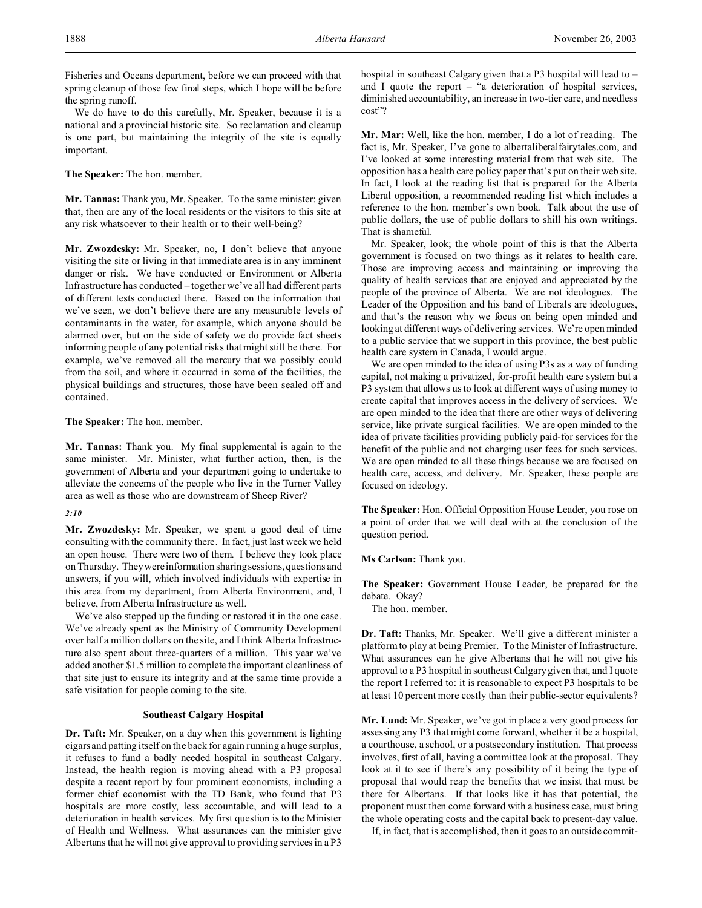Fisheries and Oceans department, before we can proceed with that spring cleanup of those few final steps, which I hope will be before the spring runoff.

We do have to do this carefully, Mr. Speaker, because it is a national and a provincial historic site. So reclamation and cleanup is one part, but maintaining the integrity of the site is equally important.

**The Speaker:** The hon. member.

**Mr. Tannas:** Thank you, Mr. Speaker. To the same minister: given that, then are any of the local residents or the visitors to this site at any risk whatsoever to their health or to their well-being?

**Mr. Zwozdesky:** Mr. Speaker, no, I don't believe that anyone visiting the site or living in that immediate area is in any imminent danger or risk. We have conducted or Environment or Alberta Infrastructure has conducted – together we've all had different parts of different tests conducted there. Based on the information that we've seen, we don't believe there are any measurable levels of contaminants in the water, for example, which anyone should be alarmed over, but on the side of safety we do provide fact sheets informing people of any potential risks that might still be there. For example, we've removed all the mercury that we possibly could from the soil, and where it occurred in some of the facilities, the physical buildings and structures, those have been sealed off and contained.

**The Speaker:** The hon. member.

**Mr. Tannas:** Thank you. My final supplemental is again to the same minister. Mr. Minister, what further action, then, is the government of Alberta and your department going to undertake to alleviate the concerns of the people who live in the Turner Valley area as well as those who are downstream of Sheep River?

*2:10*

**Mr. Zwozdesky:** Mr. Speaker, we spent a good deal of time consulting with the community there. In fact, just last week we held an open house. There were two of them. I believe they took place on Thursday. They were information sharing sessions, questions and answers, if you will, which involved individuals with expertise in this area from my department, from Alberta Environment, and, I believe, from Alberta Infrastructure as well.

We've also stepped up the funding or restored it in the one case. We've already spent as the Ministry of Community Development over half a million dollars on the site, and I think Alberta Infrastructure also spent about three-quarters of a million. This year we've added another $1.5 million to complete the important cleanliness of that site just to ensure its integrity and at the same time provide a safe visitation for people coming to the site.

### Southeast Calgary Hospital

**Dr. Taft:** Mr. Speaker, on a day when this government is lighting cigars and patting itself on the back for again running a huge surplus, it refuses to fund a badly needed hospital in southeast Calgary. Instead, the health region is moving ahead with a P3 proposal despite a recent report by four prominent economists, including a former chief economist with the TD Bank, who found that P3 hospitals are more costly, less accountable, and will lead to a deterioration in health services. My first question is to the Minister of Health and Wellness. What assurances can the minister give Albertans that he will not give approval to providing services in a P3 hospital in southeast Calgary given that a P3 hospital will lead to – and I quote the report – "a deterioration of hospital services, diminished accountability, an increase in two-tier care, and needless cost"?

**Mr. Mar:** Well, like the hon. member, I do a lot of reading. The fact is, Mr. Speaker, I've gone to albertaliberalfairytales.com, and I've looked at some interesting material from that web site. The opposition has a health care policy paper that's put on their web site. In fact, I look at the reading list that is prepared for the Alberta Liberal opposition, a recommended reading list which includes a reference to the hon. member's own book. Talk about the use of public dollars, the use of public dollars to shill his own writings. That is shameful.

Mr. Speaker, look; the whole point of this is that the Alberta government is focused on two things as it relates to health care. Those are improving access and maintaining or improving the quality of health services that are enjoyed and appreciated by the people of the province of Alberta. We are not ideologues. The Leader of the Opposition and his band of Liberals are ideologues, and that's the reason why we focus on being open minded and looking at different ways of delivering services. We're open minded to a public service that we support in this province, the best public health care system in Canada, I would argue.

We are open minded to the idea of using P3s as a way of funding capital, not making a privatized, for-profit health care system but a P3 system that allows us to look at different ways of using money to create capital that improves access in the delivery of services. We are open minded to the idea that there are other ways of delivering service, like private surgical facilities. We are open minded to the idea of private facilities providing publicly paid-for services for the benefit of the public and not charging user fees for such services. We are open minded to all these things because we are focused on health care, access, and delivery. Mr. Speaker, these people are focused on ideology.

**The Speaker:** Hon. Official Opposition House Leader, you rose on a point of order that we will deal with at the conclusion of the question period.

**Ms Carlson:** Thank you.

**The Speaker:** Government House Leader, be prepared for the debate. Okay?

The hon. member.

**Dr. Taft:** Thanks, Mr. Speaker. We'll give a different minister a platform to play at being Premier. To the Minister of Infrastructure. What assurances can he give Albertans that he will not give his approval to a P3 hospital in southeast Calgary given that, and I quote the report I referred to: it is reasonable to expect P3 hospitals to be at least 10 percent more costly than their public-sector equivalents?

**Mr. Lund:** Mr. Speaker, we've got in place a very good process for assessing any P3 that might come forward, whether it be a hospital, a courthouse, a school, or a postsecondary institution. That process involves, first of all, having a committee look at the proposal. They look at it to see if there's any possibility of it being the type of proposal that would reap the benefits that we insist that must be there for Albertans. If that looks like it has that potential, the proponent must then come forward with a business case, must bring the whole operating costs and the capital back to present-day value.

If, in fact, that is accomplished, then it goes to an outside commit-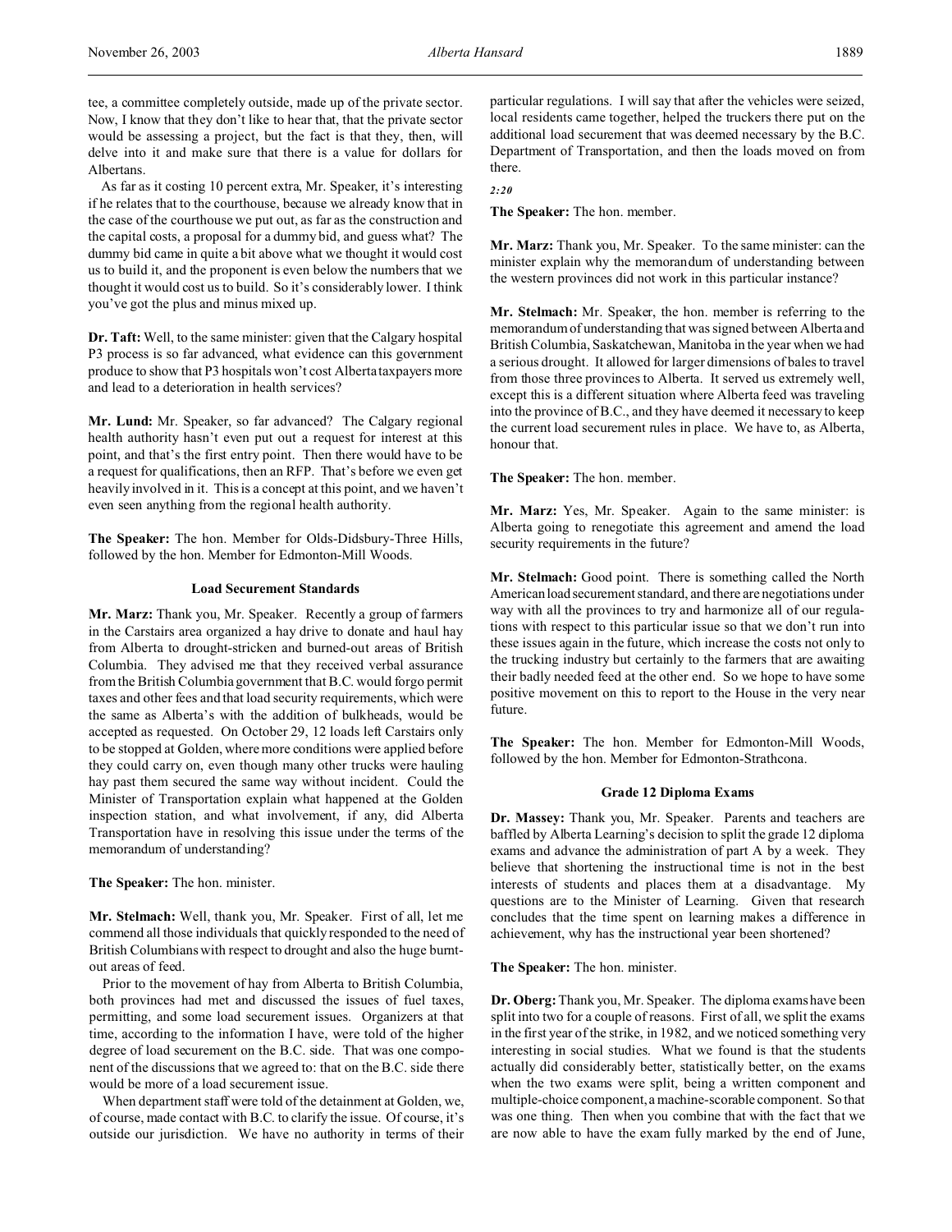tee, a committee completely outside, made up of the private sector. Now, I know that they don't like to hear that, that the private sector would be assessing a project, but the fact is that they, then, will delve into it and make sure that there is a value for dollars for Albertans.

As far as it costing 10 percent extra, Mr. Speaker, it's interesting if he relates that to the courthouse, because we already know that in the case of the courthouse we put out, as far as the construction and the capital costs, a proposal for a dummy bid, and guess what? The dummy bid came in quite a bit above what we thought it would cost us to build it, and the proponent is even below the numbers that we thought it would cost us to build. So it's considerably lower. I think you've got the plus and minus mixed up.

**Dr. Taft:** Well, to the same minister: given that the Calgary hospital P3 process is so far advanced, what evidence can this government produce to show that P3 hospitals won't cost Alberta taxpayers more and lead to a deterioration in health services?

**Mr. Lund:** Mr. Speaker, so far advanced? The Calgary regional health authority hasn't even put out a request for interest at this point, and that's the first entry point. Then there would have to be a request for qualifications, then an RFP. That's before we even get heavily involved in it. This is a concept at this point, and we haven't even seen anything from the regional health authority.

**The Speaker:** The hon. Member for Olds-Didsbury-Three Hills, followed by the hon. Member for Edmonton-Mill Woods.

### Load Securement Standards

**Mr. Marz:** Thank you, Mr. Speaker. Recently a group of farmers in the Carstairs area organized a hay drive to donate and haul hay from Alberta to drought-stricken and burned-out areas of British Columbia. They advised me that they received verbal assurance from the British Columbia government that B.C. would forgo permit taxes and other fees and that load security requirements, which were the same as Alberta's with the addition of bulkheads, would be accepted as requested. On October 29, 12 loads left Carstairs only to be stopped at Golden, where more conditions were applied before they could carry on, even though many other trucks were hauling hay past them secured the same way without incident. Could the Minister of Transportation explain what happened at the Golden inspection station, and what involvement, if any, did Alberta Transportation have in resolving this issue under the terms of the memorandum of understanding?

**The Speaker:** The hon. minister.

**Mr. Stelmach:** Well, thank you, Mr. Speaker. First of all, let me commend all those individuals that quickly responded to the need of British Columbians with respect to drought and also the huge burnt-out areas of feed.

Prior to the movement of hay from Alberta to British Columbia, both provinces had met and discussed the issues of fuel taxes, permitting, and some load securement issues. Organizers at that time, according to the information I have, were told of the higher degree of load securement on the B.C. side. That was one component of the discussions that we agreed to: that on the B.C. side there would be more of a load securement issue.

When department staff were told of the detainment at Golden, we, of course, made contact with B.C. to clarify the issue. Of course, it's outside our jurisdiction. We have no authority in terms of their particular regulations. I will say that after the vehicles were seized, local residents came together, helped the truckers there put on the additional load securement that was deemed necessary by the B.C. Department of Transportation, and then the loads moved on from there.

*2:20*

**The Speaker:** The hon. member.

**Mr. Marz:** Thank you, Mr. Speaker. To the same minister: can the minister explain why the memorandum of understanding between the western provinces did not work in this particular instance?

**Mr. Stelmach:** Mr. Speaker, the hon. member is referring to the memorandum of understanding that was signed between Alberta and British Columbia, Saskatchewan, Manitoba in the year when we had a serious drought. It allowed for larger dimensions of bales to travel from those three provinces to Alberta. It served us extremely well, except this is a different situation where Alberta feed was traveling into the province of B.C., and they have deemed it necessary to keep the current load securement rules in place. We have to, as Alberta, honour that.

**The Speaker:** The hon. member.

**Mr. Marz:** Yes, Mr. Speaker. Again to the same minister: is Alberta going to renegotiate this agreement and amend the load security requirements in the future?

**Mr. Stelmach:** Good point. There is something called the North American load securement standard, and there are negotiations under way with all the provinces to try and harmonize all of our regulations with respect to this particular issue so that we don't run into these issues again in the future, which increase the costs not only to the trucking industry but certainly to the farmers that are awaiting their badly needed feed at the other end. So we hope to have some positive movement on this to report to the House in the very near future.

**The Speaker:** The hon. Member for Edmonton-Mill Woods, followed by the hon. Member for Edmonton-Strathcona.

### Grade 12 Diploma Exams

**Dr. Massey:** Thank you, Mr. Speaker. Parents and teachers are baffled by Alberta Learning's decision to split the grade 12 diploma exams and advance the administration of part A by a week. They believe that shortening the instructional time is not in the best interests of students and places them at a disadvantage. My questions are to the Minister of Learning. Given that research concludes that the time spent on learning makes a difference in achievement, why has the instructional year been shortened?

**The Speaker:** The hon. minister.

**Dr. Oberg:** Thank you, Mr. Speaker. The diploma exams have been split into two for a couple of reasons. First of all, we split the exams in the first year of the strike, in 1982, and we noticed something very interesting in social studies. What we found is that the students actually did considerably better, statistically better, on the exams when the two exams were split, being a written component and multiple-choice component, a machine-scorable component. So that was one thing. Then when you combine that with the fact that we are now able to have the exam fully marked by the end of June,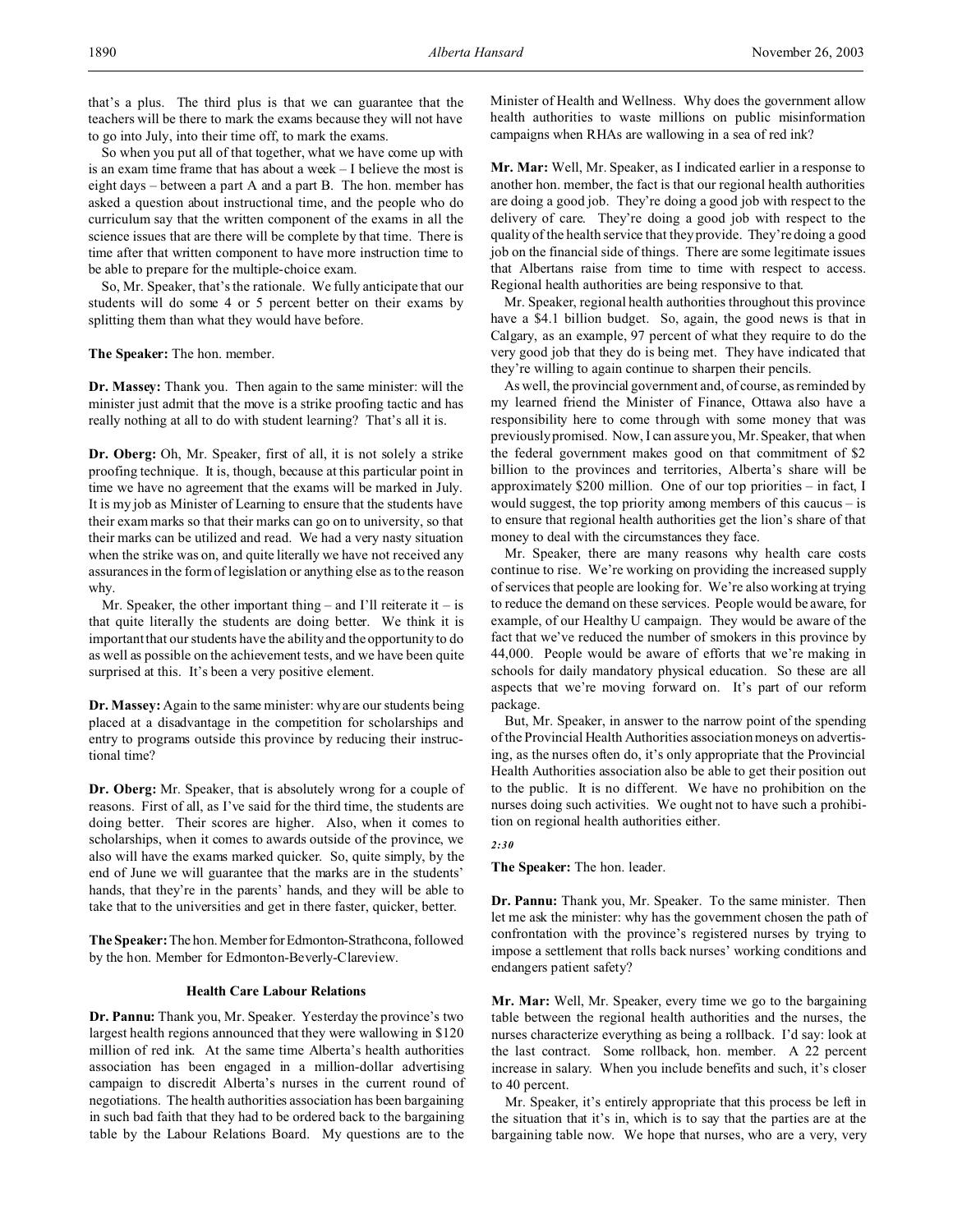that's a plus. The third plus is that we can guarantee that the teachers will be there to mark the exams because they will not have to go into July, into their time off, to mark the exams.

So when you put all of that together, what we have come up with is an exam time frame that has about a week – I believe the most is eight days – between a part A and a part B. The hon. member has asked a question about instructional time, and the people who do curriculum say that the written component of the exams in all the science issues that are there will be complete by that time. There is time after that written component to have more instruction time to be able to prepare for the multiple-choice exam.

So, Mr. Speaker, that's the rationale. We fully anticipate that our students will do some 4 or 5 percent better on their exams by splitting them than what they would have before.

**The Speaker:** The hon. member.

**Dr. Massey:** Thank you. Then again to the same minister: will the minister just admit that the move is a strike proofing tactic and has really nothing at all to do with student learning? That's all it is.

**Dr. Oberg:** Oh, Mr. Speaker, first of all, it is not solely a strike proofing technique. It is, though, because at this particular point in time we have no agreement that the exams will be marked in July. It is my job as Minister of Learning to ensure that the students have their exam marks so that their marks can go on to university, so that their marks can be utilized and read. We had a very nasty situation when the strike was on, and quite literally we have not received any assurances in the form of legislation or anything else as to the reason why.

Mr. Speaker, the other important thing – and I'll reiterate it – is that quite literally the students are doing better. We think it is important that our students have the ability and the opportunity to do as well as possible on the achievement tests, and we have been quite surprised at this. It's been a very positive element.

**Dr. Massey:** Again to the same minister: why are our students being placed at a disadvantage in the competition for scholarships and entry to programs outside this province by reducing their instructional time?

**Dr. Oberg:** Mr. Speaker, that is absolutely wrong for a couple of reasons. First of all, as I've said for the third time, the students are doing better. Their scores are higher. Also, when it comes to scholarships, when it comes to awards outside of the province, we also will have the exams marked quicker. So, quite simply, by the end of June we will guarantee that the marks are in the students' hands, that they're in the parents' hands, and they will be able to take that to the universities and get in there faster, quicker, better.

**The Speaker:** The hon. Member for Edmonton-Strathcona, followed by the hon. Member for Edmonton-Beverly-Clareview.

## Health Care Labour Relations

**Dr. Pannu:** Thank you, Mr. Speaker. Yesterday the province's two largest health regions announced that they were wallowing in $120 million of red ink. At the same time Alberta's health authorities association has been engaged in a million-dollar advertising campaign to discredit Alberta's nurses in the current round of negotiations. The health authorities association has been bargaining in such bad faith that they had to be ordered back to the bargaining table by the Labour Relations Board. My questions are to the Minister of Health and Wellness. Why does the government allow health authorities to waste millions on public misinformation campaigns when RHAs are wallowing in a sea of red ink?

**Mr. Mar:** Well, Mr. Speaker, as I indicated earlier in a response to another hon. member, the fact is that our regional health authorities are doing a good job. They're doing a good job with respect to the delivery of care. They're doing a good job with respect to the quality of the health service that they provide. They're doing a good job on the financial side of things. There are some legitimate issues that Albertans raise from time to time with respect to access. Regional health authorities are being responsive to that.

Mr. Speaker, regional health authorities throughout this province have a $4.1 billion budget. So, again, the good news is that in Calgary, as an example, 97 percent of what they require to do the very good job that they do is being met. They have indicated that they're willing to again continue to sharpen their pencils.

As well, the provincial government and, of course, as reminded by my learned friend the Minister of Finance, Ottawa also have a responsibility here to come through with some money that was previously promised. Now, I can assure you, Mr. Speaker, that when the federal government makes good on that commitment of $2 billion to the provinces and territories, Alberta's share will be approximately $200 million. One of our top priorities – in fact, I would suggest, the top priority among members of this caucus – is to ensure that regional health authorities get the lion's share of that money to deal with the circumstances they face.

Mr. Speaker, there are many reasons why health care costs continue to rise. We're working on providing the increased supply of services that people are looking for. We're also working at trying to reduce the demand on these services. People would be aware, for example, of our Healthy U campaign. They would be aware of the fact that we've reduced the number of smokers in this province by 44,000. People would be aware of efforts that we're making in schools for daily mandatory physical education. So these are all aspects that we're moving forward on. It's part of our reform package.

But, Mr. Speaker, in answer to the narrow point of the spending of the Provincial Health Authorities association moneys on advertising, as the nurses often do, it's only appropriate that the Provincial Health Authorities association also be able to get their position out to the public. It is no different. We have no prohibition on the nurses doing such activities. We ought not to have such a prohibition on regional health authorities either.

*2:30*

**The Speaker:** The hon. leader.

**Dr. Pannu:** Thank you, Mr. Speaker. To the same minister. Then let me ask the minister: why has the government chosen the path of confrontation with the province's registered nurses by trying to impose a settlement that rolls back nurses' working conditions and endangers patient safety?

**Mr. Mar:** Well, Mr. Speaker, every time we go to the bargaining table between the regional health authorities and the nurses, the nurses characterize everything as being a rollback. I'd say: look at the last contract. Some rollback, hon. member. A 22 percent increase in salary. When you include benefits and such, it's closer to 40 percent.

Mr. Speaker, it's entirely appropriate that this process be left in the situation that it's in, which is to say that the parties are at the bargaining table now. We hope that nurses, who are a very, very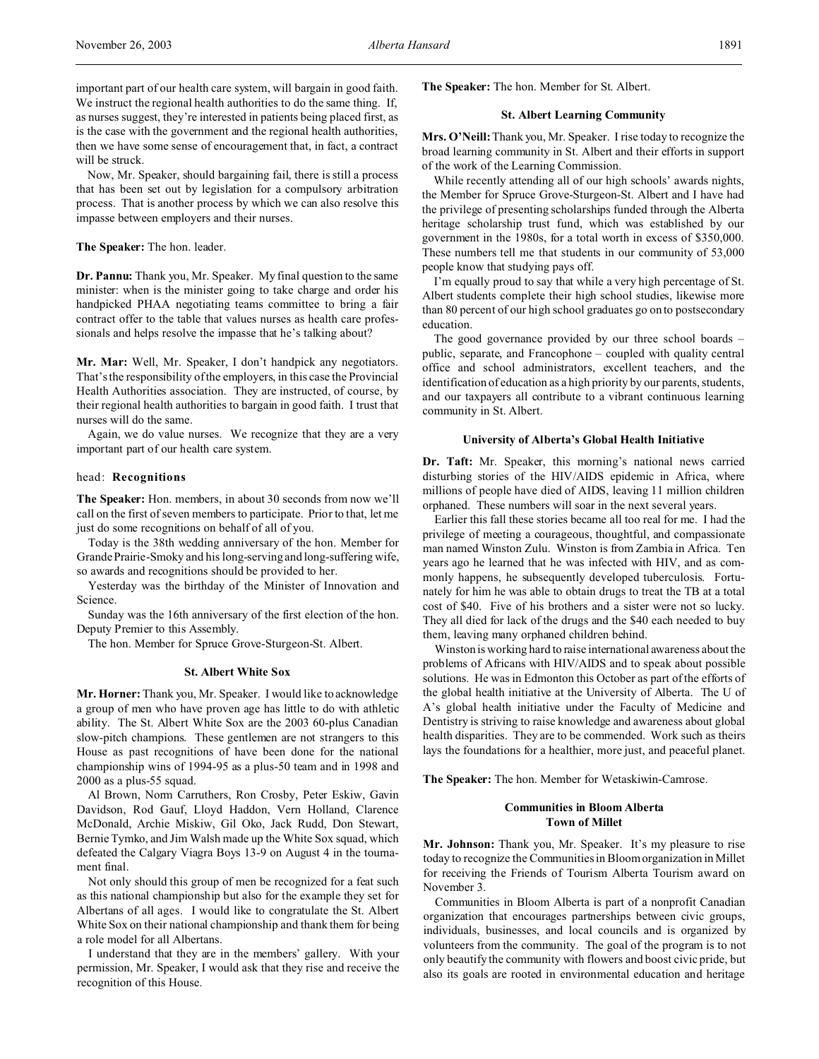important part of our health care system, will bargain in good faith. We instruct the regional health authorities to do the same thing. If, as nurses suggest, they're interested in patients being placed first, as is the case with the government and the regional health authorities, then we have some sense of encouragement that, in fact, a contract will be struck.

Now, Mr. Speaker, should bargaining fail, there is still a process that has been set out by legislation for a compulsory arbitration process. That is another process by which we can also resolve this impasse between employers and their nurses.

**The Speaker:** The hon. leader.

**Dr. Pannu:** Thank you, Mr. Speaker. My final question to the same minister: when is the minister going to take charge and order his handpicked PHAA negotiating teams committee to bring a fair contract offer to the table that values nurses as health care professionals and helps resolve the impasse that he's talking about?

**Mr. Mar:** Well, Mr. Speaker, I don't handpick any negotiators. That's the responsibility of the employers, in this case the Provincial Health Authorities association. They are instructed, of course, by their regional health authorities to bargain in good faith. I trust that nurses will do the same.

Again, we do value nurses. We recognize that they are a very important part of our health care system.

head: **Recognitions**

**The Speaker:** Hon. members, in about 30 seconds from now we'll call on the first of seven members to participate. Prior to that, let me just do some recognitions on behalf of all of you.

Today is the 38th wedding anniversary of the hon. Member for Grande Prairie-Smoky and his long-serving and long-suffering wife, so awards and recognitions should be provided to her.

Yesterday was the birthday of the Minister of Innovation and Science.

Sunday was the 16th anniversary of the first election of the hon. Deputy Premier to this Assembly.

The hon. Member for Spruce Grove-Sturgeon-St. Albert.

### St. Albert White Sox

**Mr. Horner:** Thank you, Mr. Speaker. I would like to acknowledge a group of men who have proven age has little to do with athletic ability. The St. Albert White Sox are the 2003 60-plus Canadian slow-pitch champions. These gentlemen are not strangers to this House as past recognitions of have been done for the national championship wins of 1994-95 as a plus-50 team and in 1998 and 2000 as a plus-55 squad.

Al Brown, Norm Carruthers, Ron Crosby, Peter Eskiw, Gavin Davidson, Rod Gauf, Lloyd Haddon, Vern Holland, Clarence McDonald, Archie Miskiw, Gil Oko, Jack Rudd, Don Stewart, Bernie Tymko, and Jim Walsh made up the White Sox squad, which defeated the Calgary Viagra Boys 13-9 on August 4 in the tournament final.

Not only should this group of men be recognized for a feat such as this national championship but also for the example they set for Albertans of all ages. I would like to congratulate the St. Albert White Sox on their national championship and thank them for being a role model for all Albertans.

I understand that they are in the members' gallery. With your permission, Mr. Speaker, I would ask that they rise and receive the recognition of this House.

**The Speaker:** The hon. Member for St. Albert.

### St. Albert Learning Community

**Mrs. O'Neill:** Thank you, Mr. Speaker. I rise today to recognize the broad learning community in St. Albert and their efforts in support of the work of the Learning Commission.

While recently attending all of our high schools' awards nights, the Member for Spruce Grove-Sturgeon-St. Albert and I have had the privilege of presenting scholarships funded through the Alberta heritage scholarship trust fund, which was established by our government in the 1980s, for a total worth in excess of $350,000. These numbers tell me that students in our community of 53,000 people know that studying pays off.

I'm equally proud to say that while a very high percentage of St. Albert students complete their high school studies, likewise more than 80 percent of our high school graduates go on to postsecondary education.

The good governance provided by our three school boards – public, separate, and Francophone – coupled with quality central office and school administrators, excellent teachers, and the identification of education as a high priority by our parents, students, and our taxpayers all contribute to a vibrant continuous learning community in St. Albert.

### University of Alberta's Global Health Initiative

**Dr. Taft:** Mr. Speaker, this morning's national news carried disturbing stories of the HIV/AIDS epidemic in Africa, where millions of people have died of AIDS, leaving 11 million children orphaned. These numbers will soar in the next several years.

Earlier this fall these stories became all too real for me. I had the privilege of meeting a courageous, thoughtful, and compassionate man named Winston Zulu. Winston is from Zambia in Africa. Ten years ago he learned that he was infected with HIV, and as commonly happens, he subsequently developed tuberculosis. Fortunately for him he was able to obtain drugs to treat the TB at a total cost of $40. Five of his brothers and a sister were not so lucky. They all died for lack of the drugs and the $40 each needed to buy them, leaving many orphaned children behind.

Winston is working hard to raise international awareness about the problems of Africans with HIV/AIDS and to speak about possible solutions. He was in Edmonton this October as part of the efforts of the global health initiative at the University of Alberta. The U of A's global health initiative under the Faculty of Medicine and Dentistry is striving to raise knowledge and awareness about global health disparities. They are to be commended. Work such as theirs lays the foundations for a healthier, more just, and peaceful planet.

**The Speaker:** The hon. Member for Wetaskiwin-Camrose.

### Communities in Bloom Alberta
### Town of Millet

**Mr. Johnson:** Thank you, Mr. Speaker. It's my pleasure to rise today to recognize the Communities in Bloom organization in Millet for receiving the Friends of Tourism Alberta Tourism award on November 3.

Communities in Bloom Alberta is part of a nonprofit Canadian organization that encourages partnerships between civic groups, individuals, businesses, and local councils and is organized by volunteers from the community. The goal of the program is to not only beautify the community with flowers and boost civic pride, but also its goals are rooted in environmental education and heritage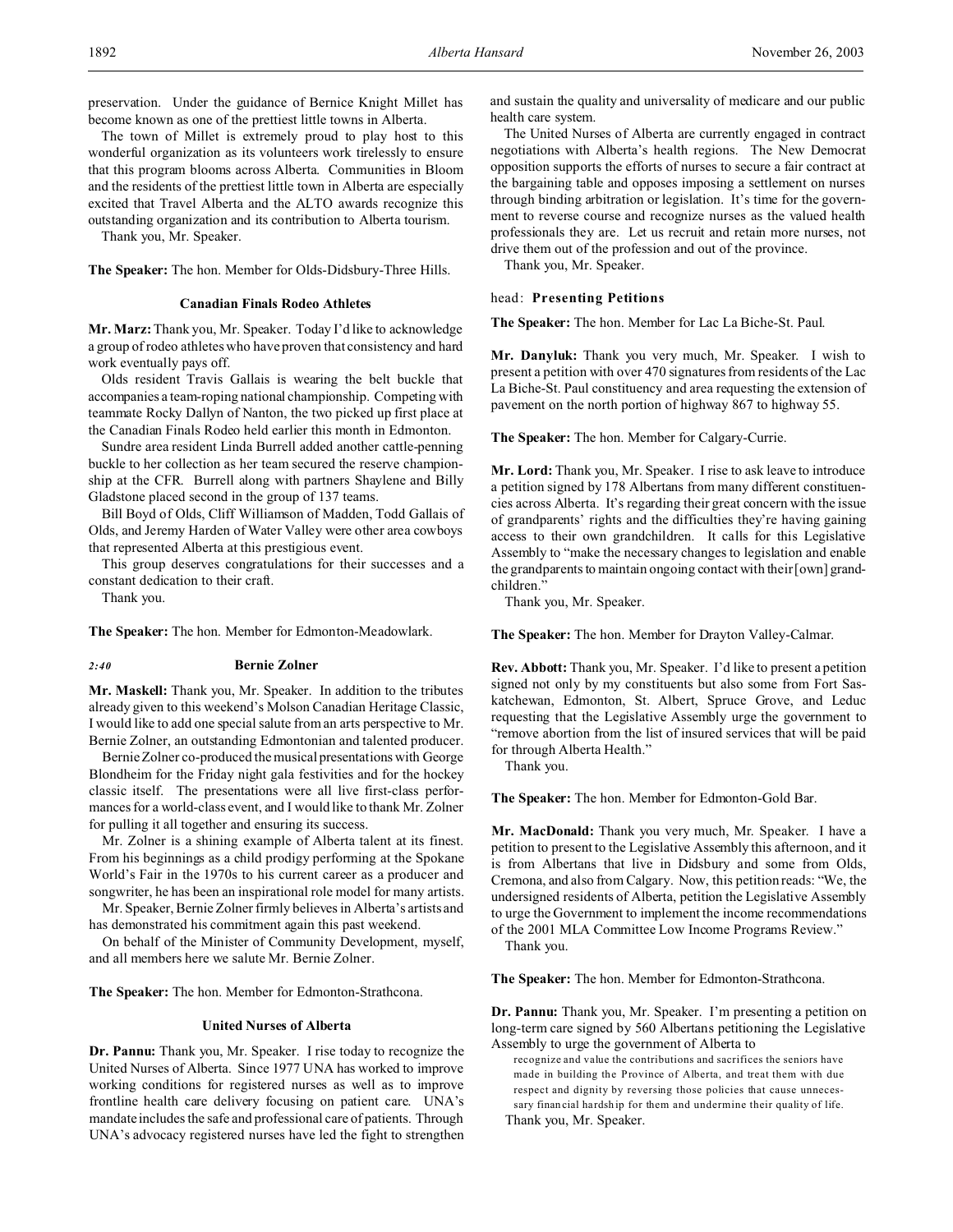preservation. Under the guidance of Bernice Knight Millet has become known as one of the prettiest little towns in Alberta.

The town of Millet is extremely proud to play host to this wonderful organization as its volunteers work tirelessly to ensure that this program blooms across Alberta. Communities in Bloom and the residents of the prettiest little town in Alberta are especially excited that Travel Alberta and the ALTO awards recognize this outstanding organization and its contribution to Alberta tourism.

Thank you, Mr. Speaker.

**The Speaker:** The hon. Member for Olds-Didsbury-Three Hills.

### Canadian Finals Rodeo Athletes

**Mr. Marz:** Thank you, Mr. Speaker. Today I'd like to acknowledge a group of rodeo athletes who have proven that consistency and hard work eventually pays off.

Olds resident Travis Gallais is wearing the belt buckle that accompanies a team-roping national championship. Competing with teammate Rocky Dallyn of Nanton, the two picked up first place at the Canadian Finals Rodeo held earlier this month in Edmonton.

Sundre area resident Linda Burrell added another cattle-penning buckle to her collection as her team secured the reserve championship at the CFR. Burrell along with partners Shaylene and Billy Gladstone placed second in the group of 137 teams.

Bill Boyd of Olds, Cliff Williamson of Madden, Todd Gallais of Olds, and Jeremy Harden of Water Valley were other area cowboys that represented Alberta at this prestigious event.

This group deserves congratulations for their successes and a constant dedication to their craft.

Thank you.

**The Speaker:** The hon. Member for Edmonton-Meadowlark.

*2:40*

### Bernie Zolner

**Mr. Maskell:** Thank you, Mr. Speaker. In addition to the tributes already given to this weekend's Molson Canadian Heritage Classic, I would like to add one special salute from an arts perspective to Mr. Bernie Zolner, an outstanding Edmontonian and talented producer.

Bernie Zolner co-produced the musical presentations with George Blondheim for the Friday night gala festivities and for the hockey classic itself. The presentations were all live first-class performances for a world-class event, and I would like to thank Mr. Zolner for pulling it all together and ensuring its success.

Mr. Zolner is a shining example of Alberta talent at its finest. From his beginnings as a child prodigy performing at the Spokane World's Fair in the 1970s to his current career as a producer and songwriter, he has been an inspirational role model for many artists.

Mr. Speaker, Bernie Zolner firmly believes in Alberta's artists and has demonstrated his commitment again this past weekend.

On behalf of the Minister of Community Development, myself, and all members here we salute Mr. Bernie Zolner.

**The Speaker:** The hon. Member for Edmonton-Strathcona.

### United Nurses of Alberta

**Dr. Pannu:** Thank you, Mr. Speaker. I rise today to recognize the United Nurses of Alberta. Since 1977 UNA has worked to improve working conditions for registered nurses as well as to improve frontline health care delivery focusing on patient care. UNA's mandate includes the safe and professional care of patients. Through UNA's advocacy registered nurses have led the fight to strengthen and sustain the quality and universality of medicare and our public health care system.

The United Nurses of Alberta are currently engaged in contract negotiations with Alberta's health regions. The New Democrat opposition supports the efforts of nurses to secure a fair contract at the bargaining table and opposes imposing a settlement on nurses through binding arbitration or legislation. It's time for the government to reverse course and recognize nurses as the valued health professionals they are. Let us recruit and retain more nurses, not drive them out of the profession and out of the province.

Thank you, Mr. Speaker.

## head: **Presenting Petitions**

**The Speaker:** The hon. Member for Lac La Biche-St. Paul.

**Mr. Danyluk:** Thank you very much, Mr. Speaker. I wish to present a petition with over 470 signatures from residents of the Lac La Biche-St. Paul constituency and area requesting the extension of pavement on the north portion of highway 867 to highway 55.

**The Speaker:** The hon. Member for Calgary-Currie.

**Mr. Lord:** Thank you, Mr. Speaker. I rise to ask leave to introduce a petition signed by 178 Albertans from many different constituencies across Alberta. It's regarding their great concern with the issue of grandparents' rights and the difficulties they're having gaining access to their own grandchildren. It calls for this Legislative Assembly to "make the necessary changes to legislation and enable the grandparents to maintain ongoing contact with their [own] grandchildren."

Thank you, Mr. Speaker.

**The Speaker:** The hon. Member for Drayton Valley-Calmar.

**Rev. Abbott:** Thank you, Mr. Speaker. I'd like to present a petition signed not only by my constituents but also some from Fort Saskatchewan, Edmonton, St. Albert, Spruce Grove, and Leduc requesting that the Legislative Assembly urge the government to "remove abortion from the list of insured services that will be paid for through Alberta Health."

Thank you.

**The Speaker:** The hon. Member for Edmonton-Gold Bar.

**Mr. MacDonald:** Thank you very much, Mr. Speaker. I have a petition to present to the Legislative Assembly this afternoon, and it is from Albertans that live in Didsbury and some from Olds, Cremona, and also from Calgary. Now, this petition reads: "We, the undersigned residents of Alberta, petition the Legislative Assembly to urge the Government to implement the income recommendations of the 2001 MLA Committee Low Income Programs Review."

Thank you.

**The Speaker:** The hon. Member for Edmonton-Strathcona.

**Dr. Pannu:** Thank you, Mr. Speaker. I'm presenting a petition on long-term care signed by 560 Albertans petitioning the Legislative Assembly to urge the government of Alberta to

> recognize and value the contributions and sacrifices the seniors have made in building the Province of Alberta, and treat them with due respect and dignity by reversing those policies that cause unnecessary financial hardship for them and undermine their quality of life.

Thank you, Mr. Speaker.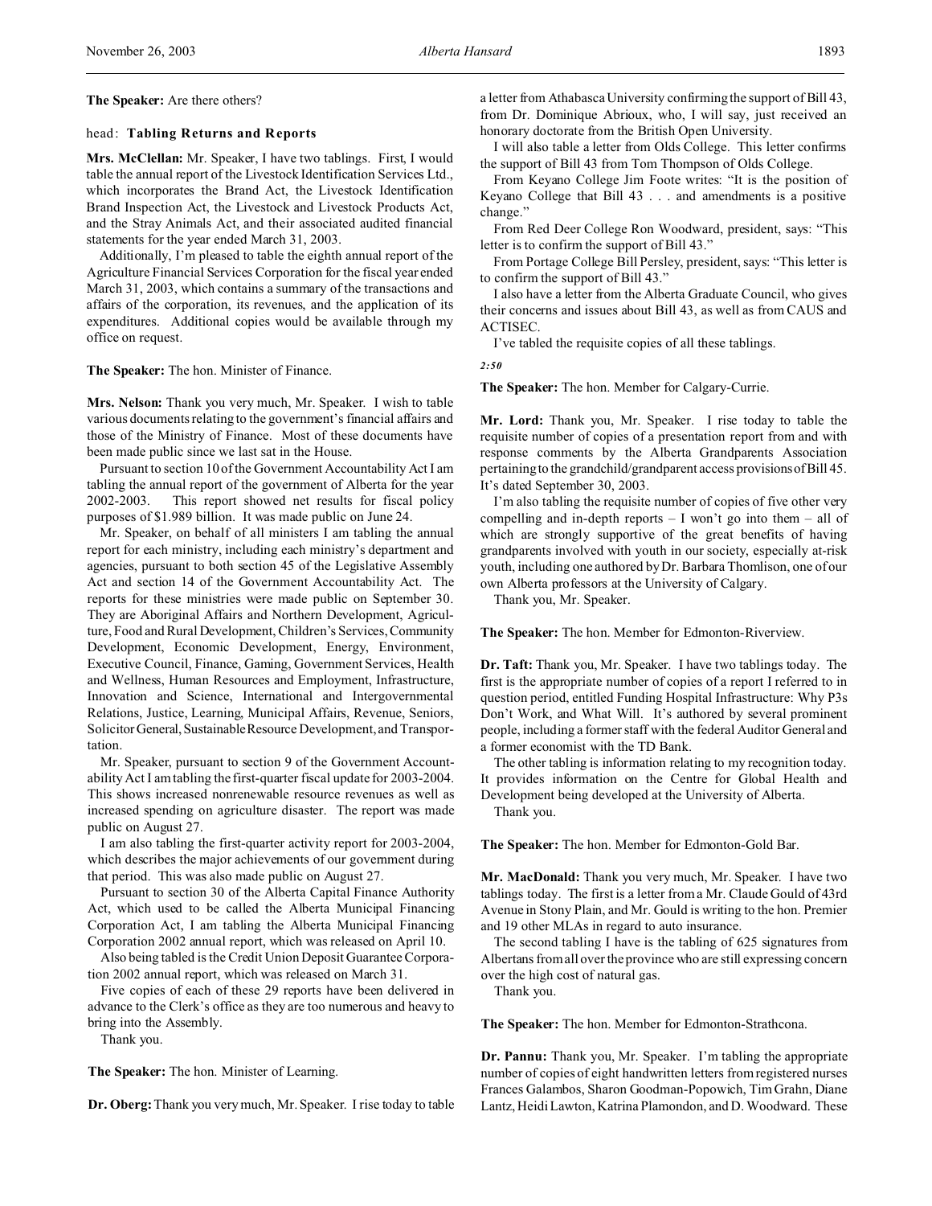**The Speaker:** Are there others?

head: **Tabling Returns and Reports**

**Mrs. McClellan:** Mr. Speaker, I have two tablings. First, I would table the annual report of the Livestock Identification Services Ltd., which incorporates the Brand Act, the Livestock Identification Brand Inspection Act, the Livestock and Livestock Products Act, and the Stray Animals Act, and their associated audited financial statements for the year ended March 31, 2003.

Additionally, I'm pleased to table the eighth annual report of the Agriculture Financial Services Corporation for the fiscal year ended March 31, 2003, which contains a summary of the transactions and affairs of the corporation, its revenues, and the application of its expenditures. Additional copies would be available through my office on request.

**The Speaker:** The hon. Minister of Finance.

**Mrs. Nelson:** Thank you very much, Mr. Speaker. I wish to table various documents relating to the government's financial affairs and those of the Ministry of Finance. Most of these documents have been made public since we last sat in the House.

Pursuant to section 10 of the Government Accountability Act I am tabling the annual report of the government of Alberta for the year 2002-2003. This report showed net results for fiscal policy purposes of $1.989 billion. It was made public on June 24.

Mr. Speaker, on behalf of all ministers I am tabling the annual report for each ministry, including each ministry's department and agencies, pursuant to both section 45 of the Legislative Assembly Act and section 14 of the Government Accountability Act. The reports for these ministries were made public on September 30. They are Aboriginal Affairs and Northern Development, Agriculture, Food and Rural Development, Children's Services, Community Development, Economic Development, Energy, Environment, Executive Council, Finance, Gaming, Government Services, Health and Wellness, Human Resources and Employment, Infrastructure, Innovation and Science, International and Intergovernmental Relations, Justice, Learning, Municipal Affairs, Revenue, Seniors, Solicitor General, Sustainable Resource Development, and Transportation.

Mr. Speaker, pursuant to section 9 of the Government Accountability Act I am tabling the first-quarter fiscal update for 2003-2004. This shows increased nonrenewable resource revenues as well as increased spending on agriculture disaster. The report was made public on August 27.

I am also tabling the first-quarter activity report for 2003-2004, which describes the major achievements of our government during that period. This was also made public on August 27.

Pursuant to section 30 of the Alberta Capital Finance Authority Act, which used to be called the Alberta Municipal Financing Corporation Act, I am tabling the Alberta Municipal Financing Corporation 2002 annual report, which was released on April 10.

Also being tabled is the Credit Union Deposit Guarantee Corporation 2002 annual report, which was released on March 31.

Five copies of each of these 29 reports have been delivered in advance to the Clerk's office as they are too numerous and heavy to bring into the Assembly.

Thank you.

**The Speaker:** The hon. Minister of Learning.

**Dr. Oberg:** Thank you very much, Mr. Speaker. I rise today to table a letter from Athabasca University confirming the support of Bill 43, from Dr. Dominique Abrioux, who, I will say, just received an honorary doctorate from the British Open University.

I will also table a letter from Olds College. This letter confirms the support of Bill 43 from Tom Thompson of Olds College.

From Keyano College Jim Foote writes: "It is the position of Keyano College that Bill 43 . . . and amendments is a positive change."

From Red Deer College Ron Woodward, president, says: "This letter is to confirm the support of Bill 43."

From Portage College Bill Persley, president, says: "This letter is to confirm the support of Bill 43."

I also have a letter from the Alberta Graduate Council, who gives their concerns and issues about Bill 43, as well as from CAUS and ACTISEC.

I've tabled the requisite copies of all these tablings.

*2:50*

**The Speaker:** The hon. Member for Calgary-Currie.

**Mr. Lord:** Thank you, Mr. Speaker. I rise today to table the requisite number of copies of a presentation report from and with response comments by the Alberta Grandparents Association pertaining to the grandchild/grandparent access provisions of Bill 45. It's dated September 30, 2003.

I'm also tabling the requisite number of copies of five other very compelling and in-depth reports – I won't go into them – all of which are strongly supportive of the great benefits of having grandparents involved with youth in our society, especially at-risk youth, including one authored by Dr. Barbara Thomlison, one of our own Alberta professors at the University of Calgary.

Thank you, Mr. Speaker.

**The Speaker:** The hon. Member for Edmonton-Riverview.

**Dr. Taft:** Thank you, Mr. Speaker. I have two tablings today. The first is the appropriate number of copies of a report I referred to in question period, entitled Funding Hospital Infrastructure: Why P3s Don't Work, and What Will. It's authored by several prominent people, including a former staff with the federal Auditor General and a former economist with the TD Bank.

The other tabling is information relating to my recognition today. It provides information on the Centre for Global Health and Development being developed at the University of Alberta.

Thank you.

**The Speaker:** The hon. Member for Edmonton-Gold Bar.

**Mr. MacDonald:** Thank you very much, Mr. Speaker. I have two tablings today. The first is a letter from a Mr. Claude Gould of 43rd Avenue in Stony Plain, and Mr. Gould is writing to the hon. Premier and 19 other MLAs in regard to auto insurance.

The second tabling I have is the tabling of 625 signatures from Albertans from all over the province who are still expressing concern over the high cost of natural gas.

Thank you.

**The Speaker:** The hon. Member for Edmonton-Strathcona.

**Dr. Pannu:** Thank you, Mr. Speaker. I'm tabling the appropriate number of copies of eight handwritten letters from registered nurses Frances Galambos, Sharon Goodman-Popowich, Tim Grahn, Diane Lantz, Heidi Lawton, Katrina Plamondon, and D. Woodward. These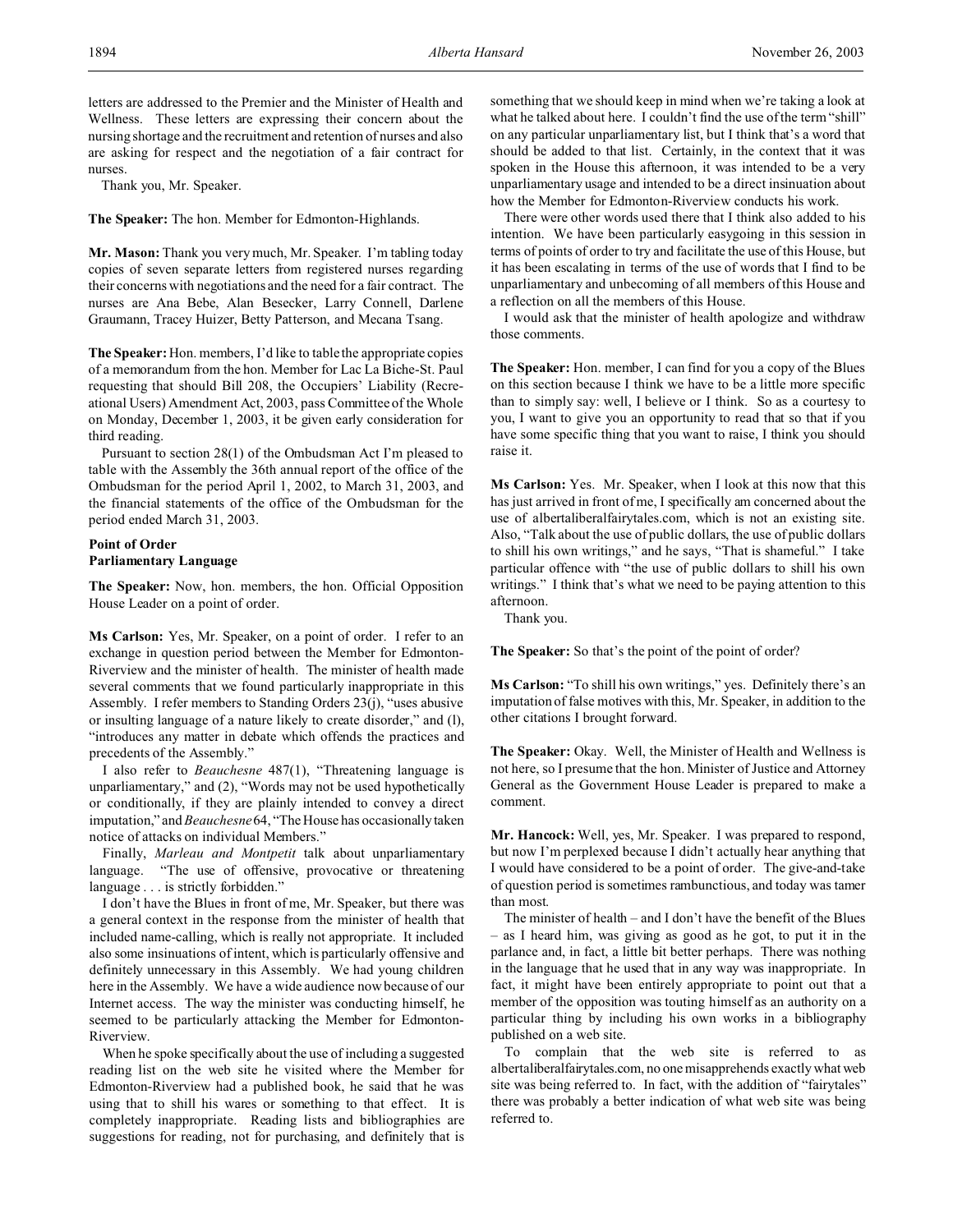letters are addressed to the Premier and the Minister of Health and Wellness. These letters are expressing their concern about the nursing shortage and the recruitment and retention of nurses and also are asking for respect and the negotiation of a fair contract for nurses.

Thank you, Mr. Speaker.

**The Speaker:** The hon. Member for Edmonton-Highlands.

**Mr. Mason:** Thank you very much, Mr. Speaker. I'm tabling today copies of seven separate letters from registered nurses regarding their concerns with negotiations and the need for a fair contract. The nurses are Ana Bebe, Alan Besecker, Larry Connell, Darlene Graumann, Tracey Huizer, Betty Patterson, and Mecana Tsang.

**The Speaker:** Hon. members, I'd like to table the appropriate copies of a memorandum from the hon. Member for Lac La Biche-St. Paul requesting that should Bill 208, the Occupiers' Liability (Recreational Users) Amendment Act, 2003, pass Committee of the Whole on Monday, December 1, 2003, it be given early consideration for third reading.

Pursuant to section 28(1) of the Ombudsman Act I'm pleased to table with the Assembly the 36th annual report of the office of the Ombudsman for the period April 1, 2002, to March 31, 2003, and the financial statements of the office of the Ombudsman for the period ended March 31, 2003.

**Point of Order**
**Parliamentary Language**

**The Speaker:** Now, hon. members, the hon. Official Opposition House Leader on a point of order.

**Ms Carlson:** Yes, Mr. Speaker, on a point of order. I refer to an exchange in question period between the Member for Edmonton-Riverview and the minister of health. The minister of health made several comments that we found particularly inappropriate in this Assembly. I refer members to Standing Orders 23(j), "uses abusive or insulting language of a nature likely to create disorder," and (l), "introduces any matter in debate which offends the practices and precedents of the Assembly."

I also refer to *Beauchesne* 487(1), "Threatening language is unparliamentary," and (2), "Words may not be used hypothetically or conditionally, if they are plainly intended to convey a direct imputation," and *Beauchesne* 64, "The House has occasionally taken notice of attacks on individual Members."

Finally, *Marleau and Montpetit* talk about unparliamentary language. "The use of offensive, provocative or threatening language . . . is strictly forbidden."

I don't have the Blues in front of me, Mr. Speaker, but there was a general context in the response from the minister of health that included name-calling, which is really not appropriate. It included also some insinuations of intent, which is particularly offensive and definitely unnecessary in this Assembly. We had young children here in the Assembly. We have a wide audience now because of our Internet access. The way the minister was conducting himself, he seemed to be particularly attacking the Member for Edmonton-Riverview.

When he spoke specifically about the use of including a suggested reading list on the web site he visited where the Member for Edmonton-Riverview had a published book, he said that he was using that to shill his wares or something to that effect. It is completely inappropriate. Reading lists and bibliographies are suggestions for reading, not for purchasing, and definitely that is something that we should keep in mind when we're taking a look at what he talked about here. I couldn't find the use of the term "shill" on any particular unparliamentary list, but I think that's a word that should be added to that list. Certainly, in the context that it was spoken in the House this afternoon, it was intended to be a very unparliamentary usage and intended to be a direct insinuation about how the Member for Edmonton-Riverview conducts his work.

There were other words used there that I think also added to his intention. We have been particularly easygoing in this session in terms of points of order to try and facilitate the use of this House, but it has been escalating in terms of the use of words that I find to be unparliamentary and unbecoming of all members of this House and a reflection on all the members of this House.

I would ask that the minister of health apologize and withdraw those comments.

**The Speaker:** Hon. member, I can find for you a copy of the Blues on this section because I think we have to be a little more specific than to simply say: well, I believe or I think. So as a courtesy to you, I want to give you an opportunity to read that so that if you have some specific thing that you want to raise, I think you should raise it.

**Ms Carlson:** Yes. Mr. Speaker, when I look at this now that this has just arrived in front of me, I specifically am concerned about the use of albertaliberalfairytales.com, which is not an existing site. Also, "Talk about the use of public dollars, the use of public dollars to shill his own writings," and he says, "That is shameful." I take particular offence with "the use of public dollars to shill his own writings." I think that's what we need to be paying attention to this afternoon.

Thank you.

**The Speaker:** So that's the point of the point of order?

**Ms Carlson:** "To shill his own writings," yes. Definitely there's an imputation of false motives with this, Mr. Speaker, in addition to the other citations I brought forward.

**The Speaker:** Okay. Well, the Minister of Health and Wellness is not here, so I presume that the hon. Minister of Justice and Attorney General as the Government House Leader is prepared to make a comment.

**Mr. Hancock:** Well, yes, Mr. Speaker. I was prepared to respond, but now I'm perplexed because I didn't actually hear anything that I would have considered to be a point of order. The give-and-take of question period is sometimes rambunctious, and today was tamer than most.

The minister of health – and I don't have the benefit of the Blues – as I heard him, was giving as good as he got, to put it in the parlance and, in fact, a little bit better perhaps. There was nothing in the language that he used that in any way was inappropriate. In fact, it might have been entirely appropriate to point out that a member of the opposition was touting himself as an authority on a particular thing by including his own works in a bibliography published on a web site.

To complain that the web site is referred to as albertaliberalfairytales.com, no one misapprehends exactly what web site was being referred to. In fact, with the addition of "fairytales" there was probably a better indication of what web site was being referred to.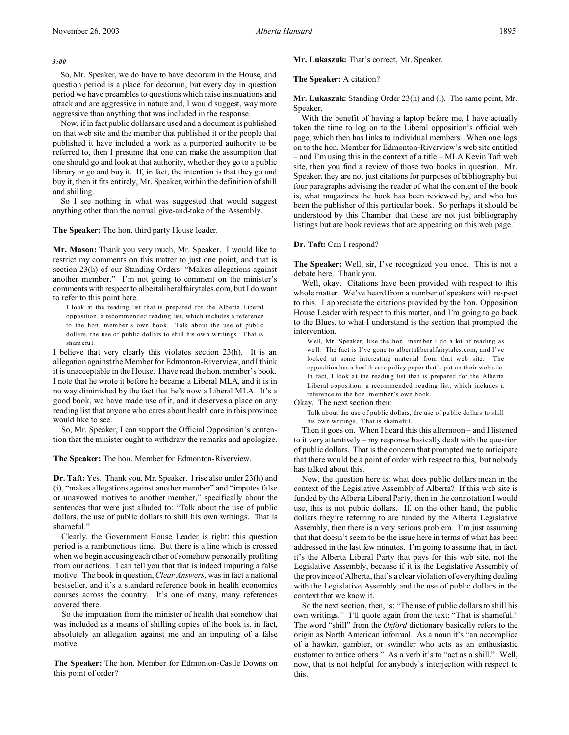*3:00*

So, Mr. Speaker, we do have to have decorum in the House, and question period is a place for decorum, but every day in question period we have preambles to questions which raise insinuations and attack and are aggressive in nature and, I would suggest, way more aggressive than anything that was included in the response.

Now, if in fact public dollars are used and a document is published on that web site and the member that published it or the people that published it have included a work as a purported authority to be referred to, then I presume that one can make the assumption that one should go and look at that authority, whether they go to a public library or go and buy it. If, in fact, the intention is that they go and buy it, then it fits entirely, Mr. Speaker, within the definition of shill and shilling.

So I see nothing in what was suggested that would suggest anything other than the normal give-and-take of the Assembly.

**The Speaker:** The hon. third party House leader.

**Mr. Mason:** Thank you very much, Mr. Speaker. I would like to restrict my comments on this matter to just one point, and that is section 23(h) of our Standing Orders: "Makes allegations against another member." I'm not going to comment on the minister's comments with respect to albertaliberalfairytales.com, but I do want to refer to this point here.

> I look at the reading list that is prepared for the Alberta Liberal opposition, a recommended reading list, which includes a reference to the hon. member's own book. Talk about the use of public dollars, the use of public dollars to shill his own writings. That is shameful.

I believe that very clearly this violates section 23(h). It is an allegation against the Member for Edmonton-Riverview, and I think it is unacceptable in the House. I have read the hon. member's book. I note that he wrote it before he became a Liberal MLA, and it is in no way diminished by the fact that he's now a Liberal MLA. It's a good book, we have made use of it, and it deserves a place on any reading list that anyone who cares about health care in this province would like to see.

So, Mr. Speaker, I can support the Official Opposition's contention that the minister ought to withdraw the remarks and apologize.

**The Speaker:** The hon. Member for Edmonton-Riverview.

**Dr. Taft:** Yes. Thank you, Mr. Speaker. I rise also under 23(h) and (i), "makes allegations against another member" and "imputes false or unavowed motives to another member," specifically about the sentences that were just alluded to: "Talk about the use of public dollars, the use of public dollars to shill his own writings. That is shameful."

Clearly, the Government House Leader is right: this question period is a rambunctious time. But there is a line which is crossed when we begin accusing each other of somehow personally profiting from our actions. I can tell you that that is indeed imputing a false motive. The book in question, *Clear Answers*, was in fact a national bestseller, and it's a standard reference book in health economics courses across the country. It's one of many, many references covered there.

So the imputation from the minister of health that somehow that was included as a means of shilling copies of the book is, in fact, absolutely an allegation against me and an imputing of a false motive.

**The Speaker:** The hon. Member for Edmonton-Castle Downs on this point of order?

**Mr. Lukaszuk:** That's correct, Mr. Speaker.

**The Speaker:** A citation?

**Mr. Lukaszuk:** Standing Order 23(h) and (i). The same point, Mr. Speaker.

With the benefit of having a laptop before me, I have actually taken the time to log on to the Liberal opposition's official web page, which then has links to individual members. When one logs on to the hon. Member for Edmonton-Riverview's web site entitled – and I'm using this in the context of a title – MLA Kevin Taft web site, then you find a review of those two books in question. Mr. Speaker, they are not just citations for purposes of bibliography but four paragraphs advising the reader of what the content of the book is, what magazines the book has been reviewed by, and who has been the publisher of this particular book. So perhaps it should be understood by this Chamber that these are not just bibliography listings but are book reviews that are appearing on this web page.

**Dr. Taft:** Can I respond?

**The Speaker:** Well, sir, I've recognized you once. This is not a debate here. Thank you.

Well, okay. Citations have been provided with respect to this whole matter. We've heard from a number of speakers with respect to this. I appreciate the citations provided by the hon. Opposition House Leader with respect to this matter, and I'm going to go back to the Blues, to what I understand is the section that prompted the intervention.

> Well, Mr. Speaker, like the hon. member I do a lot of reading as well. The fact is I've gone to albertaliberalfairytales.com, and I've looked at some interesting material from that web site. The opposition has a health care policy paper that's put on their web site. In fact, I look at the reading list that is prepared for the Alberta Liberal opposition, a recommended reading list, which includes a reference to the hon. member's own book.

Okay. The next section then:

> Talk about the use of public dollars, the use of public dollars to shill his own writings. That is shameful.

Then it goes on. When I heard this this afternoon – and I listened to it very attentively – my response basically dealt with the question of public dollars. That is the concern that prompted me to anticipate that there would be a point of order with respect to this, but nobody has talked about this.

Now, the question here is: what does public dollars mean in the context of the Legislative Assembly of Alberta? If this web site is funded by the Alberta Liberal Party, then in the connotation I would use, this is not public dollars. If, on the other hand, the public dollars they're referring to are funded by the Alberta Legislative Assembly, then there is a very serious problem. I'm just assuming that that doesn't seem to be the issue here in terms of what has been addressed in the last few minutes. I'm going to assume that, in fact, it's the Alberta Liberal Party that pays for this web site, not the Legislative Assembly, because if it is the Legislative Assembly of the province of Alberta, that's a clear violation of everything dealing with the Legislative Assembly and the use of public dollars in the context that we know it.

So the next section, then, is: "The use of public dollars to shill his own writings." I'll quote again from the text: "That is shameful." The word "shill" from the *Oxford* dictionary basically refers to the origin as North American informal. As a noun it's "an accomplice of a hawker, gambler, or swindler who acts as an enthusiastic customer to entice others." As a verb it's to "act as a shill." Well, now, that is not helpful for anybody's interjection with respect to this.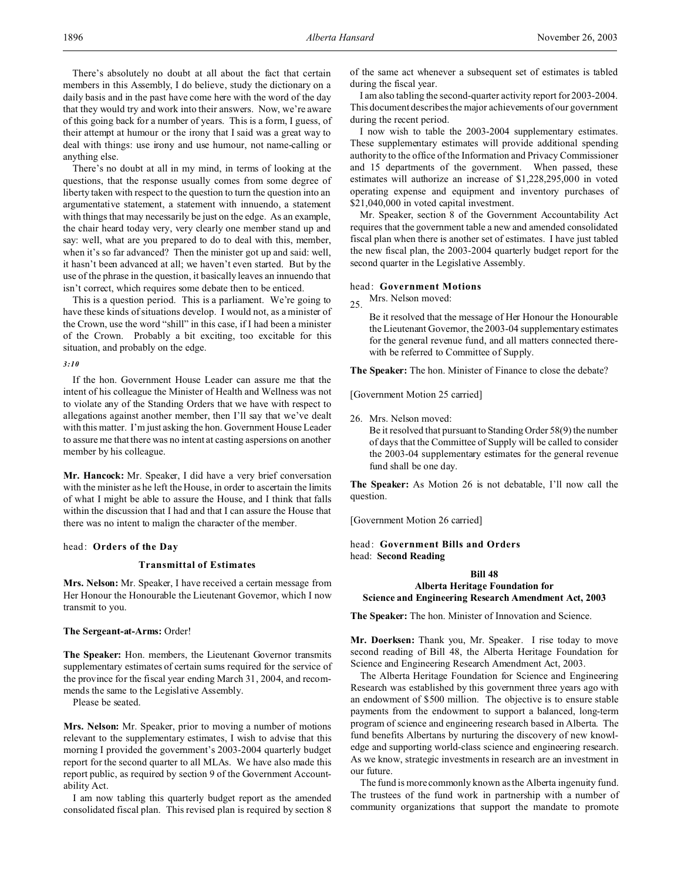There's absolutely no doubt at all about the fact that certain members in this Assembly, I do believe, study the dictionary on a daily basis and in the past have come here with the word of the day that they would try and work into their answers. Now, we're aware of this going back for a number of years. This is a form, I guess, of their attempt at humour or the irony that I said was a great way to deal with things: use irony and use humour, not name-calling or anything else.

There's no doubt at all in my mind, in terms of looking at the questions, that the response usually comes from some degree of liberty taken with respect to the question to turn the question into an argumentative statement, a statement with innuendo, a statement with things that may necessarily be just on the edge. As an example, the chair heard today very, very clearly one member stand up and say: well, what are you prepared to do to deal with this, member, when it's so far advanced? Then the minister got up and said: well, it hasn't been advanced at all; we haven't even started. But by the use of the phrase in the question, it basically leaves an innuendo that isn't correct, which requires some debate then to be enticed.

This is a question period. This is a parliament. We're going to have these kinds of situations develop. I would not, as a minister of the Crown, use the word "shill" in this case, if I had been a minister of the Crown. Probably a bit exciting, too excitable for this situation, and probably on the edge.

*3:10*

If the hon. Government House Leader can assure me that the intent of his colleague the Minister of Health and Wellness was not to violate any of the Standing Orders that we have with respect to allegations against another member, then I'll say that we've dealt with this matter. I'm just asking the hon. Government House Leader to assure me that there was no intent at casting aspersions on another member by his colleague.

**Mr. Hancock:** Mr. Speaker, I did have a very brief conversation with the minister as he left the House, in order to ascertain the limits of what I might be able to assure the House, and I think that falls within the discussion that I had and that I can assure the House that there was no intent to malign the character of the member.

head: **Orders of the Day**

**Transmittal of Estimates**

**Mrs. Nelson:** Mr. Speaker, I have received a certain message from Her Honour the Honourable the Lieutenant Governor, which I now transmit to you.

**The Sergeant-at-Arms:** Order!

**The Speaker:** Hon. members, the Lieutenant Governor transmits supplementary estimates of certain sums required for the service of the province for the fiscal year ending March 31, 2004, and recommends the same to the Legislative Assembly.

Please be seated.

**Mrs. Nelson:** Mr. Speaker, prior to moving a number of motions relevant to the supplementary estimates, I wish to advise that this morning I provided the government's 2003-2004 quarterly budget report for the second quarter to all MLAs. We have also made this report public, as required by section 9 of the Government Accountability Act.

I am now tabling this quarterly budget report as the amended consolidated fiscal plan. This revised plan is required by section 8 of the same act whenever a subsequent set of estimates is tabled during the fiscal year.

I am also tabling the second-quarter activity report for 2003-2004. This document describes the major achievements of our government during the recent period.

I now wish to table the 2003-2004 supplementary estimates. These supplementary estimates will provide additional spending authority to the office of the Information and Privacy Commissioner and 15 departments of the government. When passed, these estimates will authorize an increase of $1,228,295,000 in voted operating expense and equipment and inventory purchases of $21,040,000 in voted capital investment.

Mr. Speaker, section 8 of the Government Accountability Act requires that the government table a new and amended consolidated fiscal plan when there is another set of estimates. I have just tabled the new fiscal plan, the 2003-2004 quarterly budget report for the second quarter in the Legislative Assembly.

head: **Government Motions**

25. Mrs. Nelson moved:

Be it resolved that the message of Her Honour the Honourable the Lieutenant Governor, the 2003-04 supplementary estimates for the general revenue fund, and all matters connected therewith be referred to Committee of Supply.

**The Speaker:** The hon. Minister of Finance to close the debate?

[Government Motion 25 carried]

26. Mrs. Nelson moved:

Be it resolved that pursuant to Standing Order 58(9) the number of days that the Committee of Supply will be called to consider the 2003-04 supplementary estimates for the general revenue fund shall be one day.

**The Speaker:** As Motion 26 is not debatable, I'll now call the question.

[Government Motion 26 carried]

head: **Government Bills and Orders**
head: **Second Reading**

**Bill 48**
**Alberta Heritage Foundation for Science and Engineering Research Amendment Act, 2003**

**The Speaker:** The hon. Minister of Innovation and Science.

**Mr. Doerksen:** Thank you, Mr. Speaker. I rise today to move second reading of Bill 48, the Alberta Heritage Foundation for Science and Engineering Research Amendment Act, 2003.

The Alberta Heritage Foundation for Science and Engineering Research was established by this government three years ago with an endowment of $500 million. The objective is to ensure stable payments from the endowment to support a balanced, long-term program of science and engineering research based in Alberta. The fund benefits Albertans by nurturing the discovery of new knowledge and supporting world-class science and engineering research. As we know, strategic investments in research are an investment in our future.

The fund is more commonly known as the Alberta ingenuity fund. The trustees of the fund work in partnership with a number of community organizations that support the mandate to promote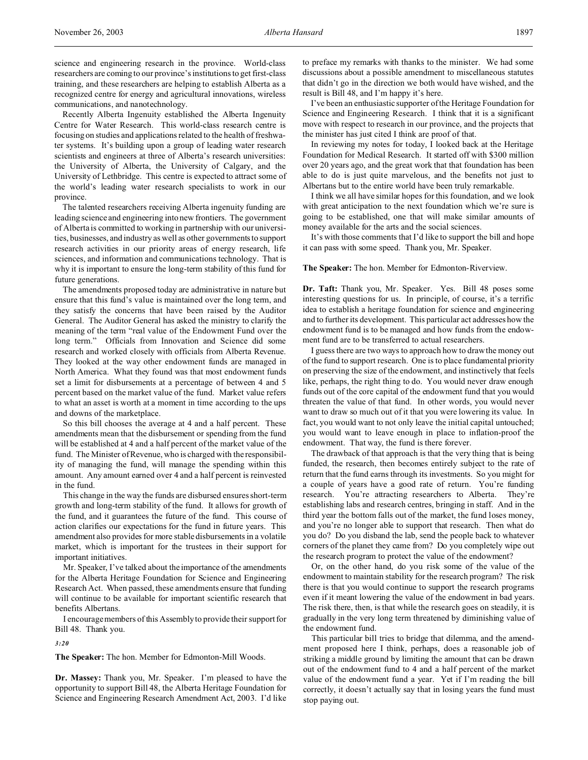science and engineering research in the province. World-class researchers are coming to our province's institutions to get first-class training, and these researchers are helping to establish Alberta as a recognized centre for energy and agricultural innovations, wireless communications, and nanotechnology.

Recently Alberta Ingenuity established the Alberta Ingenuity Centre for Water Research. This world-class research centre is focusing on studies and applications related to the health of freshwater systems. It's building upon a group of leading water research scientists and engineers at three of Alberta's research universities: the University of Alberta, the University of Calgary, and the University of Lethbridge. This centre is expected to attract some of the world's leading water research specialists to work in our province.

The talented researchers receiving Alberta ingenuity funding are leading science and engineering into new frontiers. The government of Alberta is committed to working in partnership with our universities, businesses, and industry as well as other governments to support research activities in our priority areas of energy research, life sciences, and information and communications technology. That is why it is important to ensure the long-term stability of this fund for future generations.

The amendments proposed today are administrative in nature but ensure that this fund's value is maintained over the long term, and they satisfy the concerns that have been raised by the Auditor General. The Auditor General has asked the ministry to clarify the meaning of the term "real value of the Endowment Fund over the long term." Officials from Innovation and Science did some research and worked closely with officials from Alberta Revenue. They looked at the way other endowment funds are managed in North America. What they found was that most endowment funds set a limit for disbursements at a percentage of between 4 and 5 percent based on the market value of the fund. Market value refers to what an asset is worth at a moment in time according to the ups and downs of the marketplace.

So this bill chooses the average at 4 and a half percent. These amendments mean that the disbursement or spending from the fund will be established at 4 and a half percent of the market value of the fund. The Minister of Revenue, who is charged with the responsibility of managing the fund, will manage the spending within this amount. Any amount earned over 4 and a half percent is reinvested in the fund.

This change in the way the funds are disbursed ensures short-term growth and long-term stability of the fund. It allows for growth of the fund, and it guarantees the future of the fund. This course of action clarifies our expectations for the fund in future years. This amendment also provides for more stable disbursements in a volatile market, which is important for the trustees in their support for important initiatives.

Mr. Speaker, I've talked about the importance of the amendments for the Alberta Heritage Foundation for Science and Engineering Research Act. When passed, these amendments ensure that funding will continue to be available for important scientific research that benefits Albertans.

I encourage members of this Assembly to provide their support for Bill 48. Thank you.

*3:20*

**The Speaker:** The hon. Member for Edmonton-Mill Woods.

**Dr. Massey:** Thank you, Mr. Speaker. I'm pleased to have the opportunity to support Bill 48, the Alberta Heritage Foundation for Science and Engineering Research Amendment Act, 2003. I'd like to preface my remarks with thanks to the minister. We had some discussions about a possible amendment to miscellaneous statutes that didn't go in the direction we both would have wished, and the result is Bill 48, and I'm happy it's here.

I've been an enthusiastic supporter of the Heritage Foundation for Science and Engineering Research. I think that it is a significant move with respect to research in our province, and the projects that the minister has just cited I think are proof of that.

In reviewing my notes for today, I looked back at the Heritage Foundation for Medical Research. It started off with $300 million over 20 years ago, and the great work that that foundation has been able to do is just quite marvelous, and the benefits not just to Albertans but to the entire world have been truly remarkable.

I think we all have similar hopes for this foundation, and we look with great anticipation to the next foundation which we're sure is going to be established, one that will make similar amounts of money available for the arts and the social sciences.

It's with those comments that I'd like to support the bill and hope it can pass with some speed. Thank you, Mr. Speaker.

**The Speaker:** The hon. Member for Edmonton-Riverview.

**Dr. Taft:** Thank you, Mr. Speaker. Yes. Bill 48 poses some interesting questions for us. In principle, of course, it's a terrific idea to establish a heritage foundation for science and engineering and to further its development. This particular act addresses how the endowment fund is to be managed and how funds from the endowment fund are to be transferred to actual researchers.

I guess there are two ways to approach how to draw the money out of the fund to support research. One is to place fundamental priority on preserving the size of the endowment, and instinctively that feels like, perhaps, the right thing to do. You would never draw enough funds out of the core capital of the endowment fund that you would threaten the value of that fund. In other words, you would never want to draw so much out of it that you were lowering its value. In fact, you would want to not only leave the initial capital untouched; you would want to leave enough in place to inflation-proof the endowment. That way, the fund is there forever.

The drawback of that approach is that the very thing that is being funded, the research, then becomes entirely subject to the rate of return that the fund earns through its investments. So you might for a couple of years have a good rate of return. You're funding research. You're attracting researchers to Alberta. They're establishing labs and research centres, bringing in staff. And in the third year the bottom falls out of the market, the fund loses money, and you're no longer able to support that research. Then what do you do? Do you disband the lab, send the people back to whatever corners of the planet they came from? Do you completely wipe out the research program to protect the value of the endowment?

Or, on the other hand, do you risk some of the value of the endowment to maintain stability for the research program? The risk there is that you would continue to support the research programs even if it meant lowering the value of the endowment in bad years. The risk there, then, is that while the research goes on steadily, it is gradually in the very long term threatened by diminishing value of the endowment fund.

This particular bill tries to bridge that dilemma, and the amendment proposed here I think, perhaps, does a reasonable job of striking a middle ground by limiting the amount that can be drawn out of the endowment fund to 4 and a half percent of the market value of the endowment fund a year. Yet if I'm reading the bill correctly, it doesn't actually say that in losing years the fund must stop paying out.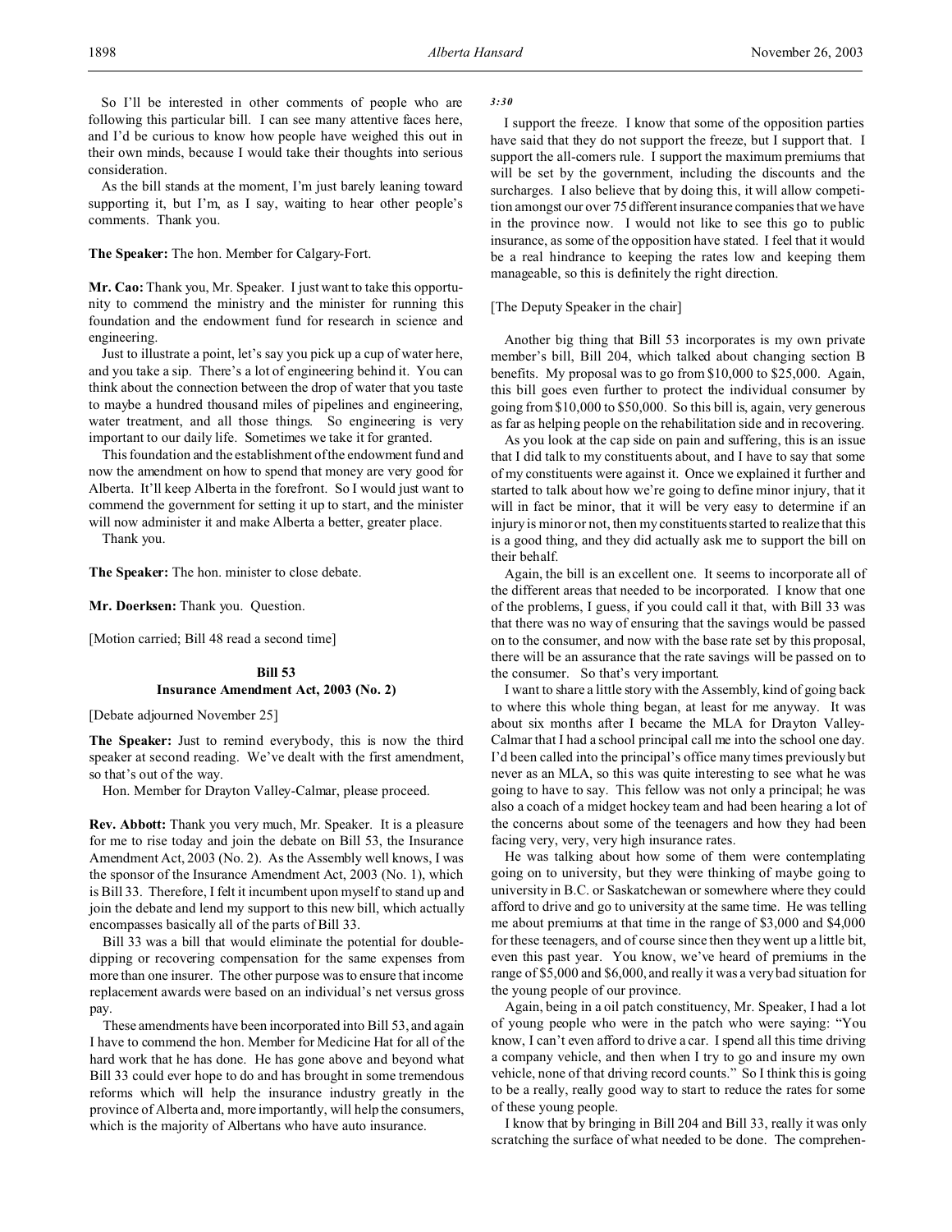So I'll be interested in other comments of people who are following this particular bill. I can see many attentive faces here, and I'd be curious to know how people have weighed this out in their own minds, because I would take their thoughts into serious consideration.

As the bill stands at the moment, I'm just barely leaning toward supporting it, but I'm, as I say, waiting to hear other people's comments. Thank you.

**The Speaker:** The hon. Member for Calgary-Fort.

**Mr. Cao:** Thank you, Mr. Speaker. I just want to take this opportunity to commend the ministry and the minister for running this foundation and the endowment fund for research in science and engineering.

Just to illustrate a point, let's say you pick up a cup of water here, and you take a sip. There's a lot of engineering behind it. You can think about the connection between the drop of water that you taste to maybe a hundred thousand miles of pipelines and engineering, water treatment, and all those things. So engineering is very important to our daily life. Sometimes we take it for granted.

This foundation and the establishment of the endowment fund and now the amendment on how to spend that money are very good for Alberta. It'll keep Alberta in the forefront. So I would just want to commend the government for setting it up to start, and the minister will now administer it and make Alberta a better, greater place.

Thank you.

**The Speaker:** The hon. minister to close debate.

**Mr. Doerksen:** Thank you. Question.

[Motion carried; Bill 48 read a second time]

### Bill 53
### Insurance Amendment Act, 2003 (No. 2)

[Debate adjourned November 25]

**The Speaker:** Just to remind everybody, this is now the third speaker at second reading. We've dealt with the first amendment, so that's out of the way.

Hon. Member for Drayton Valley-Calmar, please proceed.

**Rev. Abbott:** Thank you very much, Mr. Speaker. It is a pleasure for me to rise today and join the debate on Bill 53, the Insurance Amendment Act, 2003 (No. 2). As the Assembly well knows, I was the sponsor of the Insurance Amendment Act, 2003 (No. 1), which is Bill 33. Therefore, I felt it incumbent upon myself to stand up and join the debate and lend my support to this new bill, which actually encompasses basically all of the parts of Bill 33.

Bill 33 was a bill that would eliminate the potential for double-dipping or recovering compensation for the same expenses from more than one insurer. The other purpose was to ensure that income replacement awards were based on an individual's net versus gross pay.

These amendments have been incorporated into Bill 53, and again I have to commend the hon. Member for Medicine Hat for all of the hard work that he has done. He has gone above and beyond what Bill 33 could ever hope to do and has brought in some tremendous reforms which will help the insurance industry greatly in the province of Alberta and, more importantly, will help the consumers, which is the majority of Albertans who have auto insurance.

*3:30*

I support the freeze. I know that some of the opposition parties have said that they do not support the freeze, but I support that. I support the all-comers rule. I support the maximum premiums that will be set by the government, including the discounts and the surcharges. I also believe that by doing this, it will allow competition amongst our over 75 different insurance companies that we have in the province now. I would not like to see this go to public insurance, as some of the opposition have stated. I feel that it would be a real hindrance to keeping the rates low and keeping them manageable, so this is definitely the right direction.

[The Deputy Speaker in the chair]

Another big thing that Bill 53 incorporates is my own private member's bill, Bill 204, which talked about changing section B benefits. My proposal was to go from $10,000 to $25,000. Again, this bill goes even further to protect the individual consumer by going from $10,000 to $50,000. So this bill is, again, very generous as far as helping people on the rehabilitation side and in recovering.

As you look at the cap side on pain and suffering, this is an issue that I did talk to my constituents about, and I have to say that some of my constituents were against it. Once we explained it further and started to talk about how we're going to define minor injury, that it will in fact be minor, that it will be very easy to determine if an injury is minor or not, then my constituents started to realize that this is a good thing, and they did actually ask me to support the bill on their behalf.

Again, the bill is an excellent one. It seems to incorporate all of the different areas that needed to be incorporated. I know that one of the problems, I guess, if you could call it that, with Bill 33 was that there was no way of ensuring that the savings would be passed on to the consumer, and now with the base rate set by this proposal, there will be an assurance that the rate savings will be passed on to the consumer. So that's very important.

I want to share a little story with the Assembly, kind of going back to where this whole thing began, at least for me anyway. It was about six months after I became the MLA for Drayton Valley-Calmar that I had a school principal call me into the school one day. I'd been called into the principal's office many times previously but never as an MLA, so this was quite interesting to see what he was going to have to say. This fellow was not only a principal; he was also a coach of a midget hockey team and had been hearing a lot of the concerns about some of the teenagers and how they had been facing very, very, very high insurance rates.

He was talking about how some of them were contemplating going on to university, but they were thinking of maybe going to university in B.C. or Saskatchewan or somewhere where they could afford to drive and go to university at the same time. He was telling me about premiums at that time in the range of $3,000 and $4,000 for these teenagers, and of course since then they went up a little bit, even this past year. You know, we've heard of premiums in the range of $5,000 and $6,000, and really it was a very bad situation for the young people of our province.

Again, being in a oil patch constituency, Mr. Speaker, I had a lot of young people who were in the patch who were saying: "You know, I can't even afford to drive a car. I spend all this time driving a company vehicle, and then when I try to go and insure my own vehicle, none of that driving record counts." So I think this is going to be a really, really good way to start to reduce the rates for some of these young people.

I know that by bringing in Bill 204 and Bill 33, really it was only scratching the surface of what needed to be done. The comprehen-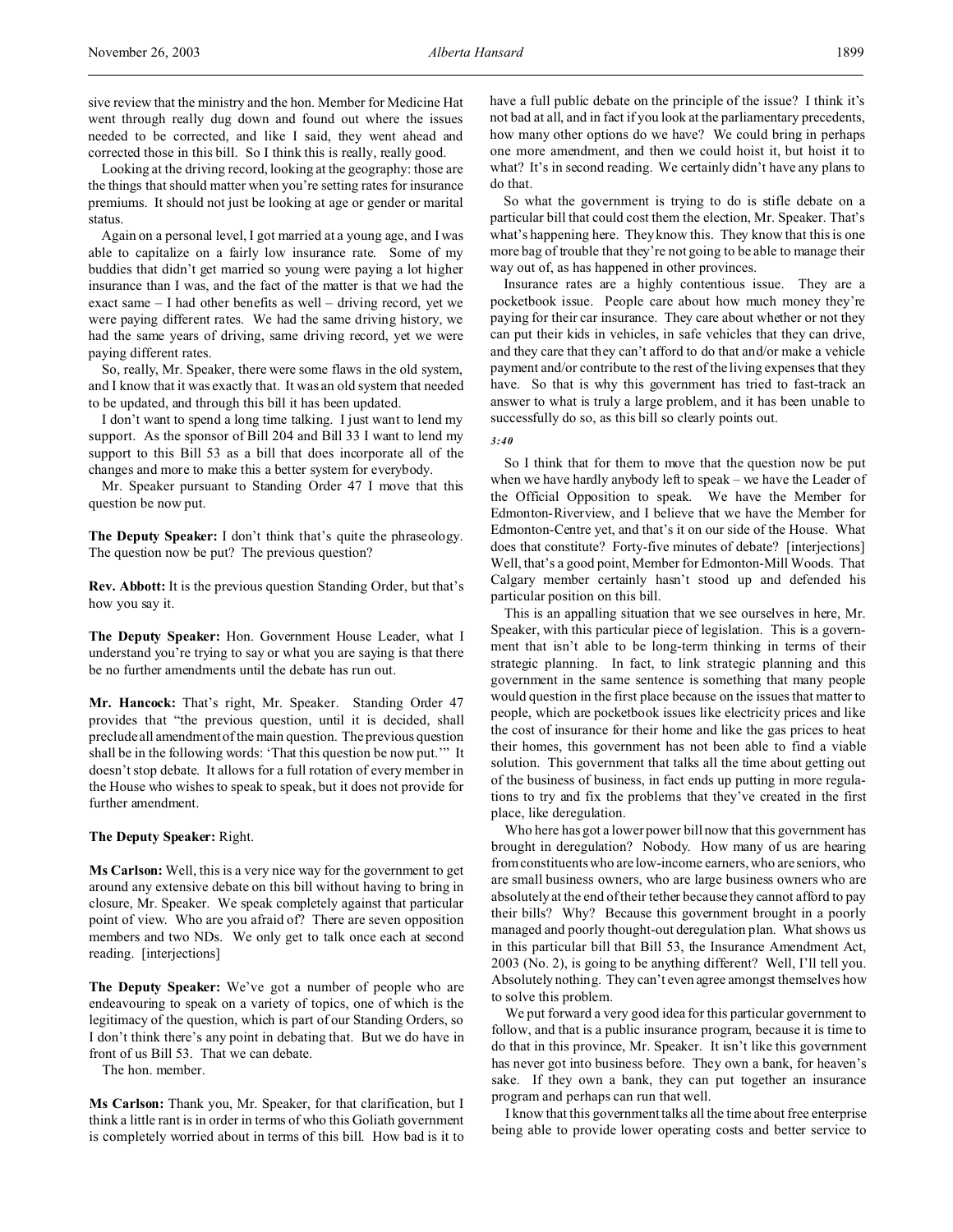sive review that the ministry and the hon. Member for Medicine Hat went through really dug down and found out where the issues needed to be corrected, and like I said, they went ahead and corrected those in this bill. So I think this is really, really good.

Looking at the driving record, looking at the geography: those are the things that should matter when you're setting rates for insurance premiums. It should not just be looking at age or gender or marital status.

Again on a personal level, I got married at a young age, and I was able to capitalize on a fairly low insurance rate. Some of my buddies that didn't get married so young were paying a lot higher insurance than I was, and the fact of the matter is that we had the exact same – I had other benefits as well – driving record, yet we were paying different rates. We had the same driving history, we had the same years of driving, same driving record, yet we were paying different rates.

So, really, Mr. Speaker, there were some flaws in the old system, and I know that it was exactly that. It was an old system that needed to be updated, and through this bill it has been updated.

I don't want to spend a long time talking. I just want to lend my support. As the sponsor of Bill 204 and Bill 33 I want to lend my support to this Bill 53 as a bill that does incorporate all of the changes and more to make this a better system for everybody.

Mr. Speaker pursuant to Standing Order 47 I move that this question be now put.

**The Deputy Speaker:** I don't think that's quite the phraseology. The question now be put? The previous question?

**Rev. Abbott:** It is the previous question Standing Order, but that's how you say it.

**The Deputy Speaker:** Hon. Government House Leader, what I understand you're trying to say or what you are saying is that there be no further amendments until the debate has run out.

**Mr. Hancock:** That's right, Mr. Speaker. Standing Order 47 provides that "the previous question, until it is decided, shall preclude all amendment of the main question. The previous question shall be in the following words: 'That this question be now put.'" It doesn't stop debate. It allows for a full rotation of every member in the House who wishes to speak to speak, but it does not provide for further amendment.

**The Deputy Speaker:** Right.

**Ms Carlson:** Well, this is a very nice way for the government to get around any extensive debate on this bill without having to bring in closure, Mr. Speaker. We speak completely against that particular point of view. Who are you afraid of? There are seven opposition members and two NDs. We only get to talk once each at second reading. [interjections]

**The Deputy Speaker:** We've got a number of people who are endeavouring to speak on a variety of topics, one of which is the legitimacy of the question, which is part of our Standing Orders, so I don't think there's any point in debating that. But we do have in front of us Bill 53. That we can debate.

The hon. member.

**Ms Carlson:** Thank you, Mr. Speaker, for that clarification, but I think a little rant is in order in terms of who this Goliath government is completely worried about in terms of this bill. How bad is it to have a full public debate on the principle of the issue? I think it's not bad at all, and in fact if you look at the parliamentary precedents, how many other options do we have? We could bring in perhaps one more amendment, and then we could hoist it, but hoist it to what? It's in second reading. We certainly didn't have any plans to do that.

So what the government is trying to do is stifle debate on a particular bill that could cost them the election, Mr. Speaker. That's what's happening here. They know this. They know that this is one more bag of trouble that they're not going to be able to manage their way out of, as has happened in other provinces.

Insurance rates are a highly contentious issue. They are a pocketbook issue. People care about how much money they're paying for their car insurance. They care about whether or not they can put their kids in vehicles, in safe vehicles that they can drive, and they care that they can't afford to do that and/or make a vehicle payment and/or contribute to the rest of the living expenses that they have. So that is why this government has tried to fast-track an answer to what is truly a large problem, and it has been unable to successfully do so, as this bill so clearly points out.

*3:40*

So I think that for them to move that the question now be put when we have hardly anybody left to speak – we have the Leader of the Official Opposition to speak. We have the Member for Edmonton-Riverview, and I believe that we have the Member for Edmonton-Centre yet, and that's it on our side of the House. What does that constitute? Forty-five minutes of debate? [interjections] Well, that's a good point, Member for Edmonton-Mill Woods. That Calgary member certainly hasn't stood up and defended his particular position on this bill.

This is an appalling situation that we see ourselves in here, Mr. Speaker, with this particular piece of legislation. This is a government that isn't able to be long-term thinking in terms of their strategic planning. In fact, to link strategic planning and this government in the same sentence is something that many people would question in the first place because on the issues that matter to people, which are pocketbook issues like electricity prices and like the cost of insurance for their home and like the gas prices to heat their homes, this government has not been able to find a viable solution. This government that talks all the time about getting out of the business of business, in fact ends up putting in more regulations to try and fix the problems that they've created in the first place, like deregulation.

Who here has got a lower power bill now that this government has brought in deregulation? Nobody. How many of us are hearing from constituents who are low-income earners, who are seniors, who are small business owners, who are large business owners who are absolutely at the end of their tether because they cannot afford to pay their bills? Why? Because this government brought in a poorly managed and poorly thought-out deregulation plan. What shows us in this particular bill that Bill 53, the Insurance Amendment Act, 2003 (No. 2), is going to be anything different? Well, I'll tell you. Absolutely nothing. They can't even agree amongst themselves how to solve this problem.

We put forward a very good idea for this particular government to follow, and that is a public insurance program, because it is time to do that in this province, Mr. Speaker. It isn't like this government has never got into business before. They own a bank, for heaven's sake. If they own a bank, they can put together an insurance program and perhaps can run that well.

I know that this government talks all the time about free enterprise being able to provide lower operating costs and better service to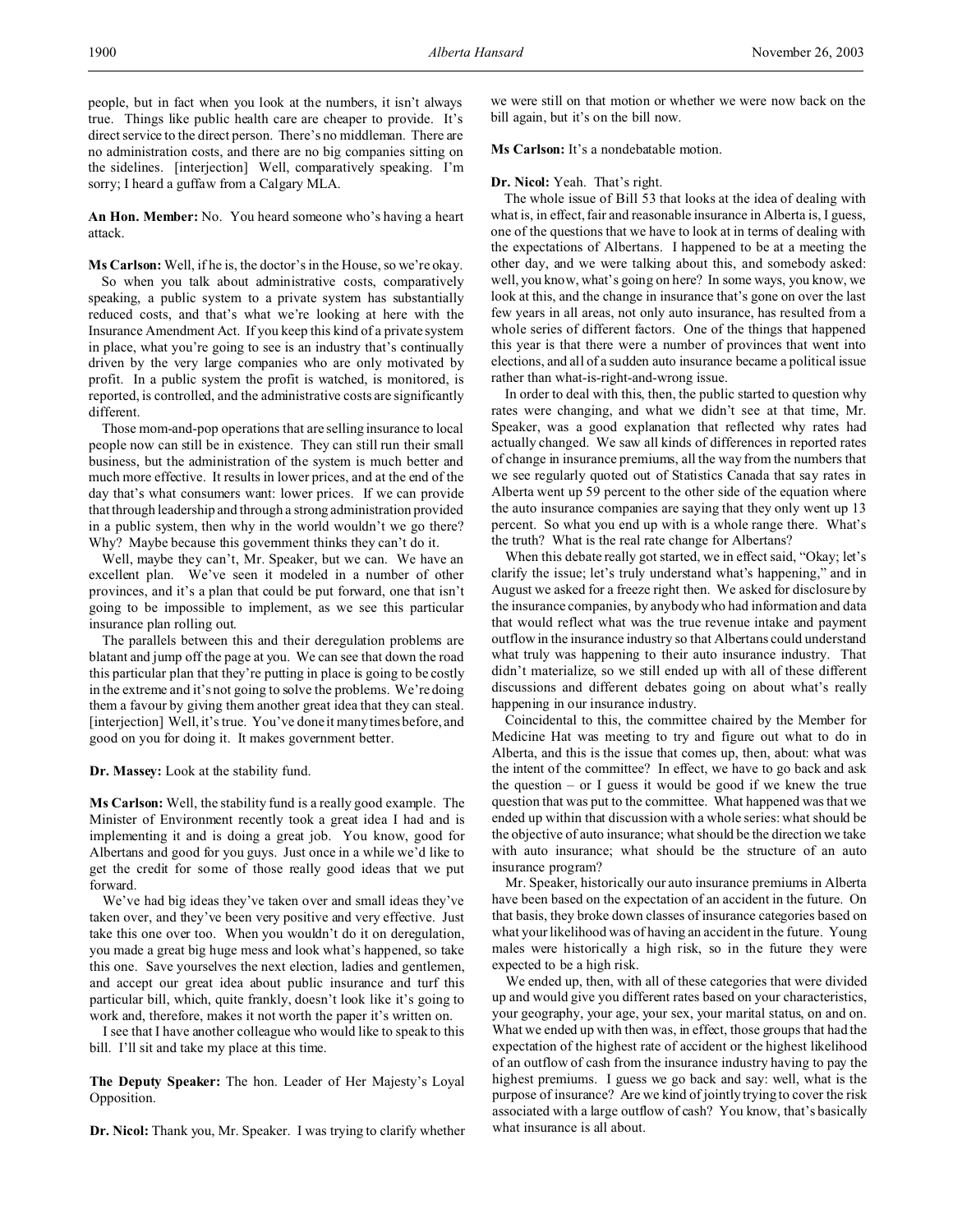people, but in fact when you look at the numbers, it isn't always true. Things like public health care are cheaper to provide. It's direct service to the direct person. There's no middleman. There are no administration costs, and there are no big companies sitting on the sidelines. [interjection] Well, comparatively speaking. I'm sorry; I heard a guffaw from a Calgary MLA.

**An Hon. Member:** No. You heard someone who's having a heart attack.

**Ms Carlson:** Well, if he is, the doctor's in the House, so we're okay.

So when you talk about administrative costs, comparatively speaking, a public system to a private system has substantially reduced costs, and that's what we're looking at here with the Insurance Amendment Act. If you keep this kind of a private system in place, what you're going to see is an industry that's continually driven by the very large companies who are only motivated by profit. In a public system the profit is watched, is monitored, is reported, is controlled, and the administrative costs are significantly different.

Those mom-and-pop operations that are selling insurance to local people now can still be in existence. They can still run their small business, but the administration of the system is much better and much more effective. It results in lower prices, and at the end of the day that's what consumers want: lower prices. If we can provide that through leadership and through a strong administration provided in a public system, then why in the world wouldn't we go there? Why? Maybe because this government thinks they can't do it.

Well, maybe they can't, Mr. Speaker, but we can. We have an excellent plan. We've seen it modeled in a number of other provinces, and it's a plan that could be put forward, one that isn't going to be impossible to implement, as we see this particular insurance plan rolling out.

The parallels between this and their deregulation problems are blatant and jump off the page at you. We can see that down the road this particular plan that they're putting in place is going to be costly in the extreme and it's not going to solve the problems. We're doing them a favour by giving them another great idea that they can steal. [interjection] Well, it's true. You've done it many times before, and good on you for doing it. It makes government better.

**Dr. Massey:** Look at the stability fund.

**Ms Carlson:** Well, the stability fund is a really good example. The Minister of Environment recently took a great idea I had and is implementing it and is doing a great job. You know, good for Albertans and good for you guys. Just once in a while we'd like to get the credit for some of those really good ideas that we put forward.

We've had big ideas they've taken over and small ideas they've taken over, and they've been very positive and very effective. Just take this one over too. When you wouldn't do it on deregulation, you made a great big huge mess and look what's happened, so take this one. Save yourselves the next election, ladies and gentlemen, and accept our great idea about public insurance and turf this particular bill, which, quite frankly, doesn't look like it's going to work and, therefore, makes it not worth the paper it's written on.

I see that I have another colleague who would like to speak to this bill. I'll sit and take my place at this time.

**The Deputy Speaker:** The hon. Leader of Her Majesty's Loyal Opposition.

**Dr. Nicol:** Thank you, Mr. Speaker. I was trying to clarify whether we were still on that motion or whether we were now back on the bill again, but it's on the bill now.

**Ms Carlson:** It's a nondebatable motion.

**Dr. Nicol:** Yeah. That's right.

The whole issue of Bill 53 that looks at the idea of dealing with what is, in effect, fair and reasonable insurance in Alberta is, I guess, one of the questions that we have to look at in terms of dealing with the expectations of Albertans. I happened to be at a meeting the other day, and we were talking about this, and somebody asked: well, you know, what's going on here? In some ways, you know, we look at this, and the change in insurance that's gone on over the last few years in all areas, not only auto insurance, has resulted from a whole series of different factors. One of the things that happened this year is that there were a number of provinces that went into elections, and all of a sudden auto insurance became a political issue rather than what-is-right-and-wrong issue.

In order to deal with this, then, the public started to question why rates were changing, and what we didn't see at that time, Mr. Speaker, was a good explanation that reflected why rates had actually changed. We saw all kinds of differences in reported rates of change in insurance premiums, all the way from the numbers that we see regularly quoted out of Statistics Canada that say rates in Alberta went up 59 percent to the other side of the equation where the auto insurance companies are saying that they only went up 13 percent. So what you end up with is a whole range there. What's the truth? What is the real rate change for Albertans?

When this debate really got started, we in effect said, "Okay; let's clarify the issue; let's truly understand what's happening," and in August we asked for a freeze right then. We asked for disclosure by the insurance companies, by anybody who had information and data that would reflect what was the true revenue intake and payment outflow in the insurance industry so that Albertans could understand what truly was happening to their auto insurance industry. That didn't materialize, so we still ended up with all of these different discussions and different debates going on about what's really happening in our insurance industry.

Coincidental to this, the committee chaired by the Member for Medicine Hat was meeting to try and figure out what to do in Alberta, and this is the issue that comes up, then, about: what was the intent of the committee? In effect, we have to go back and ask the question – or I guess it would be good if we knew the true question that was put to the committee. What happened was that we ended up within that discussion with a whole series: what should be the objective of auto insurance; what should be the direction we take with auto insurance; what should be the structure of an auto insurance program?

Mr. Speaker, historically our auto insurance premiums in Alberta have been based on the expectation of an accident in the future. On that basis, they broke down classes of insurance categories based on what your likelihood was of having an accident in the future. Young males were historically a high risk, so in the future they were expected to be a high risk.

We ended up, then, with all of these categories that were divided up and would give you different rates based on your characteristics, your geography, your age, your sex, your marital status, on and on. What we ended up with then was, in effect, those groups that had the expectation of the highest rate of accident or the highest likelihood of an outflow of cash from the insurance industry having to pay the highest premiums. I guess we go back and say: well, what is the purpose of insurance? Are we kind of jointly trying to cover the risk associated with a large outflow of cash? You know, that's basically what insurance is all about.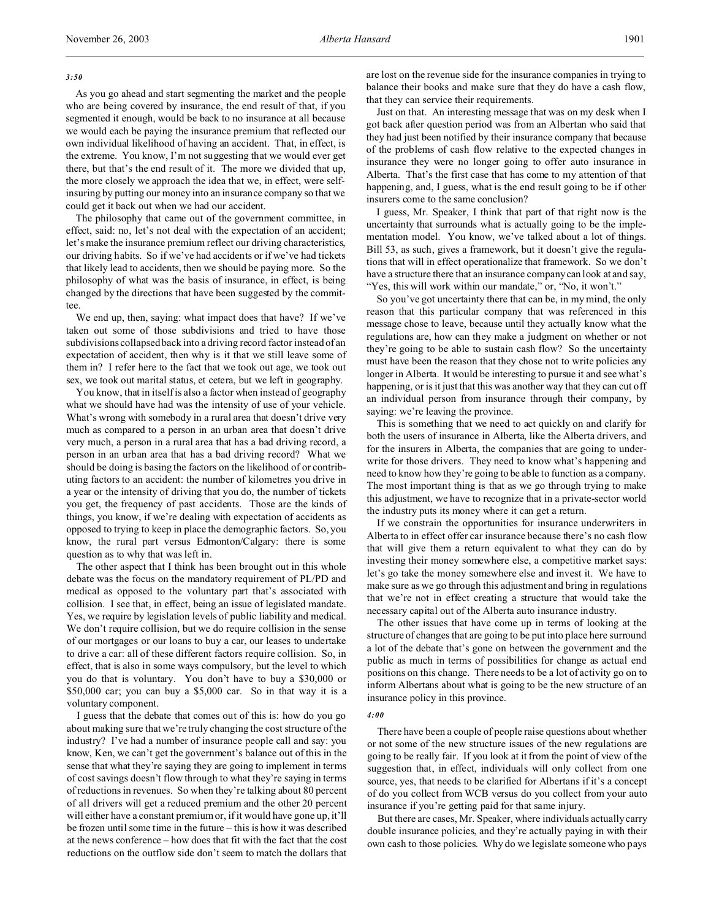*3:50*

As you go ahead and start segmenting the market and the people who are being covered by insurance, the end result of that, if you segmented it enough, would be back to no insurance at all because we would each be paying the insurance premium that reflected our own individual likelihood of having an accident. That, in effect, is the extreme. You know, I'm not suggesting that we would ever get there, but that's the end result of it. The more we divided that up, the more closely we approach the idea that we, in effect, were self-insuring by putting our money into an insurance company so that we could get it back out when we had our accident.

The philosophy that came out of the government committee, in effect, said: no, let's not deal with the expectation of an accident; let's make the insurance premium reflect our driving characteristics, our driving habits. So if we've had accidents or if we've had tickets that likely lead to accidents, then we should be paying more. So the philosophy of what was the basis of insurance, in effect, is being changed by the directions that have been suggested by the committee.

We end up, then, saying: what impact does that have? If we've taken out some of those subdivisions and tried to have those subdivisions collapsed back into a driving record factor instead of an expectation of accident, then why is it that we still leave some of them in? I refer here to the fact that we took out age, we took out sex, we took out marital status, et cetera, but we left in geography.

You know, that in itself is also a factor when instead of geography what we should have had was the intensity of use of your vehicle. What's wrong with somebody in a rural area that doesn't drive very much as compared to a person in an urban area that doesn't drive very much, a person in a rural area that has a bad driving record, a person in an urban area that has a bad driving record? What we should be doing is basing the factors on the likelihood of or contributing factors to an accident: the number of kilometres you drive in a year or the intensity of driving that you do, the number of tickets you get, the frequency of past accidents. Those are the kinds of things, you know, if we're dealing with expectation of accidents as opposed to trying to keep in place the demographic factors. So, you know, the rural part versus Edmonton/Calgary: there is some question as to why that was left in.

The other aspect that I think has been brought out in this whole debate was the focus on the mandatory requirement of PL/PD and medical as opposed to the voluntary part that's associated with collision. I see that, in effect, being an issue of legislated mandate. Yes, we require by legislation levels of public liability and medical. We don't require collision, but we do require collision in the sense of our mortgages or our loans to buy a car, our leases to undertake to drive a car: all of these different factors require collision. So, in effect, that is also in some ways compulsory, but the level to which you do that is voluntary. You don't have to buy a $30,000 or $50,000 car; you can buy a $5,000 car. So in that way it is a voluntary component.

I guess that the debate that comes out of this is: how do you go about making sure that we're truly changing the cost structure of the industry? I've had a number of insurance people call and say: you know, Ken, we can't get the government's balance out of this in the sense that what they're saying they are going to implement in terms of cost savings doesn't flow through to what they're saying in terms of reductions in revenues. So when they're talking about 80 percent of all drivers will get a reduced premium and the other 20 percent will either have a constant premium or, if it would have gone up, it'll be frozen until some time in the future – this is how it was described at the news conference – how does that fit with the fact that the cost reductions on the outflow side don't seem to match the dollars that are lost on the revenue side for the insurance companies in trying to balance their books and make sure that they do have a cash flow, that they can service their requirements.

Just on that. An interesting message that was on my desk when I got back after question period was from an Albertan who said that they had just been notified by their insurance company that because of the problems of cash flow relative to the expected changes in insurance they were no longer going to offer auto insurance in Alberta. That's the first case that has come to my attention of that happening, and, I guess, what is the end result going to be if other insurers come to the same conclusion?

I guess, Mr. Speaker, I think that part of that right now is the uncertainty that surrounds what is actually going to be the implementation model. You know, we've talked about a lot of things. Bill 53, as such, gives a framework, but it doesn't give the regulations that will in effect operationalize that framework. So we don't have a structure there that an insurance company can look at and say, "Yes, this will work within our mandate," or, "No, it won't."

So you've got uncertainty there that can be, in my mind, the only reason that this particular company that was referenced in this message chose to leave, because until they actually know what the regulations are, how can they make a judgment on whether or not they're going to be able to sustain cash flow? So the uncertainty must have been the reason that they chose not to write policies any longer in Alberta. It would be interesting to pursue it and see what's happening, or is it just that this was another way that they can cut off an individual person from insurance through their company, by saying: we're leaving the province.

This is something that we need to act quickly on and clarify for both the users of insurance in Alberta, like the Alberta drivers, and for the insurers in Alberta, the companies that are going to underwrite for those drivers. They need to know what's happening and need to know how they're going to be able to function as a company. The most important thing is that as we go through trying to make this adjustment, we have to recognize that in a private-sector world the industry puts its money where it can get a return.

If we constrain the opportunities for insurance underwriters in Alberta to in effect offer car insurance because there's no cash flow that will give them a return equivalent to what they can do by investing their money somewhere else, a competitive market says: let's go take the money somewhere else and invest it. We have to make sure as we go through this adjustment and bring in regulations that we're not in effect creating a structure that would take the necessary capital out of the Alberta auto insurance industry.

The other issues that have come up in terms of looking at the structure of changes that are going to be put into place here surround a lot of the debate that's gone on between the government and the public as much in terms of possibilities for change as actual end positions on this change. There needs to be a lot of activity go on to inform Albertans about what is going to be the new structure of an insurance policy in this province.

*4:00*

There have been a couple of people raise questions about whether or not some of the new structure issues of the new regulations are going to be really fair. If you look at it from the point of view of the suggestion that, in effect, individuals will only collect from one source, yes, that needs to be clarified for Albertans if it's a concept of do you collect from WCB versus do you collect from your auto insurance if you're getting paid for that same injury.

But there are cases, Mr. Speaker, where individuals actually carry double insurance policies, and they're actually paying in with their own cash to those policies. Why do we legislate someone who pays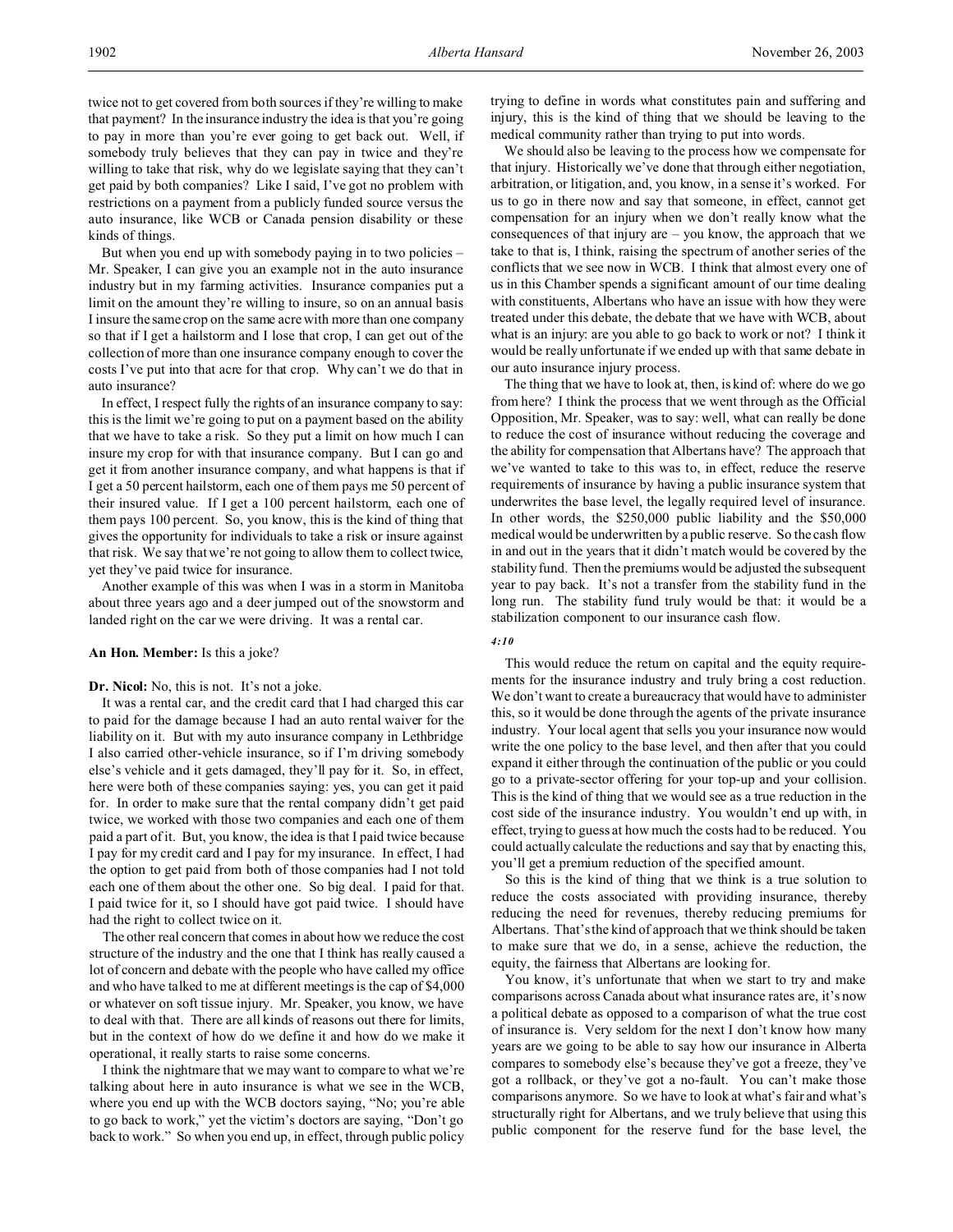twice not to get covered from both sources if they're willing to make that payment? In the insurance industry the idea is that you're going to pay in more than you're ever going to get back out. Well, if somebody truly believes that they can pay in twice and they're willing to take that risk, why do we legislate saying that they can't get paid by both companies? Like I said, I've got no problem with restrictions on a payment from a publicly funded source versus the auto insurance, like WCB or Canada pension disability or these kinds of things.

But when you end up with somebody paying in to two policies – Mr. Speaker, I can give you an example not in the auto insurance industry but in my farming activities. Insurance companies put a limit on the amount they're willing to insure, so on an annual basis I insure the same crop on the same acre with more than one company so that if I get a hailstorm and I lose that crop, I can get out of the collection of more than one insurance company enough to cover the costs I've put into that acre for that crop. Why can't we do that in auto insurance?

In effect, I respect fully the rights of an insurance company to say: this is the limit we're going to put on a payment based on the ability that we have to take a risk. So they put a limit on how much I can insure my crop for with that insurance company. But I can go and get it from another insurance company, and what happens is that if I get a 50 percent hailstorm, each one of them pays me 50 percent of their insured value. If I get a 100 percent hailstorm, each one of them pays 100 percent. So, you know, this is the kind of thing that gives the opportunity for individuals to take a risk or insure against that risk. We say that we're not going to allow them to collect twice, yet they've paid twice for insurance.

Another example of this was when I was in a storm in Manitoba about three years ago and a deer jumped out of the snowstorm and landed right on the car we were driving. It was a rental car.

**An Hon. Member:** Is this a joke?

**Dr. Nicol:** No, this is not. It's not a joke.

It was a rental car, and the credit card that I had charged this car to paid for the damage because I had an auto rental waiver for the liability on it. But with my auto insurance company in Lethbridge I also carried other-vehicle insurance, so if I'm driving somebody else's vehicle and it gets damaged, they'll pay for it. So, in effect, here were both of these companies saying: yes, you can get it paid for. In order to make sure that the rental company didn't get paid twice, we worked with those two companies and each one of them paid a part of it. But, you know, the idea is that I paid twice because I pay for my credit card and I pay for my insurance. In effect, I had the option to get paid from both of those companies had I not told each one of them about the other one. So big deal. I paid for that. I paid twice for it, so I should have got paid twice. I should have had the right to collect twice on it.

The other real concern that comes in about how we reduce the cost structure of the industry and the one that I think has really caused a lot of concern and debate with the people who have called my office and who have talked to me at different meetings is the cap of $4,000 or whatever on soft tissue injury. Mr. Speaker, you know, we have to deal with that. There are all kinds of reasons out there for limits, but in the context of how do we define it and how do we make it operational, it really starts to raise some concerns.

I think the nightmare that we may want to compare to what we're talking about here in auto insurance is what we see in the WCB, where you end up with the WCB doctors saying, "No; you're able to go back to work," yet the victim's doctors are saying, "Don't go back to work." So when you end up, in effect, through public policy trying to define in words what constitutes pain and suffering and injury, this is the kind of thing that we should be leaving to the medical community rather than trying to put into words.

We should also be leaving to the process how we compensate for that injury. Historically we've done that through either negotiation, arbitration, or litigation, and, you know, in a sense it's worked. For us to go in there now and say that someone, in effect, cannot get compensation for an injury when we don't really know what the consequences of that injury are – you know, the approach that we take to that is, I think, raising the spectrum of another series of the conflicts that we see now in WCB. I think that almost every one of us in this Chamber spends a significant amount of our time dealing with constituents, Albertans who have an issue with how they were treated under this debate, the debate that we have with WCB, about what is an injury: are you able to go back to work or not? I think it would be really unfortunate if we ended up with that same debate in our auto insurance injury process.

The thing that we have to look at, then, is kind of: where do we go from here? I think the process that we went through as the Official Opposition, Mr. Speaker, was to say: well, what can really be done to reduce the cost of insurance without reducing the coverage and the ability for compensation that Albertans have? The approach that we've wanted to take to this was to, in effect, reduce the reserve requirements of insurance by having a public insurance system that underwrites the base level, the legally required level of insurance. In other words, the $250,000 public liability and the $50,000 medical would be underwritten by a public reserve. So the cash flow in and out in the years that it didn't match would be covered by the stability fund. Then the premiums would be adjusted the subsequent year to pay back. It's not a transfer from the stability fund in the long run. The stability fund truly would be that: it would be a stabilization component to our insurance cash flow.

*4:10*

This would reduce the return on capital and the equity requirements for the insurance industry and truly bring a cost reduction. We don't want to create a bureaucracy that would have to administer this, so it would be done through the agents of the private insurance industry. Your local agent that sells you your insurance now would write the one policy to the base level, and then after that you could expand it either through the continuation of the public or you could go to a private-sector offering for your top-up and your collision. This is the kind of thing that we would see as a true reduction in the cost side of the insurance industry. You wouldn't end up with, in effect, trying to guess at how much the costs had to be reduced. You could actually calculate the reductions and say that by enacting this, you'll get a premium reduction of the specified amount.

So this is the kind of thing that we think is a true solution to reduce the costs associated with providing insurance, thereby reducing the need for revenues, thereby reducing premiums for Albertans. That's the kind of approach that we think should be taken to make sure that we do, in a sense, achieve the reduction, the equity, the fairness that Albertans are looking for.

You know, it's unfortunate that when we start to try and make comparisons across Canada about what insurance rates are, it's now a political debate as opposed to a comparison of what the true cost of insurance is. Very seldom for the next I don't know how many years are we going to be able to say how our insurance in Alberta compares to somebody else's because they've got a freeze, they've got a rollback, or they've got a no-fault. You can't make those comparisons anymore. So we have to look at what's fair and what's structurally right for Albertans, and we truly believe that using this public component for the reserve fund for the base level, the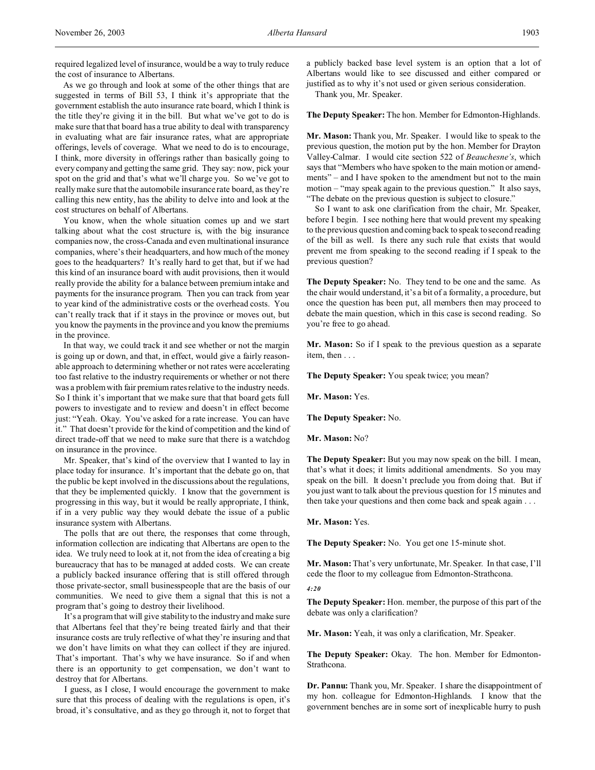required legalized level of insurance, would be a way to truly reduce the cost of insurance to Albertans.

As we go through and look at some of the other things that are suggested in terms of Bill 53, I think it's appropriate that the government establish the auto insurance rate board, which I think is the title they're giving it in the bill. But what we've got to do is make sure that that board has a true ability to deal with transparency in evaluating what are fair insurance rates, what are appropriate offerings, levels of coverage. What we need to do is to encourage, I think, more diversity in offerings rather than basically going to every company and getting the same grid. They say: now, pick your spot on the grid and that's what we'll charge you. So we've got to really make sure that the automobile insurance rate board, as they're calling this new entity, has the ability to delve into and look at the cost structures on behalf of Albertans.

You know, when the whole situation comes up and we start talking about what the cost structure is, with the big insurance companies now, the cross-Canada and even multinational insurance companies, where's their headquarters, and how much of the money goes to the headquarters? It's really hard to get that, but if we had this kind of an insurance board with audit provisions, then it would really provide the ability for a balance between premium intake and payments for the insurance program. Then you can track from year to year kind of the administrative costs or the overhead costs. You can't really track that if it stays in the province or moves out, but you know the payments in the province and you know the premiums in the province.

In that way, we could track it and see whether or not the margin is going up or down, and that, in effect, would give a fairly reasonable approach to determining whether or not rates were accelerating too fast relative to the industry requirements or whether or not there was a problem with fair premium rates relative to the industry needs. So I think it's important that we make sure that that board gets full powers to investigate and to review and doesn't in effect become just: "Yeah. Okay. You've asked for a rate increase. You can have it." That doesn't provide for the kind of competition and the kind of direct trade-off that we need to make sure that there is a watchdog on insurance in the province.

Mr. Speaker, that's kind of the overview that I wanted to lay in place today for insurance. It's important that the debate go on, that the public be kept involved in the discussions about the regulations, that they be implemented quickly. I know that the government is progressing in this way, but it would be really appropriate, I think, if in a very public way they would debate the issue of a public insurance system with Albertans.

The polls that are out there, the responses that come through, information collection are indicating that Albertans are open to the idea. We truly need to look at it, not from the idea of creating a big bureaucracy that has to be managed at added costs. We can create a publicly backed insurance offering that is still offered through those private-sector, small businesspeople that are the basis of our communities. We need to give them a signal that this is not a program that's going to destroy their livelihood.

It's a program that will give stability to the industry and make sure that Albertans feel that they're being treated fairly and that their insurance costs are truly reflective of what they're insuring and that we don't have limits on what they can collect if they are injured. That's important. That's why we have insurance. So if and when there is an opportunity to get compensation, we don't want to destroy that for Albertans.

I guess, as I close, I would encourage the government to make sure that this process of dealing with the regulations is open, it's broad, it's consultative, and as they go through it, not to forget that a publicly backed base level system is an option that a lot of Albertans would like to see discussed and either compared or justified as to why it's not used or given serious consideration.

Thank you, Mr. Speaker.

**The Deputy Speaker:** The hon. Member for Edmonton-Highlands.

**Mr. Mason:** Thank you, Mr. Speaker. I would like to speak to the previous question, the motion put by the hon. Member for Drayton Valley-Calmar. I would cite section 522 of *Beauchesne's*, which says that "Members who have spoken to the main motion or amendments" – and I have spoken to the amendment but not to the main motion – "may speak again to the previous question." It also says, "The debate on the previous question is subject to closure."

So I want to ask one clarification from the chair, Mr. Speaker, before I begin. I see nothing here that would prevent my speaking to the previous question and coming back to speak to second reading of the bill as well. Is there any such rule that exists that would prevent me from speaking to the second reading if I speak to the previous question?

**The Deputy Speaker:** No. They tend to be one and the same. As the chair would understand, it's a bit of a formality, a procedure, but once the question has been put, all members then may proceed to debate the main question, which in this case is second reading. So you're free to go ahead.

**Mr. Mason:** So if I speak to the previous question as a separate item, then . . .

**The Deputy Speaker:** You speak twice; you mean?

**Mr. Mason:** Yes.

**The Deputy Speaker:** No.

**Mr. Mason:** No?

**The Deputy Speaker:** But you may now speak on the bill. I mean, that's what it does; it limits additional amendments. So you may speak on the bill. It doesn't preclude you from doing that. But if you just want to talk about the previous question for 15 minutes and then take your questions and then come back and speak again . . .

**Mr. Mason:** Yes.

**The Deputy Speaker:** No. You get one 15-minute shot.

**Mr. Mason:** That's very unfortunate, Mr. Speaker. In that case, I'll cede the floor to my colleague from Edmonton-Strathcona.

*4:20*

**The Deputy Speaker:** Hon. member, the purpose of this part of the debate was only a clarification?

**Mr. Mason:** Yeah, it was only a clarification, Mr. Speaker.

**The Deputy Speaker:** Okay. The hon. Member for Edmonton-Strathcona.

**Dr. Pannu:** Thank you, Mr. Speaker. I share the disappointment of my hon. colleague for Edmonton-Highlands. I know that the government benches are in some sort of inexplicable hurry to push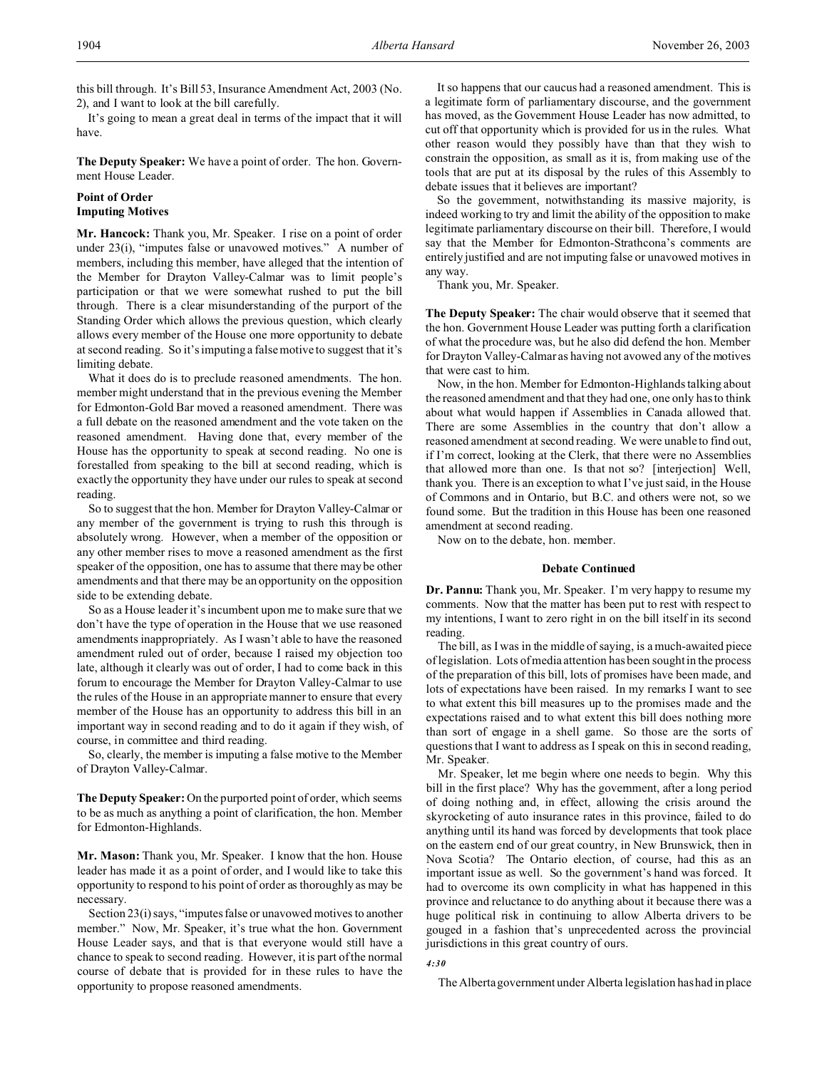this bill through. It's Bill 53, Insurance Amendment Act, 2003 (No. 2), and I want to look at the bill carefully.

It's going to mean a great deal in terms of the impact that it will have.

**The Deputy Speaker:** We have a point of order. The hon. Government House Leader.

### Point of Order
### Imputing Motives

**Mr. Hancock:** Thank you, Mr. Speaker. I rise on a point of order under 23(i), "imputes false or unavowed motives." A number of members, including this member, have alleged that the intention of the Member for Drayton Valley-Calmar was to limit people's participation or that we were somewhat rushed to put the bill through. There is a clear misunderstanding of the purport of the Standing Order which allows the previous question, which clearly allows every member of the House one more opportunity to debate at second reading. So it's imputing a false motive to suggest that it's limiting debate.

What it does do is to preclude reasoned amendments. The hon. member might understand that in the previous evening the Member for Edmonton-Gold Bar moved a reasoned amendment. There was a full debate on the reasoned amendment and the vote taken on the reasoned amendment. Having done that, every member of the House has the opportunity to speak at second reading. No one is forestalled from speaking to the bill at second reading, which is exactly the opportunity they have under our rules to speak at second reading.

So to suggest that the hon. Member for Drayton Valley-Calmar or any member of the government is trying to rush this through is absolutely wrong. However, when a member of the opposition or any other member rises to move a reasoned amendment as the first speaker of the opposition, one has to assume that there may be other amendments and that there may be an opportunity on the opposition side to be extending debate.

So as a House leader it's incumbent upon me to make sure that we don't have the type of operation in the House that we use reasoned amendments inappropriately. As I wasn't able to have the reasoned amendment ruled out of order, because I raised my objection too late, although it clearly was out of order, I had to come back in this forum to encourage the Member for Drayton Valley-Calmar to use the rules of the House in an appropriate manner to ensure that every member of the House has an opportunity to address this bill in an important way in second reading and to do it again if they wish, of course, in committee and third reading.

So, clearly, the member is imputing a false motive to the Member of Drayton Valley-Calmar.

**The Deputy Speaker:** On the purported point of order, which seems to be as much as anything a point of clarification, the hon. Member for Edmonton-Highlands.

**Mr. Mason:** Thank you, Mr. Speaker. I know that the hon. House leader has made it as a point of order, and I would like to take this opportunity to respond to his point of order as thoroughly as may be necessary.

Section 23(i) says, "imputes false or unavowed motives to another member." Now, Mr. Speaker, it's true what the hon. Government House Leader says, and that is that everyone would still have a chance to speak to second reading. However, it is part of the normal course of debate that is provided for in these rules to have the opportunity to propose reasoned amendments.

It so happens that our caucus had a reasoned amendment. This is a legitimate form of parliamentary discourse, and the government has moved, as the Government House Leader has now admitted, to cut off that opportunity which is provided for us in the rules. What other reason would they possibly have than that they wish to constrain the opposition, as small as it is, from making use of the tools that are put at its disposal by the rules of this Assembly to debate issues that it believes are important?

So the government, notwithstanding its massive majority, is indeed working to try and limit the ability of the opposition to make legitimate parliamentary discourse on their bill. Therefore, I would say that the Member for Edmonton-Strathcona's comments are entirely justified and are not imputing false or unavowed motives in any way.

Thank you, Mr. Speaker.

**The Deputy Speaker:** The chair would observe that it seemed that the hon. Government House Leader was putting forth a clarification of what the procedure was, but he also did defend the hon. Member for Drayton Valley-Calmar as having not avowed any of the motives that were cast to him.

Now, in the hon. Member for Edmonton-Highlands talking about the reasoned amendment and that they had one, one only has to think about what would happen if Assemblies in Canada allowed that. There are some Assemblies in the country that don't allow a reasoned amendment at second reading. We were unable to find out, if I'm correct, looking at the Clerk, that there were no Assemblies that allowed more than one. Is that not so? [interjection] Well, thank you. There is an exception to what I've just said, in the House of Commons and in Ontario, but B.C. and others were not, so we found some. But the tradition in this House has been one reasoned amendment at second reading.

Now on to the debate, hon. member.

### Debate Continued

**Dr. Pannu:** Thank you, Mr. Speaker. I'm very happy to resume my comments. Now that the matter has been put to rest with respect to my intentions, I want to zero right in on the bill itself in its second reading.

The bill, as I was in the middle of saying, is a much-awaited piece of legislation. Lots of media attention has been sought in the process of the preparation of this bill, lots of promises have been made, and lots of expectations have been raised. In my remarks I want to see to what extent this bill measures up to the promises made and the expectations raised and to what extent this bill does nothing more than sort of engage in a shell game. So those are the sorts of questions that I want to address as I speak on this in second reading, Mr. Speaker.

Mr. Speaker, let me begin where one needs to begin. Why this bill in the first place? Why has the government, after a long period of doing nothing and, in effect, allowing the crisis around the skyrocketing of auto insurance rates in this province, failed to do anything until its hand was forced by developments that took place on the eastern end of our great country, in New Brunswick, then in Nova Scotia? The Ontario election, of course, had this as an important issue as well. So the government's hand was forced. It had to overcome its own complicity in what has happened in this province and reluctance to do anything about it because there was a huge political risk in continuing to allow Alberta drivers to be gouged in a fashion that's unprecedented across the provincial jurisdictions in this great country of ours.

*4:30*

The Alberta government under Alberta legislation has had in place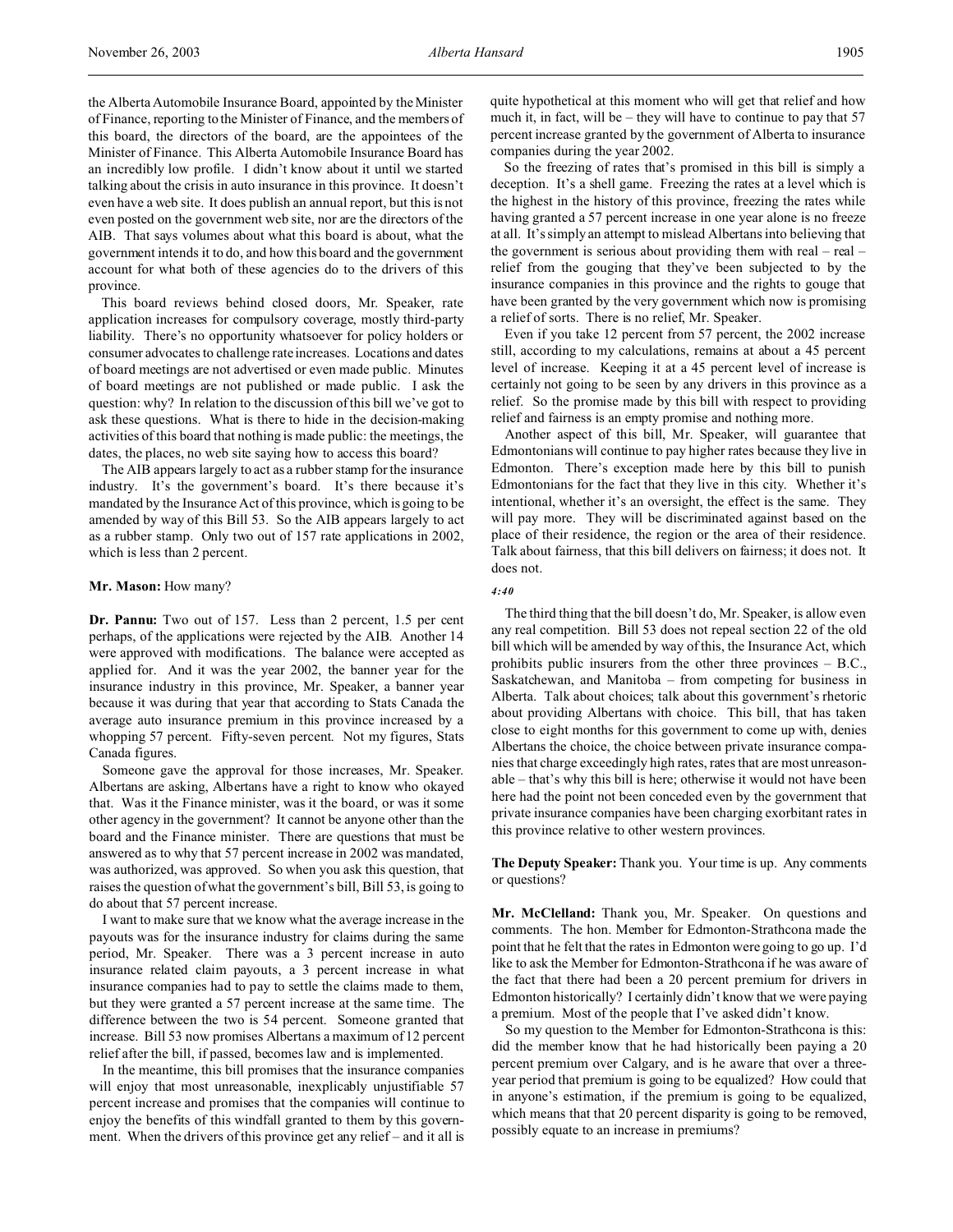the Alberta Automobile Insurance Board, appointed by the Minister of Finance, reporting to the Minister of Finance, and the members of this board, the directors of the board, are the appointees of the Minister of Finance. This Alberta Automobile Insurance Board has an incredibly low profile. I didn't know about it until we started talking about the crisis in auto insurance in this province. It doesn't even have a web site. It does publish an annual report, but this is not even posted on the government web site, nor are the directors of the AIB. That says volumes about what this board is about, what the government intends it to do, and how this board and the government account for what both of these agencies do to the drivers of this province.

This board reviews behind closed doors, Mr. Speaker, rate application increases for compulsory coverage, mostly third-party liability. There's no opportunity whatsoever for policy holders or consumer advocates to challenge rate increases. Locations and dates of board meetings are not advertised or even made public. Minutes of board meetings are not published or made public. I ask the question: why? In relation to the discussion of this bill we've got to ask these questions. What is there to hide in the decision-making activities of this board that nothing is made public: the meetings, the dates, the places, no web site saying how to access this board?

The AIB appears largely to act as a rubber stamp for the insurance industry. It's the government's board. It's there because it's mandated by the Insurance Act of this province, which is going to be amended by way of this Bill 53. So the AIB appears largely to act as a rubber stamp. Only two out of 157 rate applications in 2002, which is less than 2 percent.

**Mr. Mason:** How many?

**Dr. Pannu:** Two out of 157. Less than 2 percent, 1.5 per cent perhaps, of the applications were rejected by the AIB. Another 14 were approved with modifications. The balance were accepted as applied for. And it was the year 2002, the banner year for the insurance industry in this province, Mr. Speaker, a banner year because it was during that year that according to Stats Canada the average auto insurance premium in this province increased by a whopping 57 percent. Fifty-seven percent. Not my figures, Stats Canada figures.

Someone gave the approval for those increases, Mr. Speaker. Albertans are asking, Albertans have a right to know who okayed that. Was it the Finance minister, was it the board, or was it some other agency in the government? It cannot be anyone other than the board and the Finance minister. There are questions that must be answered as to why that 57 percent increase in 2002 was mandated, was authorized, was approved. So when you ask this question, that raises the question of what the government's bill, Bill 53, is going to do about that 57 percent increase.

I want to make sure that we know what the average increase in the payouts was for the insurance industry for claims during the same period, Mr. Speaker. There was a 3 percent increase in auto insurance related claim payouts, a 3 percent increase in what insurance companies had to pay to settle the claims made to them, but they were granted a 57 percent increase at the same time. The difference between the two is 54 percent. Someone granted that increase. Bill 53 now promises Albertans a maximum of 12 percent relief after the bill, if passed, becomes law and is implemented.

In the meantime, this bill promises that the insurance companies will enjoy that most unreasonable, inexplicably unjustifiable 57 percent increase and promises that the companies will continue to enjoy the benefits of this windfall granted to them by this government. When the drivers of this province get any relief – and it all is quite hypothetical at this moment who will get that relief and how much it, in fact, will be – they will have to continue to pay that 57 percent increase granted by the government of Alberta to insurance companies during the year 2002.

So the freezing of rates that's promised in this bill is simply a deception. It's a shell game. Freezing the rates at a level which is the highest in the history of this province, freezing the rates while having granted a 57 percent increase in one year alone is no freeze at all. It's simply an attempt to mislead Albertans into believing that the government is serious about providing them with real – real – relief from the gouging that they've been subjected to by the insurance companies in this province and the rights to gouge that have been granted by the very government which now is promising a relief of sorts. There is no relief, Mr. Speaker.

Even if you take 12 percent from 57 percent, the 2002 increase still, according to my calculations, remains at about a 45 percent level of increase. Keeping it at a 45 percent level of increase is certainly not going to be seen by any drivers in this province as a relief. So the promise made by this bill with respect to providing relief and fairness is an empty promise and nothing more.

Another aspect of this bill, Mr. Speaker, will guarantee that Edmontonians will continue to pay higher rates because they live in Edmonton. There's exception made here by this bill to punish Edmontonians for the fact that they live in this city. Whether it's intentional, whether it's an oversight, the effect is the same. They will pay more. They will be discriminated against based on the place of their residence, the region or the area of their residence. Talk about fairness, that this bill delivers on fairness; it does not. It does not.

*4:40*

The third thing that the bill doesn't do, Mr. Speaker, is allow even any real competition. Bill 53 does not repeal section 22 of the old bill which will be amended by way of this, the Insurance Act, which prohibits public insurers from the other three provinces – B.C., Saskatchewan, and Manitoba – from competing for business in Alberta. Talk about choices; talk about this government's rhetoric about providing Albertans with choice. This bill, that has taken close to eight months for this government to come up with, denies Albertans the choice, the choice between private insurance companies that charge exceedingly high rates, rates that are most unreasonable – that's why this bill is here; otherwise it would not have been here had the point not been conceded even by the government that private insurance companies have been charging exorbitant rates in this province relative to other western provinces.

**The Deputy Speaker:** Thank you. Your time is up. Any comments or questions?

**Mr. McClelland:** Thank you, Mr. Speaker. On questions and comments. The hon. Member for Edmonton-Strathcona made the point that he felt that the rates in Edmonton were going to go up. I'd like to ask the Member for Edmonton-Strathcona if he was aware of the fact that there had been a 20 percent premium for drivers in Edmonton historically? I certainly didn't know that we were paying a premium. Most of the people that I've asked didn't know.

So my question to the Member for Edmonton-Strathcona is this: did the member know that he had historically been paying a 20 percent premium over Calgary, and is he aware that over a three-year period that premium is going to be equalized? How could that in anyone's estimation, if the premium is going to be equalized, which means that that 20 percent disparity is going to be removed, possibly equate to an increase in premiums?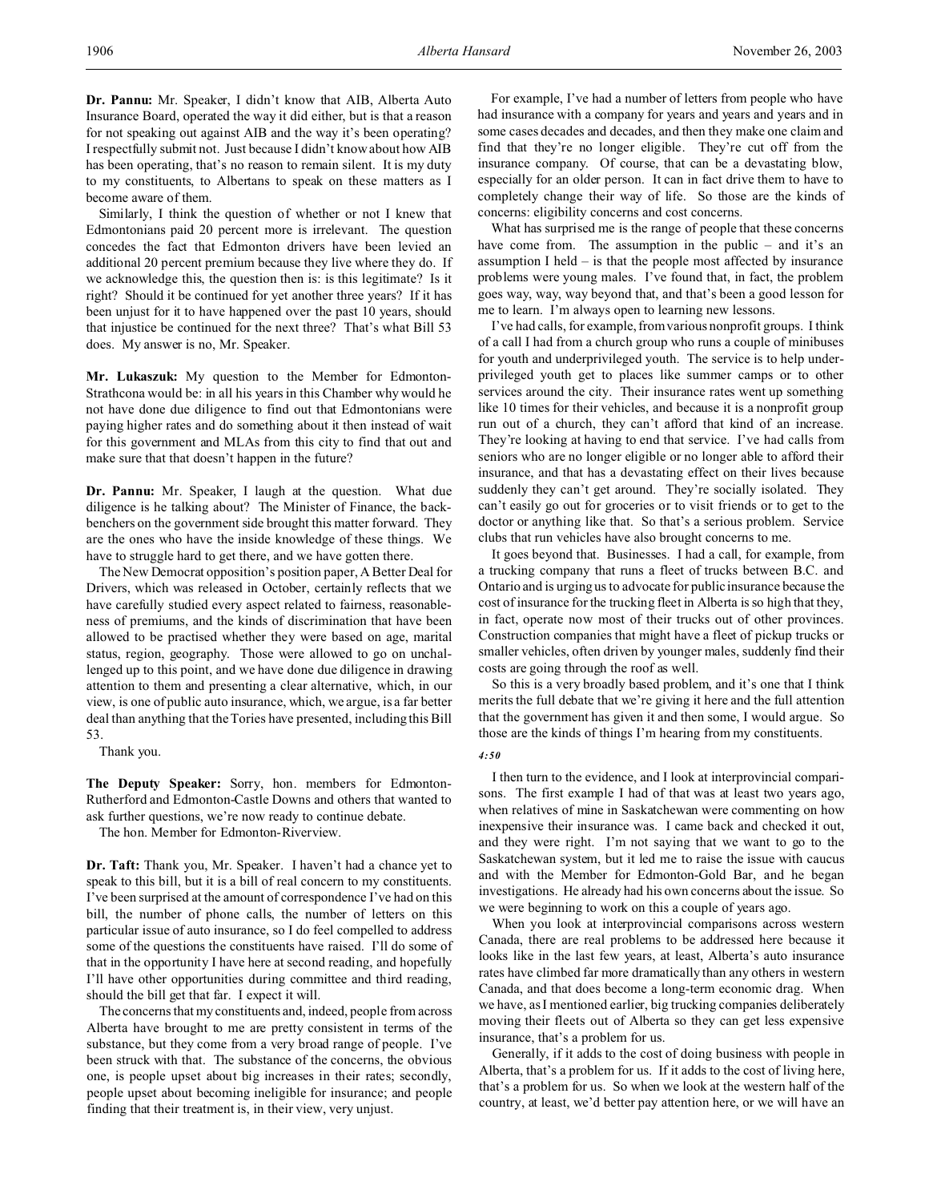**Dr. Pannu:** Mr. Speaker, I didn't know that AIB, Alberta Auto Insurance Board, operated the way it did either, but is that a reason for not speaking out against AIB and the way it's been operating? I respectfully submit not. Just because I didn't know about how AIB has been operating, that's no reason to remain silent. It is my duty to my constituents, to Albertans to speak on these matters as I become aware of them.

Similarly, I think the question of whether or not I knew that Edmontonians paid 20 percent more is irrelevant. The question concedes the fact that Edmonton drivers have been levied an additional 20 percent premium because they live where they do. If we acknowledge this, the question then is: is this legitimate? Is it right? Should it be continued for yet another three years? If it has been unjust for it to have happened over the past 10 years, should that injustice be continued for the next three? That's what Bill 53 does. My answer is no, Mr. Speaker.

**Mr. Lukaszuk:** My question to the Member for Edmonton-Strathcona would be: in all his years in this Chamber why would he not have done due diligence to find out that Edmontonians were paying higher rates and do something about it then instead of wait for this government and MLAs from this city to find that out and make sure that that doesn't happen in the future?

**Dr. Pannu:** Mr. Speaker, I laugh at the question. What due diligence is he talking about? The Minister of Finance, the backbenchers on the government side brought this matter forward. They are the ones who have the inside knowledge of these things. We have to struggle hard to get there, and we have gotten there.

The New Democrat opposition's position paper, A Better Deal for Drivers, which was released in October, certainly reflects that we have carefully studied every aspect related to fairness, reasonableness of premiums, and the kinds of discrimination that have been allowed to be practised whether they were based on age, marital status, region, geography. Those were allowed to go on unchallenged up to this point, and we have done due diligence in drawing attention to them and presenting a clear alternative, which, in our view, is one of public auto insurance, which, we argue, is a far better deal than anything that the Tories have presented, including this Bill 53.

Thank you.

**The Deputy Speaker:** Sorry, hon. members for Edmonton-Rutherford and Edmonton-Castle Downs and others that wanted to ask further questions, we're now ready to continue debate.

The hon. Member for Edmonton-Riverview.

**Dr. Taft:** Thank you, Mr. Speaker. I haven't had a chance yet to speak to this bill, but it is a bill of real concern to my constituents. I've been surprised at the amount of correspondence I've had on this bill, the number of phone calls, the number of letters on this particular issue of auto insurance, so I do feel compelled to address some of the questions the constituents have raised. I'll do some of that in the opportunity I have here at second reading, and hopefully I'll have other opportunities during committee and third reading, should the bill get that far. I expect it will.

The concerns that my constituents and, indeed, people from across Alberta have brought to me are pretty consistent in terms of the substance, but they come from a very broad range of people. I've been struck with that. The substance of the concerns, the obvious one, is people upset about big increases in their rates; secondly, people upset about becoming ineligible for insurance; and people finding that their treatment is, in their view, very unjust.

For example, I've had a number of letters from people who have had insurance with a company for years and years and years and in some cases decades and decades, and then they make one claim and find that they're no longer eligible. They're cut off from the insurance company. Of course, that can be a devastating blow, especially for an older person. It can in fact drive them to have to completely change their way of life. So those are the kinds of concerns: eligibility concerns and cost concerns.

What has surprised me is the range of people that these concerns have come from. The assumption in the public – and it's an assumption I held – is that the people most affected by insurance problems were young males. I've found that, in fact, the problem goes way, way, way beyond that, and that's been a good lesson for me to learn. I'm always open to learning new lessons.

I've had calls, for example, from various nonprofit groups. I think of a call I had from a church group who runs a couple of minibuses for youth and underprivileged youth. The service is to help underprivileged youth get to places like summer camps or to other services around the city. Their insurance rates went up something like 10 times for their vehicles, and because it is a nonprofit group run out of a church, they can't afford that kind of an increase. They're looking at having to end that service. I've had calls from seniors who are no longer eligible or no longer able to afford their insurance, and that has a devastating effect on their lives because suddenly they can't get around. They're socially isolated. They can't easily go out for groceries or to visit friends or to get to the doctor or anything like that. So that's a serious problem. Service clubs that run vehicles have also brought concerns to me.

It goes beyond that. Businesses. I had a call, for example, from a trucking company that runs a fleet of trucks between B.C. and Ontario and is urging us to advocate for public insurance because the cost of insurance for the trucking fleet in Alberta is so high that they, in fact, operate now most of their trucks out of other provinces. Construction companies that might have a fleet of pickup trucks or smaller vehicles, often driven by younger males, suddenly find their costs are going through the roof as well.

So this is a very broadly based problem, and it's one that I think merits the full debate that we're giving it here and the full attention that the government has given it and then some, I would argue. So those are the kinds of things I'm hearing from my constituents.

*4:50*

I then turn to the evidence, and I look at interprovincial comparisons. The first example I had of that was at least two years ago, when relatives of mine in Saskatchewan were commenting on how inexpensive their insurance was. I came back and checked it out, and they were right. I'm not saying that we want to go to the Saskatchewan system, but it led me to raise the issue with caucus and with the Member for Edmonton-Gold Bar, and he began investigations. He already had his own concerns about the issue. So we were beginning to work on this a couple of years ago.

When you look at interprovincial comparisons across western Canada, there are real problems to be addressed here because it looks like in the last few years, at least, Alberta's auto insurance rates have climbed far more dramatically than any others in western Canada, and that does become a long-term economic drag. When we have, as I mentioned earlier, big trucking companies deliberately moving their fleets out of Alberta so they can get less expensive insurance, that's a problem for us.

Generally, if it adds to the cost of doing business with people in Alberta, that's a problem for us. If it adds to the cost of living here, that's a problem for us. So when we look at the western half of the country, at least, we'd better pay attention here, or we will have an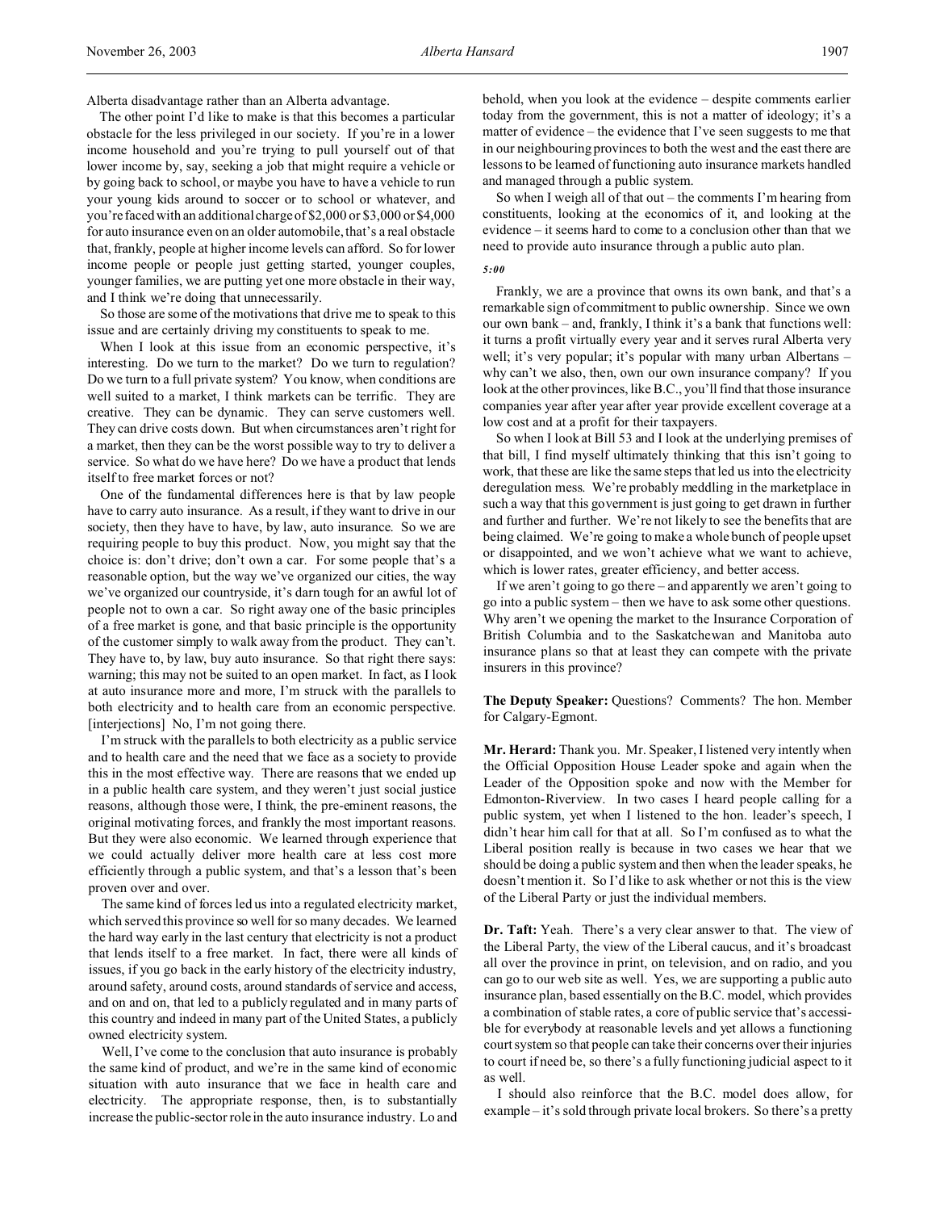Alberta disadvantage rather than an Alberta advantage.

The other point I'd like to make is that this becomes a particular obstacle for the less privileged in our society. If you're in a lower income household and you're trying to pull yourself out of that lower income by, say, seeking a job that might require a vehicle or by going back to school, or maybe you have to have a vehicle to run your young kids around to soccer or to school or whatever, and you're faced with an additional charge of $2,000 or $3,000 or $4,000 for auto insurance even on an older automobile, that's a real obstacle that, frankly, people at higher income levels can afford. So for lower income people or people just getting started, younger couples, younger families, we are putting yet one more obstacle in their way, and I think we're doing that unnecessarily.

So those are some of the motivations that drive me to speak to this issue and are certainly driving my constituents to speak to me.

When I look at this issue from an economic perspective, it's interesting. Do we turn to the market? Do we turn to regulation? Do we turn to a full private system? You know, when conditions are well suited to a market, I think markets can be terrific. They are creative. They can be dynamic. They can serve customers well. They can drive costs down. But when circumstances aren't right for a market, then they can be the worst possible way to try to deliver a service. So what do we have here? Do we have a product that lends itself to free market forces or not?

One of the fundamental differences here is that by law people have to carry auto insurance. As a result, if they want to drive in our society, then they have to have, by law, auto insurance. So we are requiring people to buy this product. Now, you might say that the choice is: don't drive; don't own a car. For some people that's a reasonable option, but the way we've organized our cities, the way we've organized our countryside, it's darn tough for an awful lot of people not to own a car. So right away one of the basic principles of a free market is gone, and that basic principle is the opportunity of the customer simply to walk away from the product. They can't. They have to, by law, buy auto insurance. So that right there says: warning; this may not be suited to an open market. In fact, as I look at auto insurance more and more, I'm struck with the parallels to both electricity and to health care from an economic perspective. [interjections] No, I'm not going there.

I'm struck with the parallels to both electricity as a public service and to health care and the need that we face as a society to provide this in the most effective way. There are reasons that we ended up in a public health care system, and they weren't just social justice reasons, although those were, I think, the pre-eminent reasons, the original motivating forces, and frankly the most important reasons. But they were also economic. We learned through experience that we could actually deliver more health care at less cost more efficiently through a public system, and that's a lesson that's been proven over and over.

The same kind of forces led us into a regulated electricity market, which served this province so well for so many decades. We learned the hard way early in the last century that electricity is not a product that lends itself to a free market. In fact, there were all kinds of issues, if you go back in the early history of the electricity industry, around safety, around costs, around standards of service and access, and on and on, that led to a publicly regulated and in many parts of this country and indeed in many part of the United States, a publicly owned electricity system.

Well, I've come to the conclusion that auto insurance is probably the same kind of product, and we're in the same kind of economic situation with auto insurance that we face in health care and electricity. The appropriate response, then, is to substantially increase the public-sector role in the auto insurance industry. Lo and behold, when you look at the evidence – despite comments earlier today from the government, this is not a matter of ideology; it's a matter of evidence – the evidence that I've seen suggests to me that in our neighbouring provinces to both the west and the east there are lessons to be learned of functioning auto insurance markets handled and managed through a public system.

So when I weigh all of that out – the comments I'm hearing from constituents, looking at the economics of it, and looking at the evidence – it seems hard to come to a conclusion other than that we need to provide auto insurance through a public auto plan.

*5:00*

Frankly, we are a province that owns its own bank, and that's a remarkable sign of commitment to public ownership. Since we own our own bank – and, frankly, I think it's a bank that functions well: it turns a profit virtually every year and it serves rural Alberta very well; it's very popular; it's popular with many urban Albertans – why can't we also, then, own our own insurance company? If you look at the other provinces, like B.C., you'll find that those insurance companies year after year after year provide excellent coverage at a low cost and at a profit for their taxpayers.

So when I look at Bill 53 and I look at the underlying premises of that bill, I find myself ultimately thinking that this isn't going to work, that these are like the same steps that led us into the electricity deregulation mess. We're probably meddling in the marketplace in such a way that this government is just going to get drawn in further and further and further. We're not likely to see the benefits that are being claimed. We're going to make a whole bunch of people upset or disappointed, and we won't achieve what we want to achieve, which is lower rates, greater efficiency, and better access.

If we aren't going to go there – and apparently we aren't going to go into a public system – then we have to ask some other questions. Why aren't we opening the market to the Insurance Corporation of British Columbia and to the Saskatchewan and Manitoba auto insurance plans so that at least they can compete with the private insurers in this province?

**The Deputy Speaker:** Questions? Comments? The hon. Member for Calgary-Egmont.

**Mr. Herard:** Thank you. Mr. Speaker, I listened very intently when the Official Opposition House Leader spoke and again when the Leader of the Opposition spoke and now with the Member for Edmonton-Riverview. In two cases I heard people calling for a public system, yet when I listened to the hon. leader's speech, I didn't hear him call for that at all. So I'm confused as to what the Liberal position really is because in two cases we hear that we should be doing a public system and then when the leader speaks, he doesn't mention it. So I'd like to ask whether or not this is the view of the Liberal Party or just the individual members.

**Dr. Taft:** Yeah. There's a very clear answer to that. The view of the Liberal Party, the view of the Liberal caucus, and it's broadcast all over the province in print, on television, and on radio, and you can go to our web site as well. Yes, we are supporting a public auto insurance plan, based essentially on the B.C. model, which provides a combination of stable rates, a core of public service that's accessible for everybody at reasonable levels and yet allows a functioning court system so that people can take their concerns over their injuries to court if need be, so there's a fully functioning judicial aspect to it as well.

I should also reinforce that the B.C. model does allow, for example – it's sold through private local brokers. So there's a pretty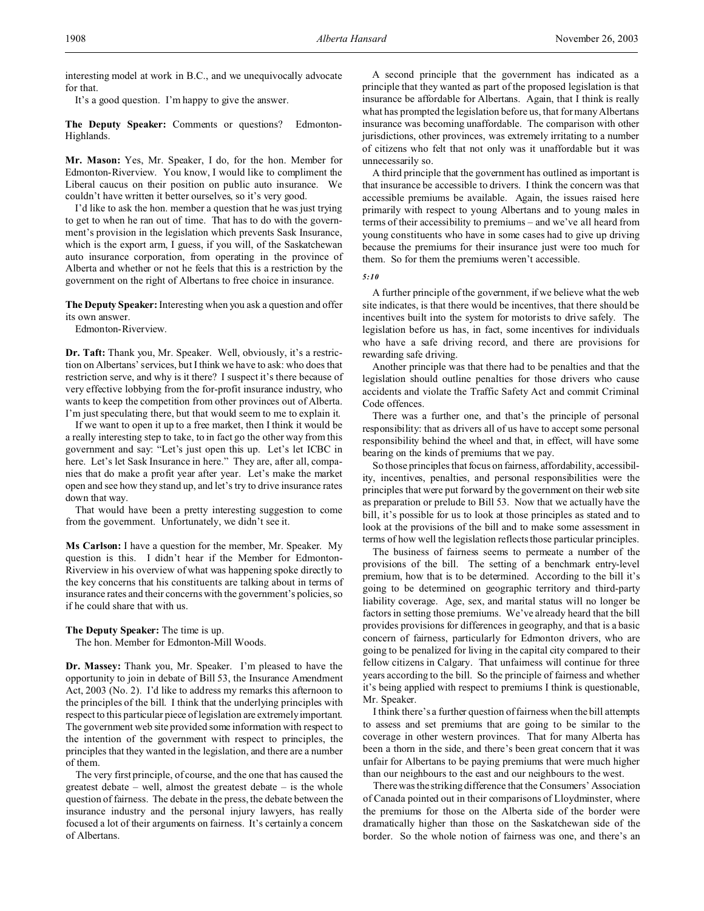interesting model at work in B.C., and we unequivocally advocate for that.

It's a good question. I'm happy to give the answer.

**The Deputy Speaker:** Comments or questions? Edmonton-Highlands.

**Mr. Mason:** Yes, Mr. Speaker, I do, for the hon. Member for Edmonton-Riverview. You know, I would like to compliment the Liberal caucus on their position on public auto insurance. We couldn't have written it better ourselves, so it's very good.

I'd like to ask the hon. member a question that he was just trying to get to when he ran out of time. That has to do with the government's provision in the legislation which prevents Sask Insurance, which is the export arm, I guess, if you will, of the Saskatchewan auto insurance corporation, from operating in the province of Alberta and whether or not he feels that this is a restriction by the government on the right of Albertans to free choice in insurance.

**The Deputy Speaker:** Interesting when you ask a question and offer its own answer.

Edmonton-Riverview.

**Dr. Taft:** Thank you, Mr. Speaker. Well, obviously, it's a restriction on Albertans' services, but I think we have to ask: who does that restriction serve, and why is it there? I suspect it's there because of very effective lobbying from the for-profit insurance industry, who wants to keep the competition from other provinces out of Alberta. I'm just speculating there, but that would seem to me to explain it.

If we want to open it up to a free market, then I think it would be a really interesting step to take, to in fact go the other way from this government and say: "Let's just open this up. Let's let ICBC in here. Let's let Sask Insurance in here." They are, after all, companies that do make a profit year after year. Let's make the market open and see how they stand up, and let's try to drive insurance rates down that way.

That would have been a pretty interesting suggestion to come from the government. Unfortunately, we didn't see it.

**Ms Carlson:** I have a question for the member, Mr. Speaker. My question is this. I didn't hear if the Member for Edmonton-Riverview in his overview of what was happening spoke directly to the key concerns that his constituents are talking about in terms of insurance rates and their concerns with the government's policies, so if he could share that with us.

**The Deputy Speaker:** The time is up.

The hon. Member for Edmonton-Mill Woods.

**Dr. Massey:** Thank you, Mr. Speaker. I'm pleased to have the opportunity to join in debate of Bill 53, the Insurance Amendment Act, 2003 (No. 2). I'd like to address my remarks this afternoon to the principles of the bill. I think that the underlying principles with respect to this particular piece of legislation are extremely important. The government web site provided some information with respect to the intention of the government with respect to principles, the principles that they wanted in the legislation, and there are a number of them.

The very first principle, of course, and the one that has caused the greatest debate – well, almost the greatest debate – is the whole question of fairness. The debate in the press, the debate between the insurance industry and the personal injury lawyers, has really focused a lot of their arguments on fairness. It's certainly a concern of Albertans.

A second principle that the government has indicated as a principle that they wanted as part of the proposed legislation is that insurance be affordable for Albertans. Again, that I think is really what has prompted the legislation before us, that for many Albertans insurance was becoming unaffordable. The comparison with other jurisdictions, other provinces, was extremely irritating to a number of citizens who felt that not only was it unaffordable but it was unnecessarily so.

A third principle that the government has outlined as important is that insurance be accessible to drivers. I think the concern was that accessible premiums be available. Again, the issues raised here primarily with respect to young Albertans and to young males in terms of their accessibility to premiums – and we've all heard from young constituents who have in some cases had to give up driving because the premiums for their insurance just were too much for them. So for them the premiums weren't accessible.

*5:10*

A further principle of the government, if we believe what the web site indicates, is that there would be incentives, that there should be incentives built into the system for motorists to drive safely. The legislation before us has, in fact, some incentives for individuals who have a safe driving record, and there are provisions for rewarding safe driving.

Another principle was that there had to be penalties and that the legislation should outline penalties for those drivers who cause accidents and violate the Traffic Safety Act and commit Criminal Code offences.

There was a further one, and that's the principle of personal responsibility: that as drivers all of us have to accept some personal responsibility behind the wheel and that, in effect, will have some bearing on the kinds of premiums that we pay.

So those principles that focus on fairness, affordability, accessibility, incentives, penalties, and personal responsibilities were the principles that were put forward by the government on their web site as preparation or prelude to Bill 53. Now that we actually have the bill, it's possible for us to look at those principles as stated and to look at the provisions of the bill and to make some assessment in terms of how well the legislation reflects those particular principles.

The business of fairness seems to permeate a number of the provisions of the bill. The setting of a benchmark entry-level premium, how that is to be determined. According to the bill it's going to be determined on geographic territory and third-party liability coverage. Age, sex, and marital status will no longer be factors in setting those premiums. We've already heard that the bill provides provisions for differences in geography, and that is a basic concern of fairness, particularly for Edmonton drivers, who are going to be penalized for living in the capital city compared to their fellow citizens in Calgary. That unfairness will continue for three years according to the bill. So the principle of fairness and whether it's being applied with respect to premiums I think is questionable, Mr. Speaker.

I think there's a further question of fairness when the bill attempts to assess and set premiums that are going to be similar to the coverage in other western provinces. That for many Alberta has been a thorn in the side, and there's been great concern that it was unfair for Albertans to be paying premiums that were much higher than our neighbours to the east and our neighbours to the west.

There was the striking difference that the Consumers' Association of Canada pointed out in their comparisons of Lloydminster, where the premiums for those on the Alberta side of the border were dramatically higher than those on the Saskatchewan side of the border. So the whole notion of fairness was one, and there's an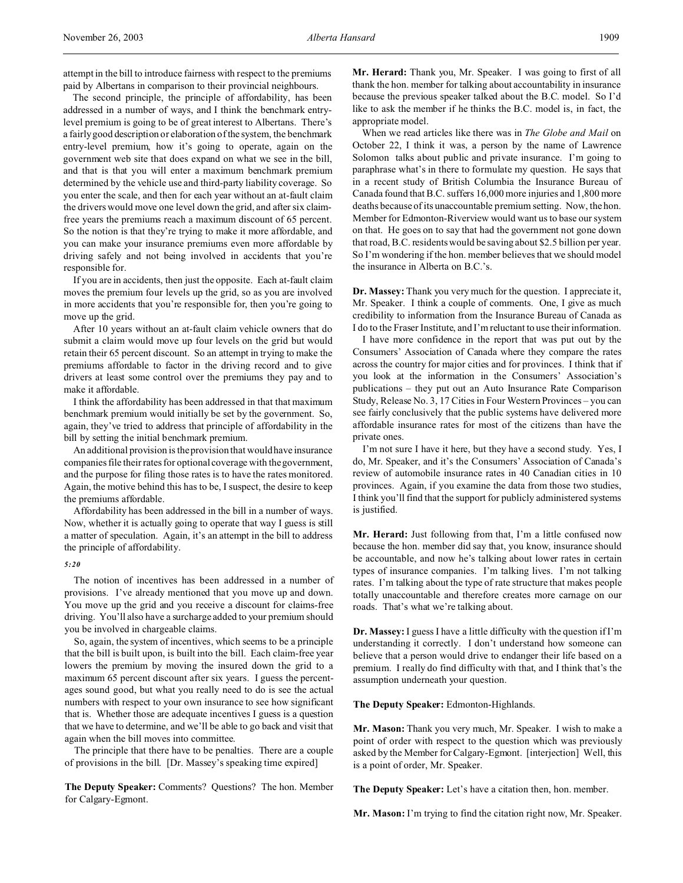attempt in the bill to introduce fairness with respect to the premiums paid by Albertans in comparison to their provincial neighbours.

The second principle, the principle of affordability, has been addressed in a number of ways, and I think the benchmark entry-level premium is going to be of great interest to Albertans. There's a fairly good description or elaboration of the system, the benchmark entry-level premium, how it's going to operate, again on the government web site that does expand on what we see in the bill, and that is that you will enter a maximum benchmark premium determined by the vehicle use and third-party liability coverage. So you enter the scale, and then for each year without an at-fault claim the drivers would move one level down the grid, and after six claim-free years the premiums reach a maximum discount of 65 percent. So the notion is that they're trying to make it more affordable, and you can make your insurance premiums even more affordable by driving safely and not being involved in accidents that you're responsible for.

If you are in accidents, then just the opposite. Each at-fault claim moves the premium four levels up the grid, so as you are involved in more accidents that you're responsible for, then you're going to move up the grid.

After 10 years without an at-fault claim vehicle owners that do submit a claim would move up four levels on the grid but would retain their 65 percent discount. So an attempt in trying to make the premiums affordable to factor in the driving record and to give drivers at least some control over the premiums they pay and to make it affordable.

I think the affordability has been addressed in that that maximum benchmark premium would initially be set by the government. So, again, they've tried to address that principle of affordability in the bill by setting the initial benchmark premium.

An additional provision is the provision that would have insurance companies file their rates for optional coverage with the government, and the purpose for filing those rates is to have the rates monitored. Again, the motive behind this has to be, I suspect, the desire to keep the premiums affordable.

Affordability has been addressed in the bill in a number of ways. Now, whether it is actually going to operate that way I guess is still a matter of speculation. Again, it's an attempt in the bill to address the principle of affordability.

*5:20*

The notion of incentives has been addressed in a number of provisions. I've already mentioned that you move up and down. You move up the grid and you receive a discount for claims-free driving. You'll also have a surcharge added to your premium should you be involved in chargeable claims.

So, again, the system of incentives, which seems to be a principle that the bill is built upon, is built into the bill. Each claim-free year lowers the premium by moving the insured down the grid to a maximum 65 percent discount after six years. I guess the percentages sound good, but what you really need to do is see the actual numbers with respect to your own insurance to see how significant that is. Whether those are adequate incentives I guess is a question that we have to determine, and we'll be able to go back and visit that again when the bill moves into committee.

The principle that there have to be penalties. There are a couple of provisions in the bill. [Dr. Massey's speaking time expired]

**The Deputy Speaker:** Comments? Questions? The hon. Member for Calgary-Egmont.

**Mr. Herard:** Thank you, Mr. Speaker. I was going to first of all thank the hon. member for talking about accountability in insurance because the previous speaker talked about the B.C. model. So I'd like to ask the member if he thinks the B.C. model is, in fact, the appropriate model.

When we read articles like there was in *The Globe and Mail* on October 22, I think it was, a person by the name of Lawrence Solomon talks about public and private insurance. I'm going to paraphrase what's in there to formulate my question. He says that in a recent study of British Columbia the Insurance Bureau of Canada found that B.C. suffers 16,000 more injuries and 1,800 more deaths because of its unaccountable premium setting. Now, the hon. Member for Edmonton-Riverview would want us to base our system on that. He goes on to say that had the government not gone down that road, B.C. residents would be saving about $2.5 billion per year. So I'm wondering if the hon. member believes that we should model the insurance in Alberta on B.C.'s.

**Dr. Massey:** Thank you very much for the question. I appreciate it, Mr. Speaker. I think a couple of comments. One, I give as much credibility to information from the Insurance Bureau of Canada as I do to the Fraser Institute, and I'm reluctant to use their information.

I have more confidence in the report that was put out by the Consumers' Association of Canada where they compare the rates across the country for major cities and for provinces. I think that if you look at the information in the Consumers' Association's publications – they put out an Auto Insurance Rate Comparison Study, Release No. 3, 17 Cities in Four Western Provinces – you can see fairly conclusively that the public systems have delivered more affordable insurance rates for most of the citizens than have the private ones.

I'm not sure I have it here, but they have a second study. Yes, I do, Mr. Speaker, and it's the Consumers' Association of Canada's review of automobile insurance rates in 40 Canadian cities in 10 provinces. Again, if you examine the data from those two studies, I think you'll find that the support for publicly administered systems is justified.

**Mr. Herard:** Just following from that, I'm a little confused now because the hon. member did say that, you know, insurance should be accountable, and now he's talking about lower rates in certain types of insurance companies. I'm talking lives. I'm not talking rates. I'm talking about the type of rate structure that makes people totally unaccountable and therefore creates more carnage on our roads. That's what we're talking about.

**Dr. Massey:** I guess I have a little difficulty with the question if I'm understanding it correctly. I don't understand how someone can believe that a person would drive to endanger their life based on a premium. I really do find difficulty with that, and I think that's the assumption underneath your question.

**The Deputy Speaker:** Edmonton-Highlands.

**Mr. Mason:** Thank you very much, Mr. Speaker. I wish to make a point of order with respect to the question which was previously asked by the Member for Calgary-Egmont. [interjection] Well, this is a point of order, Mr. Speaker.

**The Deputy Speaker:** Let's have a citation then, hon. member.

**Mr. Mason:** I'm trying to find the citation right now, Mr. Speaker.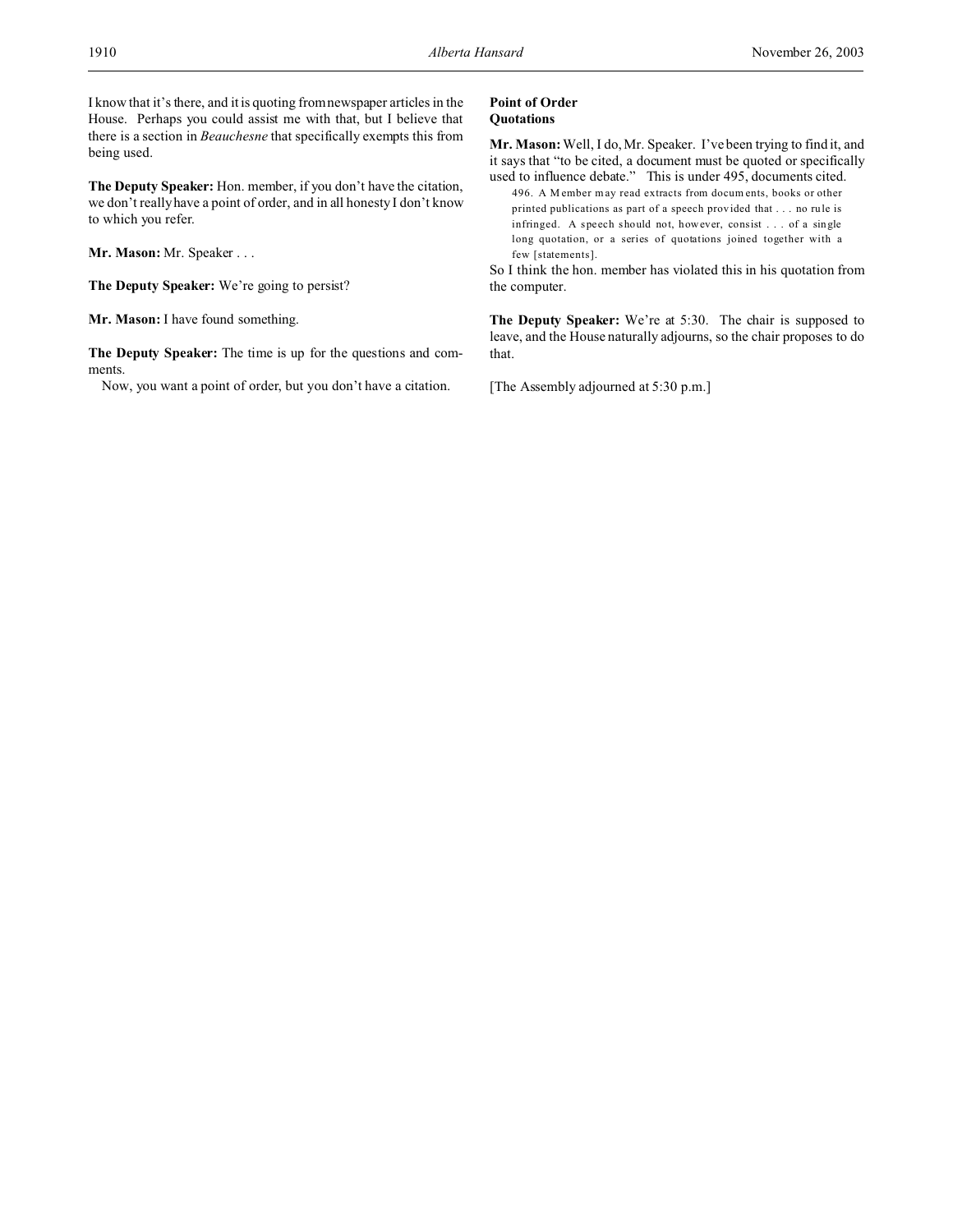I know that it's there, and it is quoting from newspaper articles in the House. Perhaps you could assist me with that, but I believe that there is a section in *Beauchesne* that specifically exempts this from being used.

**The Deputy Speaker:** Hon. member, if you don't have the citation, we don't really have a point of order, and in all honesty I don't know to which you refer.

**Mr. Mason:** Mr. Speaker . . .

**The Deputy Speaker:** We're going to persist?

**Mr. Mason:** I have found something.

**The Deputy Speaker:** The time is up for the questions and comments.

Now, you want a point of order, but you don't have a citation.

**Point of Order**
**Quotations**

**Mr. Mason:** Well, I do, Mr. Speaker. I've been trying to find it, and it says that "to be cited, a document must be quoted or specifically used to influence debate." This is under 495, documents cited.

> 496. A Member may read extracts from documents, books or other printed publications as part of a speech provided that . . . no rule is infringed. A speech should not, however, consist . . . of a single long quotation, or a series of quotations joined together with a few [statements].

So I think the hon. member has violated this in his quotation from the computer.

**The Deputy Speaker:** We're at 5:30. The chair is supposed to leave, and the House naturally adjourns, so the chair proposes to do that.

[The Assembly adjourned at 5:30 p.m.]